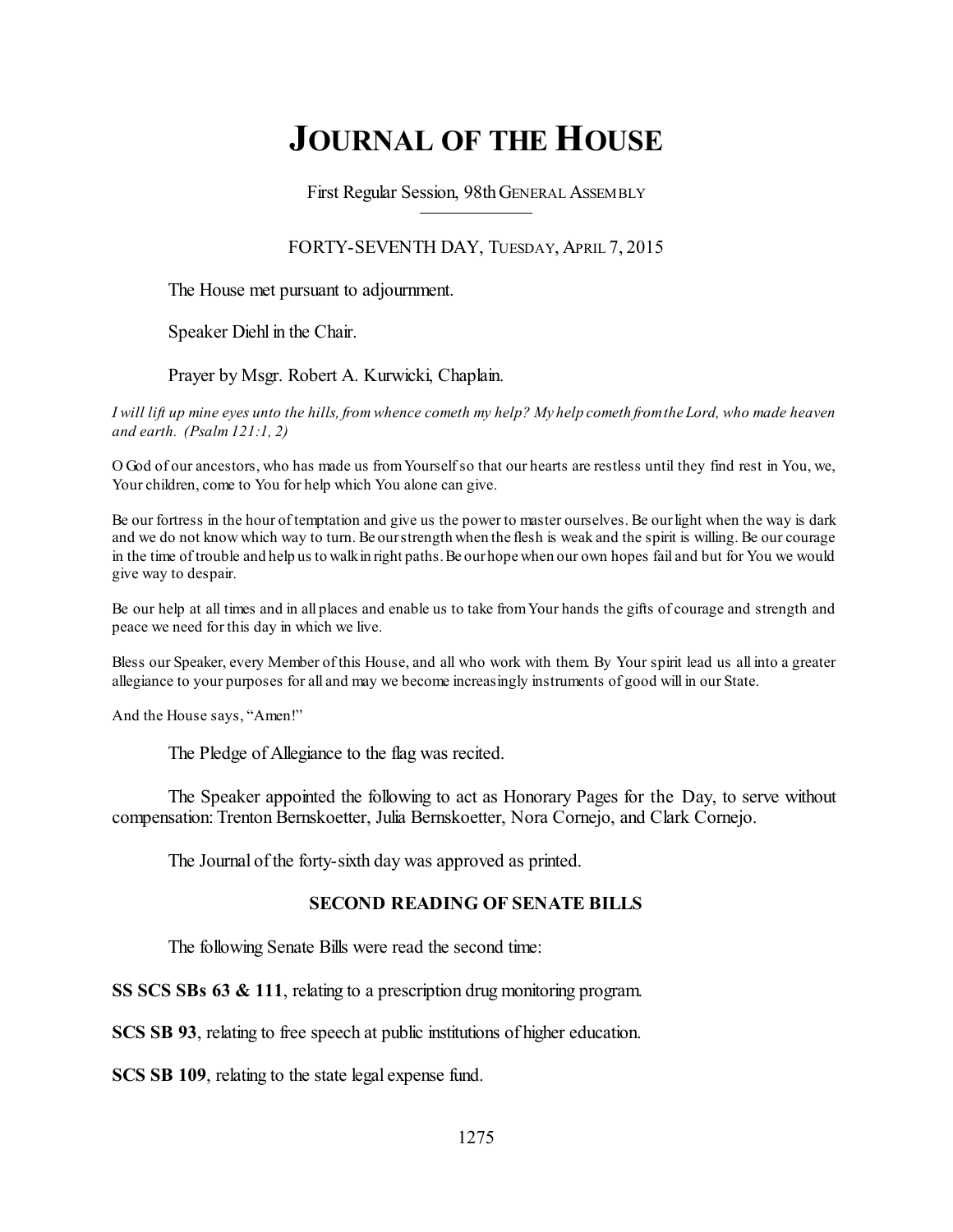# JOURNAL OF THE HOUSE

First Regular Session, 98th GENERAL ASSEMBLY

FORTY-SEVENTH DAY, TUESDAY, APRIL 7, 2015

The House met pursuant to adjournment.

Speaker Diehl in the Chair.

Prayer by Msgr. Robert A. Kurwicki, Chaplain.

*I will lift up mine eyes unto the hills, from whence cometh my help? My help cometh from the Lord, who made heaven and earth. (Psalm 121:1, 2)*

O God of our ancestors, who has made us from Yourself so that our hearts are restless until they find rest in You, we, Your children, come to You for help which You alone can give.

Be our fortress in the hour of temptation and give us the power to master ourselves. Be our light when the way is dark and we do not know which way to turn. Be our strength when the flesh is weak and the spirit is willing. Be our courage in the time of trouble and help us to walk in right paths. Be our hope when our own hopes fail and but for You we would give way to despair.

Be our help at all times and in all places and enable us to take from Your hands the gifts of courage and strength and peace we need for this day in which we live.

Bless our Speaker, every Member of this House, and all who work with them. By Your spirit lead us all into a greater allegiance to your purposes for all and may we become increasingly instruments of good will in our State.

And the House says, "Amen!"

The Pledge of Allegiance to the flag was recited.

The Speaker appointed the following to act as Honorary Pages for the Day, to serve without compensation: Trenton Bernskoetter, Julia Bernskoetter, Nora Cornejo, and Clark Cornejo.

The Journal of the forty-sixth day was approved as printed.

## SECOND READING OF SENATE BILLS

The following Senate Bills were read the second time:

**SS SCS SBs 63 & 111**, relating to a prescription drug monitoring program.

**SCS SB 93**, relating to free speech at public institutions of higher education.

**SCS SB 109**, relating to the state legal expense fund.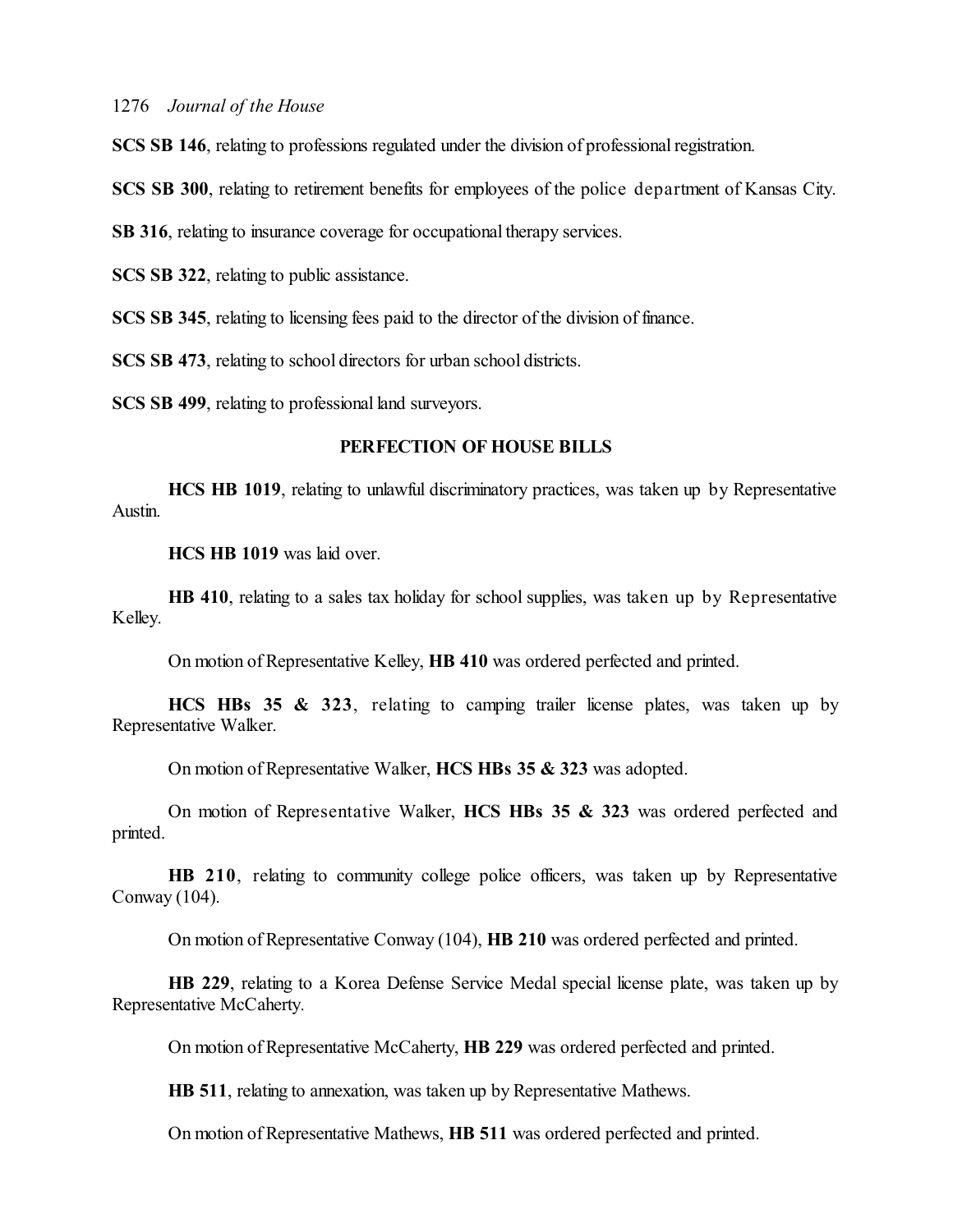**SCS SB 146**, relating to professions regulated under the division of professional registration.

**SCS SB 300**, relating to retirement benefits for employees of the police department of Kansas City.

**SB 316**, relating to insurance coverage for occupational therapy services.

**SCS SB 322**, relating to public assistance.

**SCS SB 345**, relating to licensing fees paid to the director of the division of finance.

**SCS SB 473**, relating to school directors for urban school districts.

**SCS SB 499**, relating to professional land surveyors.

## PERFECTION OF HOUSE BILLS

**HCS HB 1019**, relating to unlawful discriminatory practices, was taken up by Representative Austin.

**HCS HB 1019** was laid over.

**HB 410**, relating to a sales tax holiday for school supplies, was taken up by Representative Kelley.

On motion of Representative Kelley, **HB 410** was ordered perfected and printed.

**HCS HBs 35 & 323**, relating to camping trailer license plates, was taken up by Representative Walker.

On motion of Representative Walker, **HCS HBs 35 & 323** was adopted.

On motion of Representative Walker, **HCS HBs 35 & 323** was ordered perfected and printed.

**HB 210**, relating to community college police officers, was taken up by Representative Conway (104).

On motion of Representative Conway (104), **HB 210** was ordered perfected and printed.

**HB 229**, relating to a Korea Defense Service Medal special license plate, was taken up by Representative McCaherty.

On motion of Representative McCaherty, **HB 229** was ordered perfected and printed.

**HB 511**, relating to annexation, was taken up by Representative Mathews.

On motion of Representative Mathews, **HB 511** was ordered perfected and printed.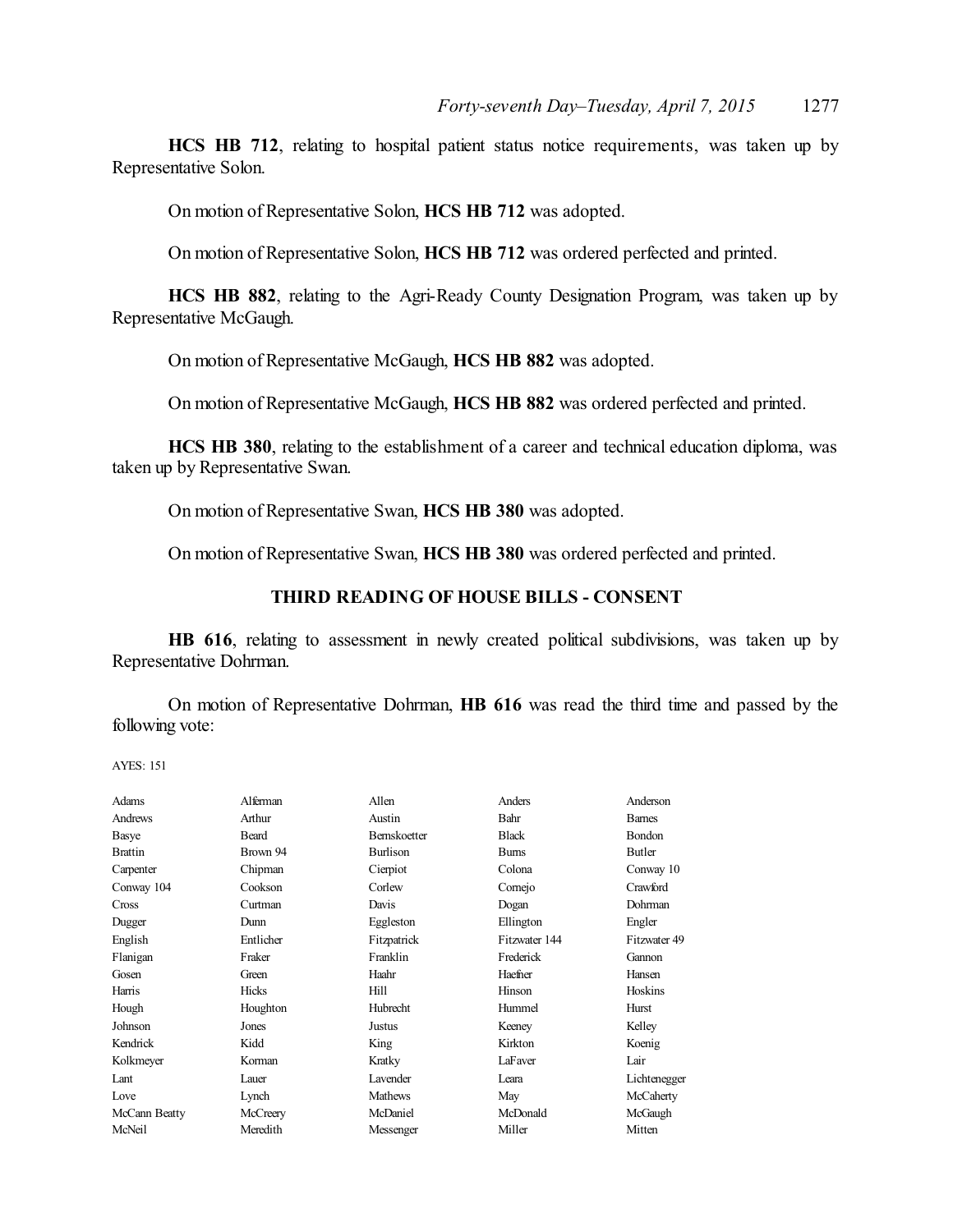**HCS HB 712**, relating to hospital patient status notice requirements, was taken up by Representative Solon.

On motion of Representative Solon, **HCS HB 712** was adopted.

On motion of Representative Solon, **HCS HB 712** was ordered perfected and printed.

**HCS HB 882**, relating to the Agri-Ready County Designation Program, was taken up by Representative McGaugh.

On motion of Representative McGaugh, **HCS HB 882** was adopted.

On motion of Representative McGaugh, **HCS HB 882** was ordered perfected and printed.

**HCS HB 380**, relating to the establishment of a career and technical education diploma, was taken up by Representative Swan.

On motion of Representative Swan, **HCS HB 380** was adopted.

On motion of Representative Swan, **HCS HB 380** was ordered perfected and printed.

## THIRD READING OF HOUSE BILLS - CONSENT

**HB 616**, relating to assessment in newly created political subdivisions, was taken up by Representative Dohrman.

On motion of Representative Dohrman, **HB 616** was read the third time and passed by the following vote:

AYES: 151

| | | | | |
|---|---|---|---|---|
| Adams | Alferman | Allen | Anders | Anderson |
| Andrews | Arthur | Austin | Bahr | Barnes |
| Basye | Beard | Bernskoetter | Black | Bondon |
| Brattin | Brown 94 | Burlison | Burns | Butler |
| Carpenter | Chipman | Cierpiot | Colona | Conway 10 |
| Conway 104 | Cookson | Corlew | Cornejo | Crawford |
| Cross | Curtman | Davis | Dogan | Dohrman |
| Dugger | Dunn | Eggleston | Ellington | Engler |
| English | Entlicher | Fitzpatrick | Fitzwater 144 | Fitzwater 49 |
| Flanigan | Fraker | Franklin | Frederick | Gannon |
| Gosen | Green | Haahr | Haefner | Hansen |
| Harris | Hicks | Hill | Hinson | Hoskins |
| Hough | Houghton | Hubrecht | Hummel | Hurst |
| Johnson | Jones | Justus | Keeney | Kelley |
| Kendrick | Kidd | King | Kirkton | Koenig |
| Kolkmeyer | Korman | Kratky | LaFaver | Lair |
| Lant | Lauer | Lavender | Leara | Lichtenegger |
| Love | Lynch | Mathews | May | McCaherty |
| McCann Beatty | McCreery | McDaniel | McDonald | McGaugh |
| McNeil | Meredith | Messenger | Miller | Mitten |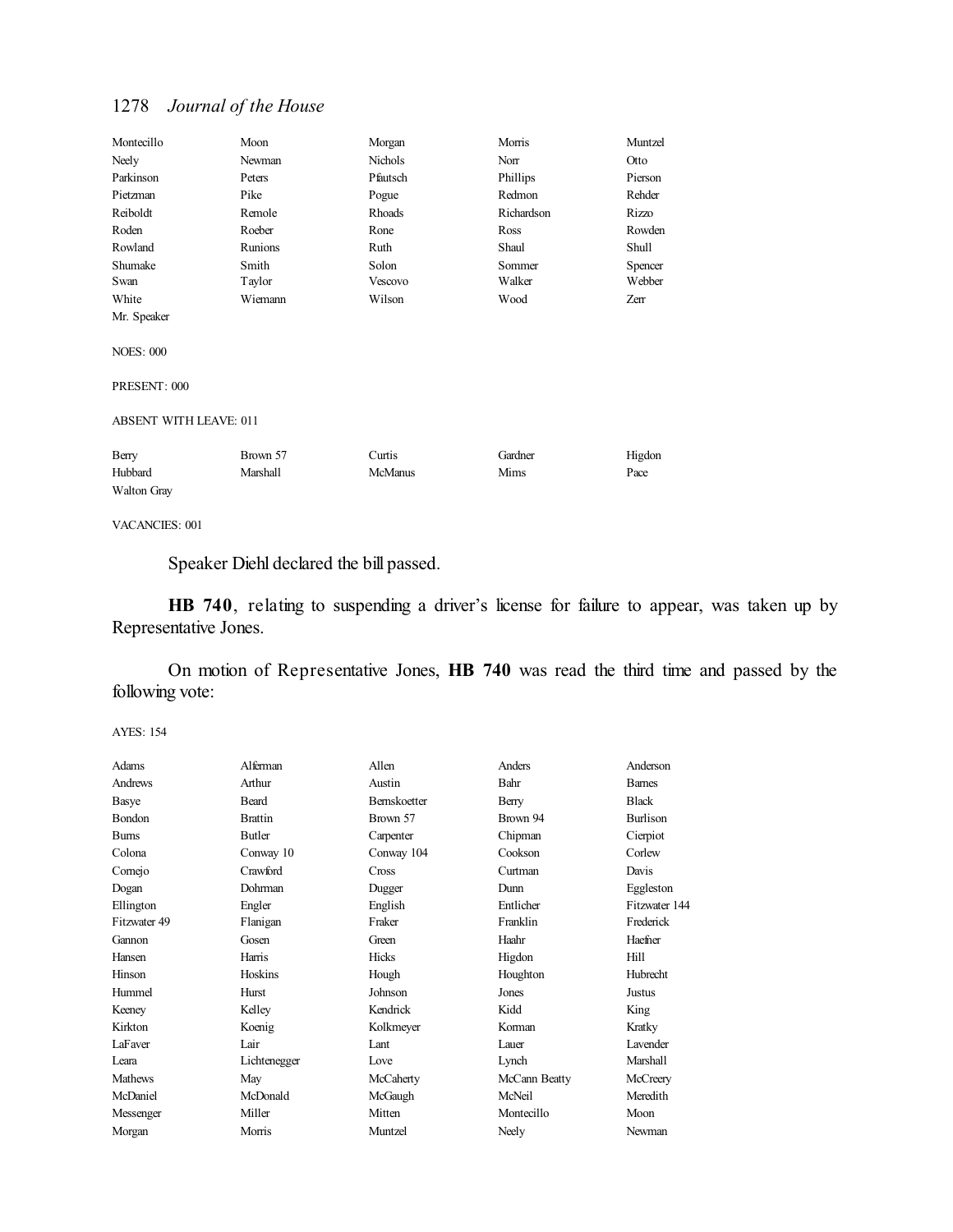| | | | | |
|---|---|---|---|---|
| Montecillo | Moon | Morgan | Morris | Muntzel |
| Neely | Newman | Nichols | Norr | Otto |
| Parkinson | Peters | Pfautsch | Phillips | Pierson |
| Pietzman | Pike | Pogue | Redmon | Rehder |
| Reiboldt | Remole | Rhoads | Richardson | Rizzo |
| Roden | Roeber | Rone | Ross | Rowden |
| Rowland | Runions | Ruth | Shaul | Shull |
| Shumake | Smith | Solon | Sommer | Spencer |
| Swan | Taylor | Vescovo | Walker | Webber |
| White | Wiemann | Wilson | Wood | Zerr |
| Mr. Speaker | | | | |

NOES: 000

PRESENT: 000

ABSENT WITH LEAVE: 011

| | | | | |
|---|---|---|---|---|
| Berry | Brown 57 | Curtis | Gardner | Higdon |
| Hubbard | Marshall | McManus | Mims | Pace |
| Walton Gray | | | | |

VACANCIES: 001

Speaker Diehl declared the bill passed.

**HB 740**, relating to suspending a driver's license for failure to appear, was taken up by Representative Jones.

On motion of Representative Jones, **HB 740** was read the third time and passed by the following vote:

AYES: 154

| | | | | |
|---|---|---|---|---|
| Adams | Alferman | Allen | Anders | Anderson |
| Andrews | Arthur | Austin | Bahr | Barnes |
| Basye | Beard | Bernskoetter | Berry | Black |
| Bondon | Brattin | Brown 57 | Brown 94 | Burlison |
| Burns | Butler | Carpenter | Chipman | Cierpiot |
| Colona | Conway 10 | Conway 104 | Cookson | Corlew |
| Cornejo | Crawford | Cross | Curtman | Davis |
| Dogan | Dohrman | Dugger | Dunn | Eggleston |
| Ellington | Engler | English | Entlicher | Fitzwater 144 |
| Fitzwater 49 | Flanigan | Fraker | Franklin | Frederick |
| Gannon | Gosen | Green | Haahr | Haefner |
| Hansen | Harris | Hicks | Higdon | Hill |
| Hinson | Hoskins | Hough | Houghton | Hubrecht |
| Hummel | Hurst | Johnson | Jones | Justus |
| Keeney | Kelley | Kendrick | Kidd | King |
| Kirkton | Koenig | Kolkmeyer | Korman | Kratky |
| LaFaver | Lair | Lant | Lauer | Lavender |
| Leara | Lichtenegger | Love | Lynch | Marshall |
| Mathews | May | McCaherty | McCann Beatty | McCreery |
| McDaniel | McDonald | McGaugh | McNeil | Meredith |
| Messenger | Miller | Mitten | Montecillo | Moon |
| Morgan | Morris | Muntzel | Neely | Newman |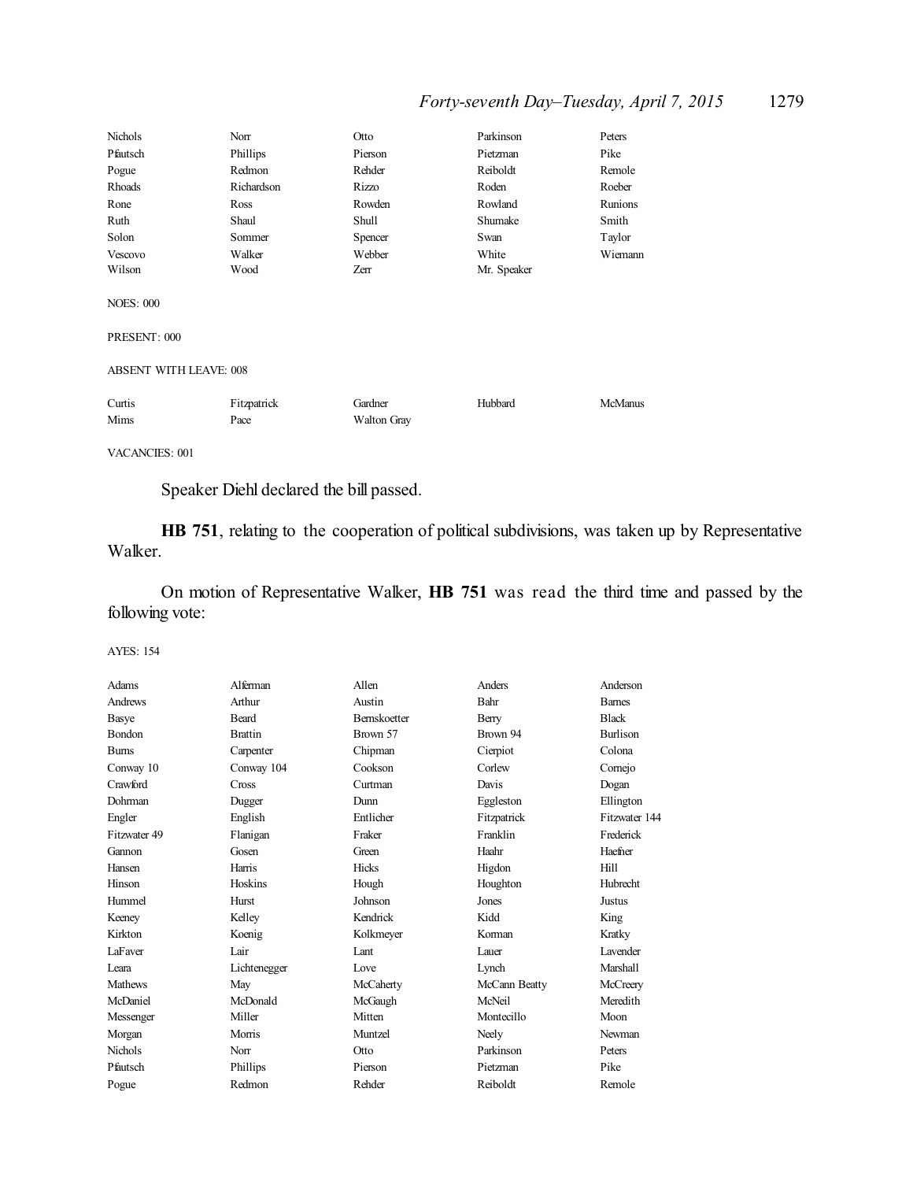| | | | | |
|---|---|---|---|---|
| Nichols | Norr | Otto | Parkinson | Peters |
| Pfautsch | Phillips | Pierson | Pietzman | Pike |
| Pogue | Redmon | Rehder | Reiboldt | Remole |
| Rhoads | Richardson | Rizzo | Roden | Roeber |
| Rone | Ross | Rowden | Rowland | Runions |
| Ruth | Shaul | Shull | Shumake | Smith |
| Solon | Sommer | Spencer | Swan | Taylor |
| Vescovo | Walker | Webber | White | Wiemann |
| Wilson | Wood | Zerr | Mr. Speaker | |

NOES: 000

PRESENT: 000

ABSENT WITH LEAVE: 008

| | | | | |
|---|---|---|---|---|
| Curtis | Fitzpatrick | Gardner | Hubbard | McManus |
| Mims | Pace | Walton Gray | | |

VACANCIES: 001

Speaker Diehl declared the bill passed.

**HB 751**, relating to the cooperation of political subdivisions, was taken up by Representative Walker.

On motion of Representative Walker, **HB 751** was read the third time and passed by the following vote:

AYES: 154

| | | | | |
|---|---|---|---|---|
| Adams | Alferman | Allen | Anders | Anderson |
| Andrews | Arthur | Austin | Bahr | Barnes |
| Basye | Beard | Bernskoetter | Berry | Black |
| Bondon | Brattin | Brown 57 | Brown 94 | Burlison |
| Burns | Carpenter | Chipman | Cierpiot | Colona |
| Conway 10 | Conway 104 | Cookson | Corlew | Cornejo |
| Crawford | Cross | Curtman | Davis | Dogan |
| Dohrman | Dugger | Dunn | Eggleston | Ellington |
| Engler | English | Entlicher | Fitzpatrick | Fitzwater 144 |
| Fitzwater 49 | Flanigan | Fraker | Franklin | Frederick |
| Gannon | Gosen | Green | Haahr | Haefner |
| Hansen | Harris | Hicks | Higdon | Hill |
| Hinson | Hoskins | Hough | Houghton | Hubrecht |
| Hummel | Hurst | Johnson | Jones | Justus |
| Keeney | Kelley | Kendrick | Kidd | King |
| Kirkton | Koenig | Kolkmeyer | Korman | Kratky |
| LaFaver | Lair | Lant | Lauer | Lavender |
| Leara | Lichtenegger | Love | Lynch | Marshall |
| Mathews | May | McCaherty | McCann Beatty | McCreery |
| McDaniel | McDonald | McGaugh | McNeil | Meredith |
| Messenger | Miller | Mitten | Montecillo | Moon |
| Morgan | Morris | Muntzel | Neely | Newman |
| Nichols | Norr | Otto | Parkinson | Peters |
| Pfautsch | Phillips | Pierson | Pietzman | Pike |
| Pogue | Redmon | Rehder | Reiboldt | Remole |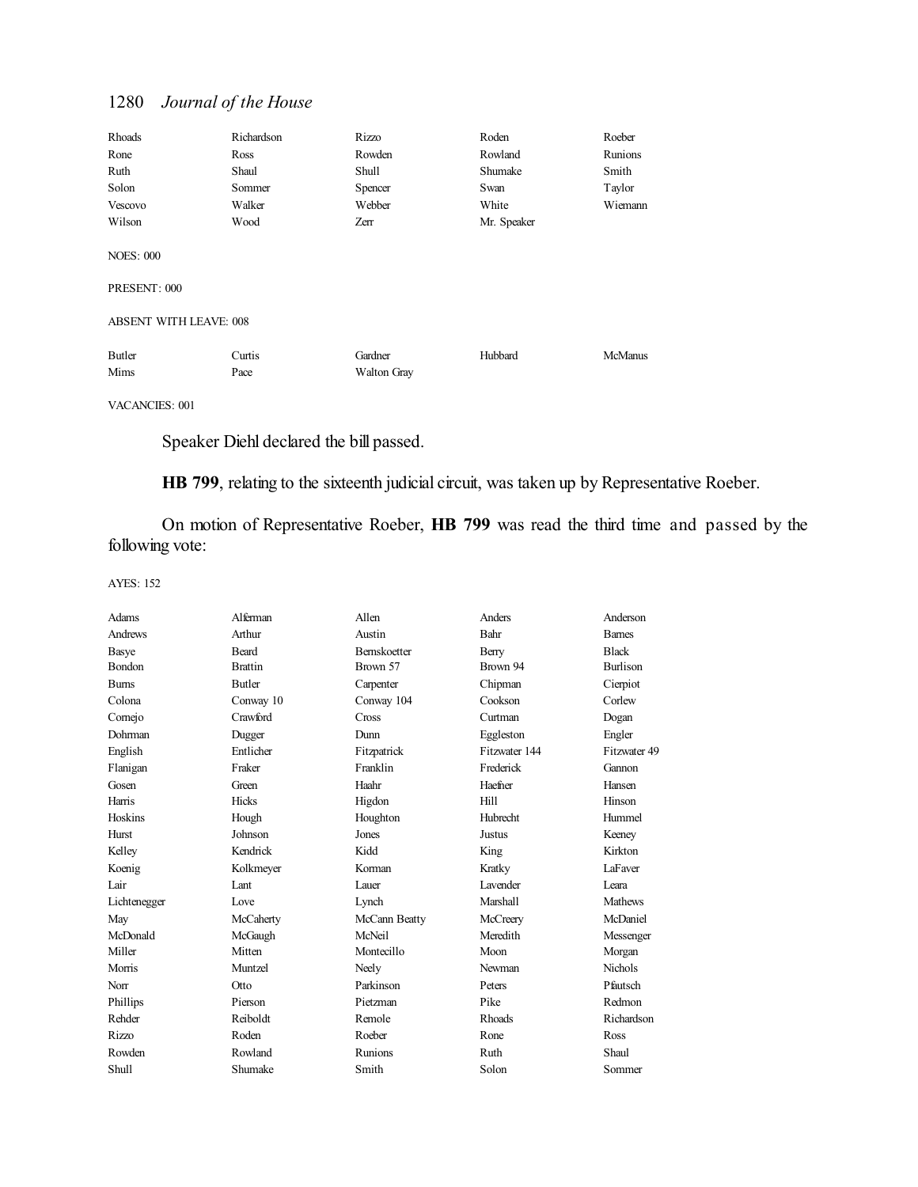| | | | | |
|---|---|---|---|---|
| Rhoads | Richardson | Rizzo | Roden | Roeber |
| Rone | Ross | Rowden | Rowland | Runions |
| Ruth | Shaul | Shull | Shumake | Smith |
| Solon | Sommer | Spencer | Swan | Taylor |
| Vescovo | Walker | Webber | White | Wiemann |
| Wilson | Wood | Zerr | Mr. Speaker | |

NOES: 000

PRESENT: 000

ABSENT WITH LEAVE: 008

| | | | | |
|---|---|---|---|---|
| Butler | Curtis | Gardner | Hubbard | McManus |
| Mims | Pace | Walton Gray | | |

VACANCIES: 001

Speaker Diehl declared the bill passed.

**HB 799**, relating to the sixteenth judicial circuit, was taken up by Representative Roeber.

On motion of Representative Roeber, **HB 799** was read the third time and passed by the following vote:

AYES: 152

| | | | | |
|---|---|---|---|---|
| Adams | Alferman | Allen | Anders | Anderson |
| Andrews | Arthur | Austin | Bahr | Barnes |
| Basye | Beard | Bernskoetter | Berry | Black |
| Bondon | Brattin | Brown 57 | Brown 94 | Burlison |
| Burns | Butler | Carpenter | Chipman | Cierpiot |
| Colona | Conway 10 | Conway 104 | Cookson | Corlew |
| Cornejo | Crawford | Cross | Curtman | Dogan |
| Dohrman | Dugger | Dunn | Eggleston | Engler |
| English | Entlicher | Fitzpatrick | Fitzwater 144 | Fitzwater 49 |
| Flanigan | Fraker | Franklin | Frederick | Gannon |
| Gosen | Green | Haahr | Haefner | Hansen |
| Harris | Hicks | Higdon | Hill | Hinson |
| Hoskins | Hough | Houghton | Hubrecht | Hummel |
| Hurst | Johnson | Jones | Justus | Keeney |
| Kelley | Kendrick | Kidd | King | Kirkton |
| Koenig | Kolkmeyer | Korman | Kratky | LaFaver |
| Lair | Lant | Lauer | Lavender | Leara |
| Lichtenegger | Love | Lynch | Marshall | Mathews |
| May | McCaherty | McCann Beatty | McCreery | McDaniel |
| McDonald | McGaugh | McNeil | Meredith | Messenger |
| Miller | Mitten | Montecillo | Moon | Morgan |
| Morris | Muntzel | Neely | Newman | Nichols |
| Norr | Otto | Parkinson | Peters | Pfautsch |
| Phillips | Pierson | Pietzman | Pike | Redmon |
| Rehder | Reiboldt | Remole | Rhoads | Richardson |
| Rizzo | Roden | Roeber | Rone | Ross |
| Rowden | Rowland | Runions | Ruth | Shaul |
| Shull | Shumake | Smith | Solon | Sommer |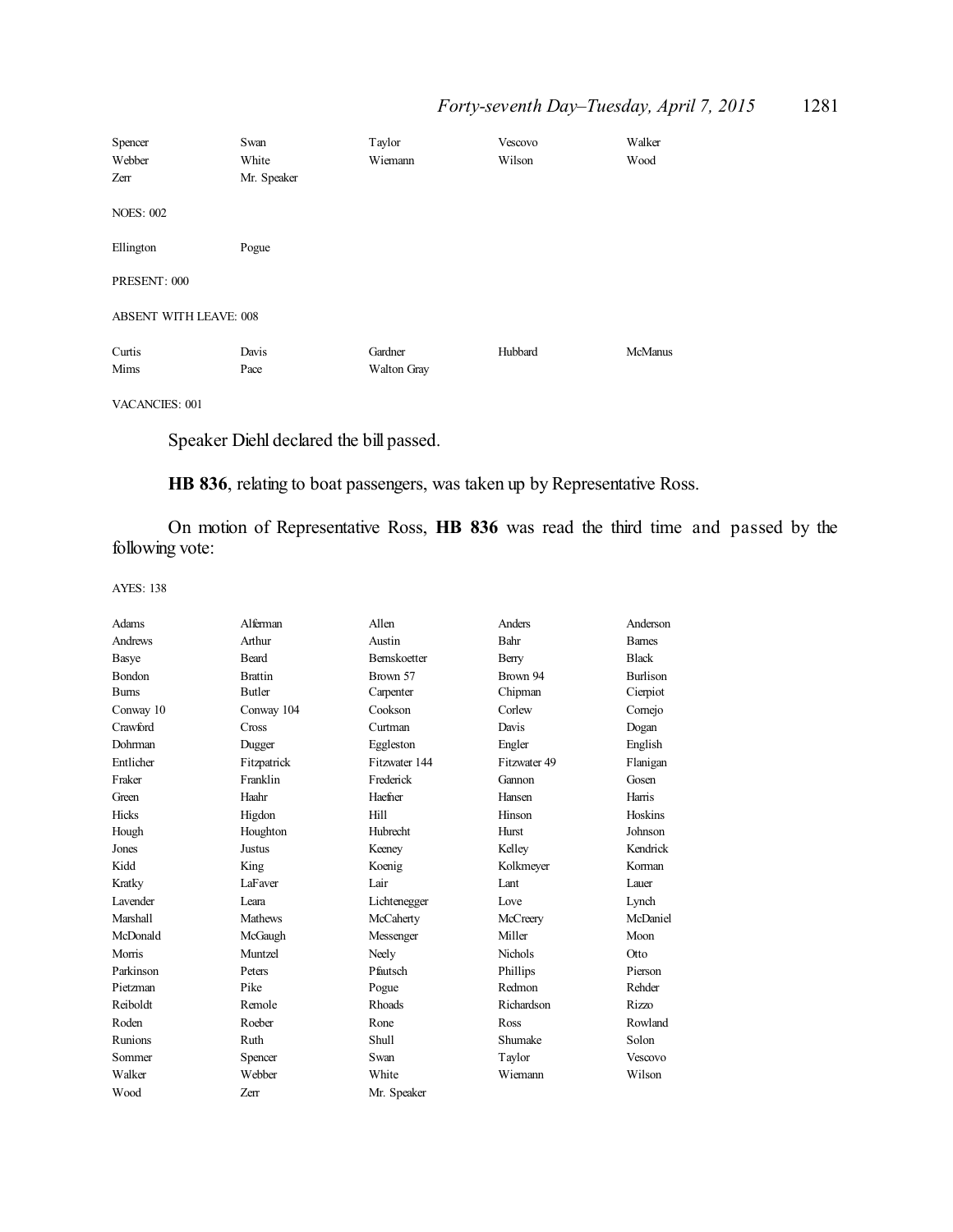| | | | | |
|---|---|---|---|---|
| Spencer | Swan | Taylor | Vescovo | Walker |
| Webber | White | Wiemann | Wilson | Wood |
| Zerr | Mr. Speaker | | | |

NOES: 002

| | |
|---|---|
| Ellington | Pogue |

PRESENT: 000

ABSENT WITH LEAVE: 008

| | | | | |
|---|---|---|---|---|
| Curtis | Davis | Gardner | Hubbard | McManus |
| Mims | Pace | Walton Gray | | |

VACANCIES: 001

Speaker Diehl declared the bill passed.

**HB 836**, relating to boat passengers, was taken up by Representative Ross.

On motion of Representative Ross, **HB 836** was read the third time and passed by the following vote:

AYES: 138

| | | | | |
|---|---|---|---|---|
| Adams | Alferman | Allen | Anders | Anderson |
| Andrews | Arthur | Austin | Bahr | Barnes |
| Basye | Beard | Bernskoetter | Berry | Black |
| Bondon | Brattin | Brown 57 | Brown 94 | Burlison |
| Burns | Butler | Carpenter | Chipman | Cierpiot |
| Conway 10 | Conway 104 | Cookson | Corlew | Cornejo |
| Crawford | Cross | Curtman | Davis | Dogan |
| Dohrman | Dugger | Eggleston | Engler | English |
| Entlicher | Fitzpatrick | Fitzwater 144 | Fitzwater 49 | Flanigan |
| Fraker | Franklin | Frederick | Gannon | Gosen |
| Green | Haahr | Haefner | Hansen | Harris |
| Hicks | Higdon | Hill | Hinson | Hoskins |
| Hough | Houghton | Hubrecht | Hurst | Johnson |
| Jones | Justus | Keeney | Kelley | Kendrick |
| Kidd | King | Koenig | Kolkmeyer | Korman |
| Kratky | LaFaver | Lair | Lant | Lauer |
| Lavender | Leara | Lichtenegger | Love | Lynch |
| Marshall | Mathews | McCaherty | McCreery | McDaniel |
| McDonald | McGaugh | Messenger | Miller | Moon |
| Morris | Muntzel | Neely | Nichols | Otto |
| Parkinson | Peters | Pfautsch | Phillips | Pierson |
| Pietzman | Pike | Pogue | Redmon | Rehder |
| Reiboldt | Remole | Rhoads | Richardson | Rizzo |
| Roden | Roeber | Rone | Ross | Rowland |
| Runions | Ruth | Shull | Shumake | Solon |
| Sommer | Spencer | Swan | Taylor | Vescovo |
| Walker | Webber | White | Wiemann | Wilson |
| Wood | Zerr | Mr. Speaker | | |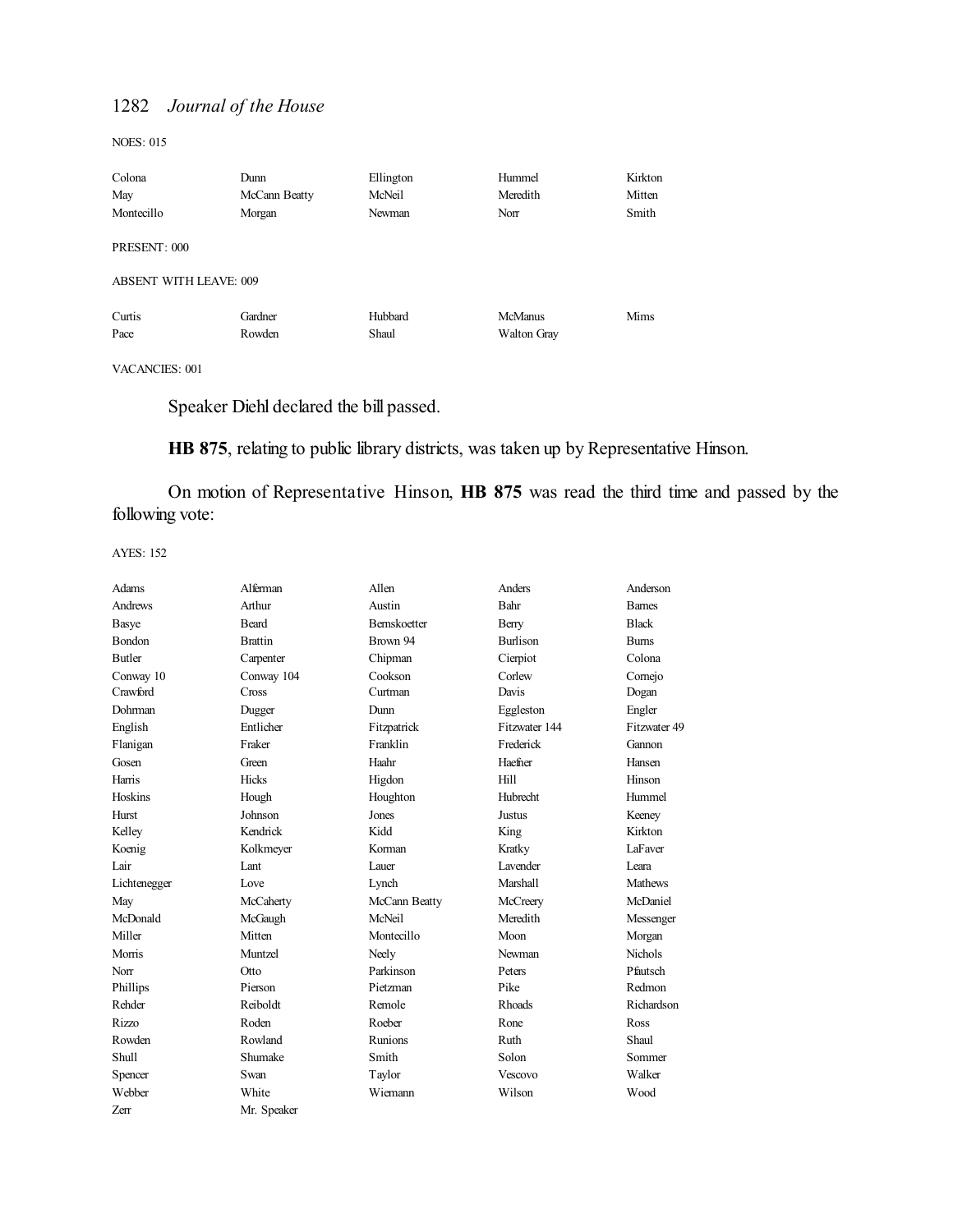NOES: 015

| | | | | |
|---|---|---|---|---|
| Colona | Dunn | Ellington | Hummel | Kirkton |
| May | McCann Beatty | McNeil | Meredith | Mitten |
| Montecillo | Morgan | Newman | Norr | Smith |

PRESENT: 000

ABSENT WITH LEAVE: 009

| | | | | |
|---|---|---|---|---|
| Curtis | Gardner | Hubbard | McManus | Mims |
| Pace | Rowden | Shaul | Walton Gray | |

VACANCIES: 001

Speaker Diehl declared the bill passed.

**HB 875**, relating to public library districts, was taken up by Representative Hinson.

On motion of Representative Hinson, **HB 875** was read the third time and passed by the following vote:

AYES: 152

| | | | | |
|---|---|---|---|---|
| Adams | Alferman | Allen | Anders | Anderson |
| Andrews | Arthur | Austin | Bahr | Barnes |
| Basye | Beard | Bernskoetter | Berry | Black |
| Bondon | Brattin | Brown 94 | Burlison | Burns |
| Butler | Carpenter | Chipman | Cierpiot | Colona |
| Conway 10 | Conway 104 | Cookson | Corlew | Cornejo |
| Crawford | Cross | Curtman | Davis | Dogan |
| Dohrman | Dugger | Dunn | Eggleston | Engler |
| English | Entlicher | Fitzpatrick | Fitzwater 144 | Fitzwater 49 |
| Flanigan | Fraker | Franklin | Frederick | Gannon |
| Gosen | Green | Haahr | Haefner | Hansen |
| Harris | Hicks | Higdon | Hill | Hinson |
| Hoskins | Hough | Houghton | Hubrecht | Hummel |
| Hurst | Johnson | Jones | Justus | Keeney |
| Kelley | Kendrick | Kidd | King | Kirkton |
| Koenig | Kolkmeyer | Korman | Kratky | LaFaver |
| Lair | Lant | Lauer | Lavender | Leara |
| Lichtenegger | Love | Lynch | Marshall | Mathews |
| May | McCaherty | McCann Beatty | McCreery | McDaniel |
| McDonald | McGaugh | McNeil | Meredith | Messenger |
| Miller | Mitten | Montecillo | Moon | Morgan |
| Morris | Muntzel | Neely | Newman | Nichols |
| Norr | Otto | Parkinson | Peters | Pfautsch |
| Phillips | Pierson | Pietzman | Pike | Redmon |
| Rehder | Reiboldt | Remole | Rhoads | Richardson |
| Rizzo | Roden | Roeber | Rone | Ross |
| Rowden | Rowland | Runions | Ruth | Shaul |
| Shull | Shumake | Smith | Solon | Sommer |
| Spencer | Swan | Taylor | Vescovo | Walker |
| Webber | White | Wiemann | Wilson | Wood |
| Zerr | Mr. Speaker | | | |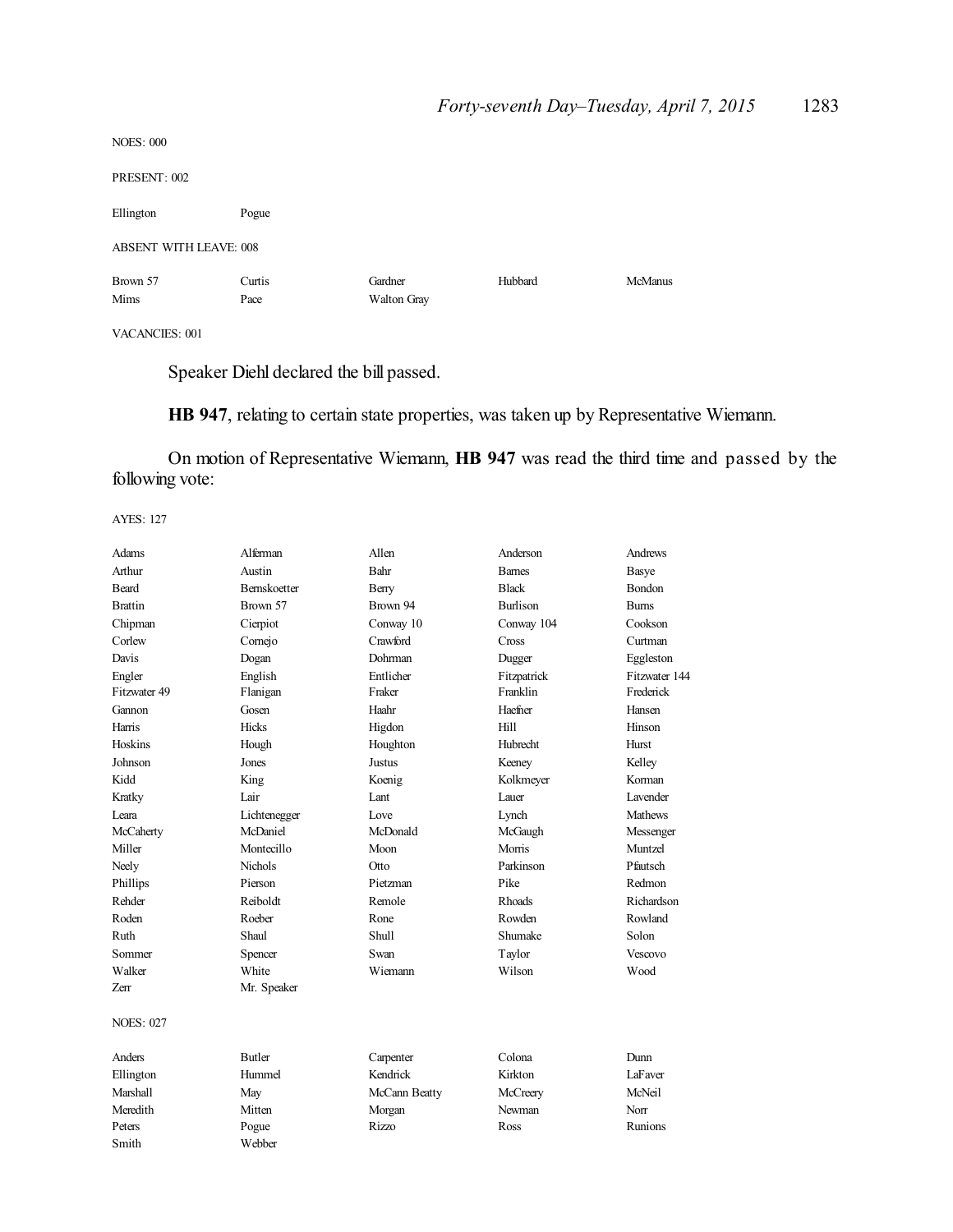NOES: 000

PRESENT: 002

| | |
|---|---|
| Ellington | Pogue |

ABSENT WITH LEAVE: 008

| | | | | |
|---|---|---|---|---|
| Brown 57 | Curtis | Gardner | Hubbard | McManus |
| Mims | Pace | Walton Gray | | |

VACANCIES: 001

Speaker Diehl declared the bill passed.

**HB 947**, relating to certain state properties, was taken up by Representative Wiemann.

On motion of Representative Wiemann, **HB 947** was read the third time and passed by the following vote:

AYES: 127

| | | | | |
|---|---|---|---|---|
| Adams | Alferman | Allen | Anderson | Andrews |
| Arthur | Austin | Bahr | Barnes | Basye |
| Beard | Bernskoetter | Berry | Black | Bondon |
| Brattin | Brown 57 | Brown 94 | Burlison | Burns |
| Chipman | Cierpiot | Conway 10 | Conway 104 | Cookson |
| Corlew | Cornejo | Crawford | Cross | Curtman |
| Davis | Dogan | Dohrman | Dugger | Eggleston |
| Engler | English | Entlicher | Fitzpatrick | Fitzwater 144 |
| Fitzwater 49 | Flanigan | Fraker | Franklin | Frederick |
| Gannon | Gosen | Haahr | Haefner | Hansen |
| Harris | Hicks | Higdon | Hill | Hinson |
| Hoskins | Hough | Houghton | Hubrecht | Hurst |
| Johnson | Jones | Justus | Keeney | Kelley |
| Kidd | King | Koenig | Kolkmeyer | Korman |
| Kratky | Lair | Lant | Lauer | Lavender |
| Leara | Lichtenegger | Love | Lynch | Mathews |
| McCaherty | McDaniel | McDonald | McGaugh | Messenger |
| Miller | Montecillo | Moon | Morris | Muntzel |
| Neely | Nichols | Otto | Parkinson | Pfautsch |
| Phillips | Pierson | Pietzman | Pike | Redmon |
| Rehder | Reiboldt | Remole | Rhoads | Richardson |
| Roden | Roeber | Rone | Rowden | Rowland |
| Ruth | Shaul | Shull | Shumake | Solon |
| Sommer | Spencer | Swan | Taylor | Vescovo |
| Walker | White | Wiemann | Wilson | Wood |
| Zerr | Mr. Speaker | | | |

NOES: 027

| | | | | |
|---|---|---|---|---|
| Anders | Butler | Carpenter | Colona | Dunn |
| Ellington | Hummel | Kendrick | Kirkton | LaFaver |
| Marshall | May | McCann Beatty | McCreery | McNeil |
| Meredith | Mitten | Morgan | Newman | Norr |
| Peters | Pogue | Rizzo | Ross | Runions |
| Smith | Webber | | | |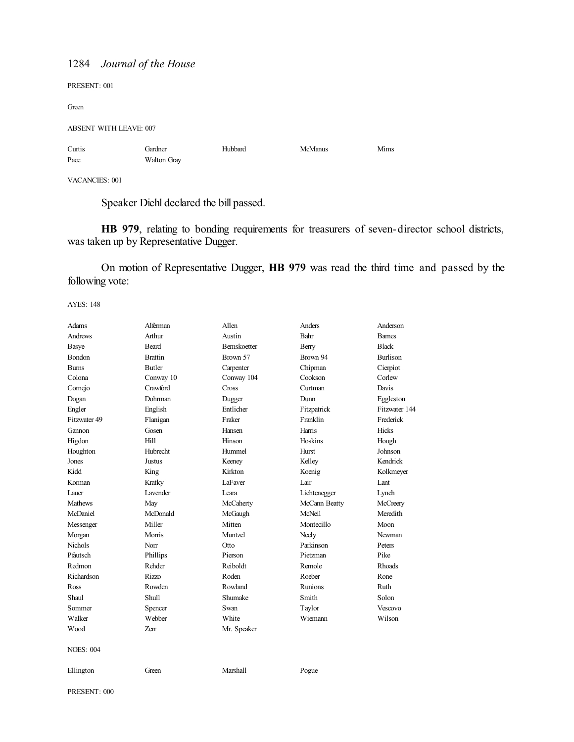PRESENT: 001

Green

ABSENT WITH LEAVE: 007

| | | | | |
|---|---|---|---|---|
| Curtis | Gardner | Hubbard | McManus | Mims |
| Pace | Walton Gray | | | |

VACANCIES: 001

Speaker Diehl declared the bill passed.

**HB 979**, relating to bonding requirements for treasurers of seven-director school districts, was taken up by Representative Dugger.

On motion of Representative Dugger, **HB 979** was read the third time and passed by the following vote:

AYES: 148

| | | | | |
|---|---|---|---|---|
| Adams | Alferman | Allen | Anders | Anderson |
| Andrews | Arthur | Austin | Bahr | Barnes |
| Basye | Beard | Bernskoetter | Berry | Black |
| Bondon | Brattin | Brown 57 | Brown 94 | Burlison |
| Burns | Butler | Carpenter | Chipman | Cierpiot |
| Colona | Conway 10 | Conway 104 | Cookson | Corlew |
| Cornejo | Crawford | Cross | Curtman | Davis |
| Dogan | Dohrman | Dugger | Dunn | Eggleston |
| Engler | English | Entlicher | Fitzpatrick | Fitzwater 144 |
| Fitzwater 49 | Flanigan | Fraker | Franklin | Frederick |
| Gannon | Gosen | Hansen | Harris | Hicks |
| Higdon | Hill | Hinson | Hoskins | Hough |
| Houghton | Hubrecht | Hummel | Hurst | Johnson |
| Jones | Justus | Keeney | Kelley | Kendrick |
| Kidd | King | Kirkton | Koenig | Kolkmeyer |
| Korman | Kratky | LaFaver | Lair | Lant |
| Lauer | Lavender | Leara | Lichtenegger | Lynch |
| Mathews | May | McCaherty | McCann Beatty | McCreery |
| McDaniel | McDonald | McGaugh | McNeil | Meredith |
| Messenger | Miller | Mitten | Montecillo | Moon |
| Morgan | Morris | Muntzel | Neely | Newman |
| Nichols | Norr | Otto | Parkinson | Peters |
| Pfautsch | Phillips | Pierson | Pietzman | Pike |
| Redmon | Rehder | Reiboldt | Remole | Rhoads |
| Richardson | Rizzo | Roden | Roeber | Rone |
| Ross | Rowden | Rowland | Runions | Ruth |
| Shaul | Shull | Shumake | Smith | Solon |
| Sommer | Spencer | Swan | Taylor | Vescovo |
| Walker | Webber | White | Wiemann | Wilson |
| Wood | Zerr | Mr. Speaker | | |

NOES: 004

| | | | |
|---|---|---|---|
| Ellington | Green | Marshall | Pogue |

PRESENT: 000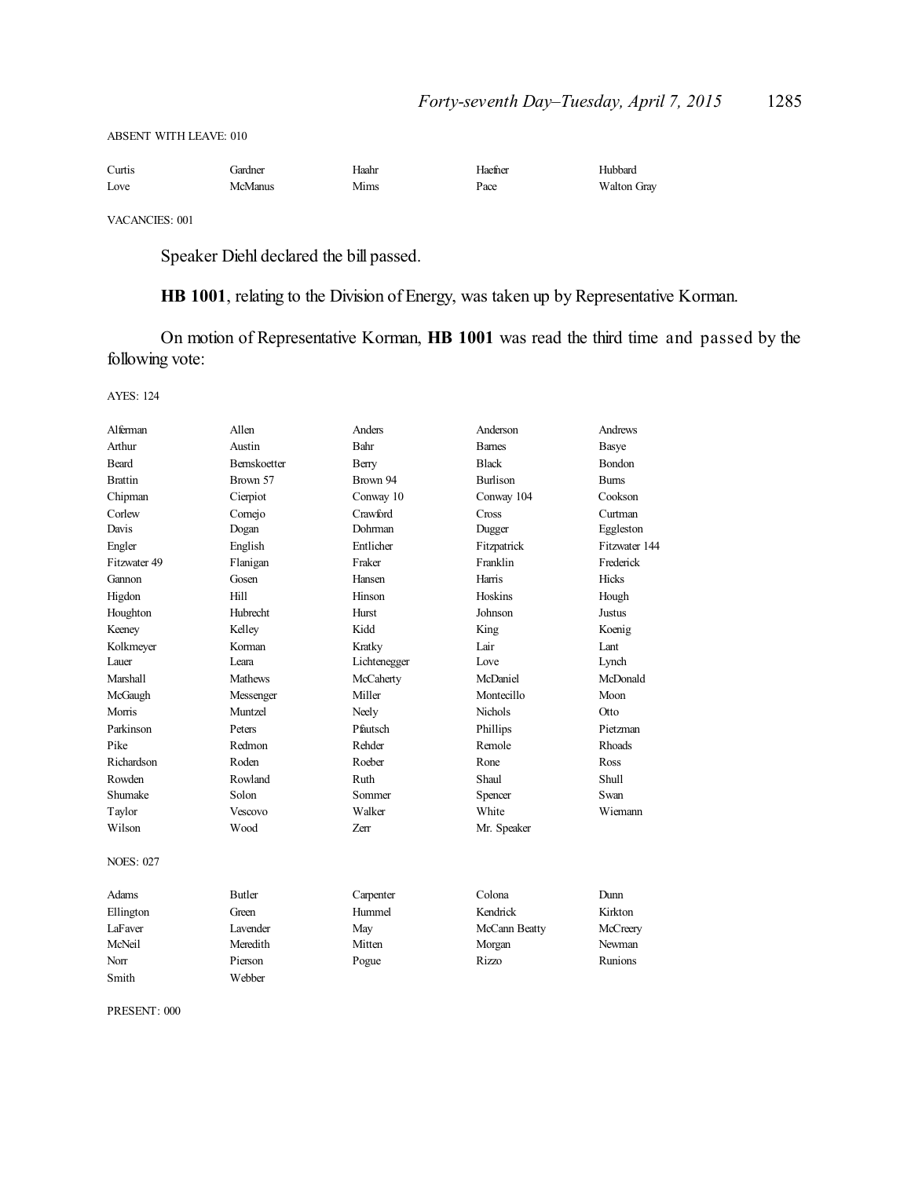ABSENT WITH LEAVE: 010

| | | | | |
|---|---|---|---|---|
| Curtis | Gardner | Haahr | Haefner | Hubbard |
| Love | McManus | Mims | Pace | Walton Gray |

VACANCIES: 001

Speaker Diehl declared the bill passed.

**HB 1001**, relating to the Division of Energy, was taken up by Representative Korman.

On motion of Representative Korman, **HB 1001** was read the third time and passed by the following vote:

AYES: 124

| | | | | |
|---|---|---|---|---|
| Alferman | Allen | Anders | Anderson | Andrews |
| Arthur | Austin | Bahr | Barnes | Basye |
| Beard | Bernskoetter | Berry | Black | Bondon |
| Brattin | Brown 57 | Brown 94 | Burlison | Burns |
| Chipman | Cierpiot | Conway 10 | Conway 104 | Cookson |
| Corlew | Cornejo | Crawford | Cross | Curtman |
| Davis | Dogan | Dohrman | Dugger | Eggleston |
| Engler | English | Entlicher | Fitzpatrick | Fitzwater 144 |
| Fitzwater 49 | Flanigan | Fraker | Franklin | Frederick |
| Gannon | Gosen | Hansen | Harris | Hicks |
| Higdon | Hill | Hinson | Hoskins | Hough |
| Houghton | Hubrecht | Hurst | Johnson | Justus |
| Keeney | Kelley | Kidd | King | Koenig |
| Kolkmeyer | Korman | Kratky | Lair | Lant |
| Lauer | Leara | Lichtenegger | Love | Lynch |
| Marshall | Mathews | McCaherty | McDaniel | McDonald |
| McGaugh | Messenger | Miller | Montecillo | Moon |
| Morris | Muntzel | Neely | Nichols | Otto |
| Parkinson | Peters | Pfautsch | Phillips | Pietzman |
| Pike | Redmon | Rehder | Remole | Rhoads |
| Richardson | Roden | Roeber | Rone | Ross |
| Rowden | Rowland | Ruth | Shaul | Shull |
| Shumake | Solon | Sommer | Spencer | Swan |
| Taylor | Vescovo | Walker | White | Wiemann |
| Wilson | Wood | Zerr | Mr. Speaker | |

NOES: 027

| | | | | |
|---|---|---|---|---|
| Adams | Butler | Carpenter | Colona | Dunn |
| Ellington | Green | Hummel | Kendrick | Kirkton |
| LaFaver | Lavender | May | McCann Beatty | McCreery |
| McNeil | Meredith | Mitten | Morgan | Newman |
| Norr | Pierson | Pogue | Rizzo | Runions |
| Smith | Webber | | | |

PRESENT: 000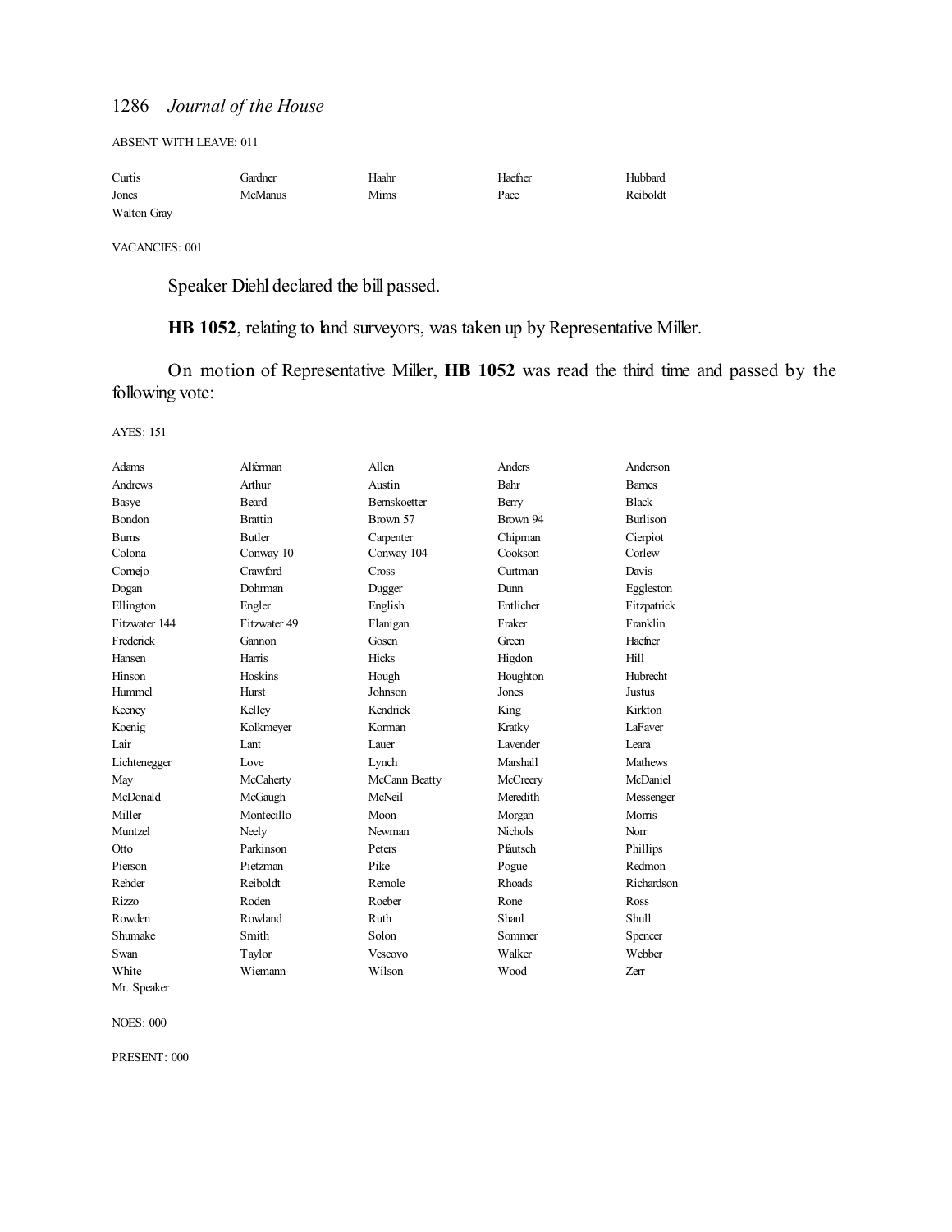ABSENT WITH LEAVE: 011

| | | | | |
|---|---|---|---|---|
| Curtis | Gardner | Haahr | Haefner | Hubbard |
| Jones | McManus | Mims | Pace | Reiboldt |
| Walton Gray | | | | |

VACANCIES: 001

Speaker Diehl declared the bill passed.

**HB 1052**, relating to land surveyors, was taken up by Representative Miller.

On motion of Representative Miller, **HB 1052** was read the third time and passed by the following vote:

AYES: 151

| | | | | |
|---|---|---|---|---|
| Adams | Alferman | Allen | Anders | Anderson |
| Andrews | Arthur | Austin | Bahr | Barnes |
| Basye | Beard | Bernskoetter | Berry | Black |
| Bondon | Brattin | Brown 57 | Brown 94 | Burlison |
| Burns | Butler | Carpenter | Chipman | Cierpiot |
| Colona | Conway 10 | Conway 104 | Cookson | Corlew |
| Cornejo | Crawford | Cross | Curtman | Davis |
| Dogan | Dohrman | Dugger | Dunn | Eggleston |
| Ellington | Engler | English | Entlicher | Fitzpatrick |
| Fitzwater 144 | Fitzwater 49 | Flanigan | Fraker | Franklin |
| Frederick | Gannon | Gosen | Green | Haefner |
| Hansen | Harris | Hicks | Higdon | Hill |
| Hinson | Hoskins | Hough | Houghton | Hubrecht |
| Hummel | Hurst | Johnson | Jones | Justus |
| Keeney | Kelley | Kendrick | King | Kirkton |
| Koenig | Kolkmeyer | Korman | Kratky | LaFaver |
| Lair | Lant | Lauer | Lavender | Leara |
| Lichtenegger | Love | Lynch | Marshall | Mathews |
| May | McCaherty | McCann Beatty | McCreery | McDaniel |
| McDonald | McGaugh | McNeil | Meredith | Messenger |
| Miller | Montecillo | Moon | Morgan | Morris |
| Muntzel | Neely | Newman | Nichols | Norr |
| Otto | Parkinson | Peters | Pfautsch | Phillips |
| Pierson | Pietzman | Pike | Pogue | Redmon |
| Rehder | Reiboldt | Remole | Rhoads | Richardson |
| Rizzo | Roden | Roeber | Rone | Ross |
| Rowden | Rowland | Ruth | Shaul | Shull |
| Shumake | Smith | Solon | Sommer | Spencer |
| Swan | Taylor | Vescovo | Walker | Webber |
| White | Wiemann | Wilson | Wood | Zerr |
| Mr. Speaker | | | | |

NOES: 000

PRESENT: 000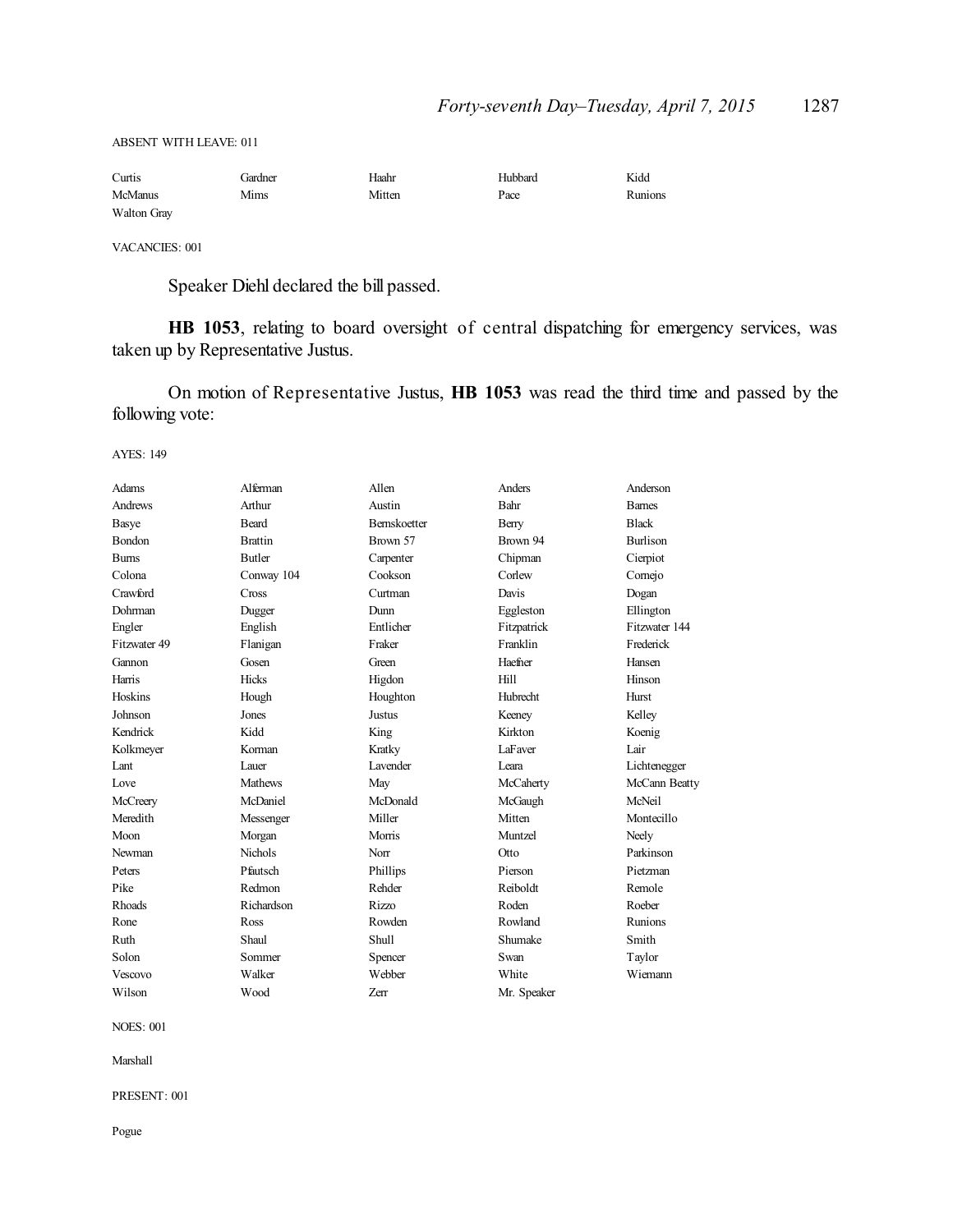ABSENT WITH LEAVE: 011

| | | | | |
|---|---|---|---|---|
| Curtis | Gardner | Haahr | Hubbard | Kidd |
| McManus | Mims | Mitten | Pace | Runions |
| Walton Gray | | | | |

VACANCIES: 001

Speaker Diehl declared the bill passed.

**HB 1053**, relating to board oversight of central dispatching for emergency services, was taken up by Representative Justus.

On motion of Representative Justus, **HB 1053** was read the third time and passed by the following vote:

AYES: 149

| | | | | |
|---|---|---|---|---|
| Adams | Alferman | Allen | Anders | Anderson |
| Andrews | Arthur | Austin | Bahr | Barnes |
| Basye | Beard | Bernskoetter | Berry | Black |
| Bondon | Brattin | Brown 57 | Brown 94 | Burlison |
| Burns | Butler | Carpenter | Chipman | Cierpiot |
| Colona | Conway 104 | Cookson | Corlew | Cornejo |
| Crawford | Cross | Curtman | Davis | Dogan |
| Dohrman | Dugger | Dunn | Eggleston | Ellington |
| Engler | English | Entlicher | Fitzpatrick | Fitzwater 144 |
| Fitzwater 49 | Flanigan | Fraker | Franklin | Frederick |
| Gannon | Gosen | Green | Haefner | Hansen |
| Harris | Hicks | Higdon | Hill | Hinson |
| Hoskins | Hough | Houghton | Hubrecht | Hurst |
| Johnson | Jones | Justus | Keeney | Kelley |
| Kendrick | Kidd | King | Kirkton | Koenig |
| Kolkmeyer | Korman | Kratky | LaFaver | Lair |
| Lant | Lauer | Lavender | Leara | Lichtenegger |
| Love | Mathews | May | McCaherty | McCann Beatty |
| McCreery | McDaniel | McDonald | McGaugh | McNeil |
| Meredith | Messenger | Miller | Mitten | Montecillo |
| Moon | Morgan | Morris | Muntzel | Neely |
| Newman | Nichols | Norr | Otto | Parkinson |
| Peters | Pfautsch | Phillips | Pierson | Pietzman |
| Pike | Redmon | Rehder | Reiboldt | Remole |
| Rhoads | Richardson | Rizzo | Roden | Roeber |
| Rone | Ross | Rowden | Rowland | Runions |
| Ruth | Shaul | Shull | Shumake | Smith |
| Solon | Sommer | Spencer | Swan | Taylor |
| Vescovo | Walker | Webber | White | Wiemann |
| Wilson | Wood | Zerr | Mr. Speaker | |

NOES: 001

Marshall

PRESENT: 001

Pogue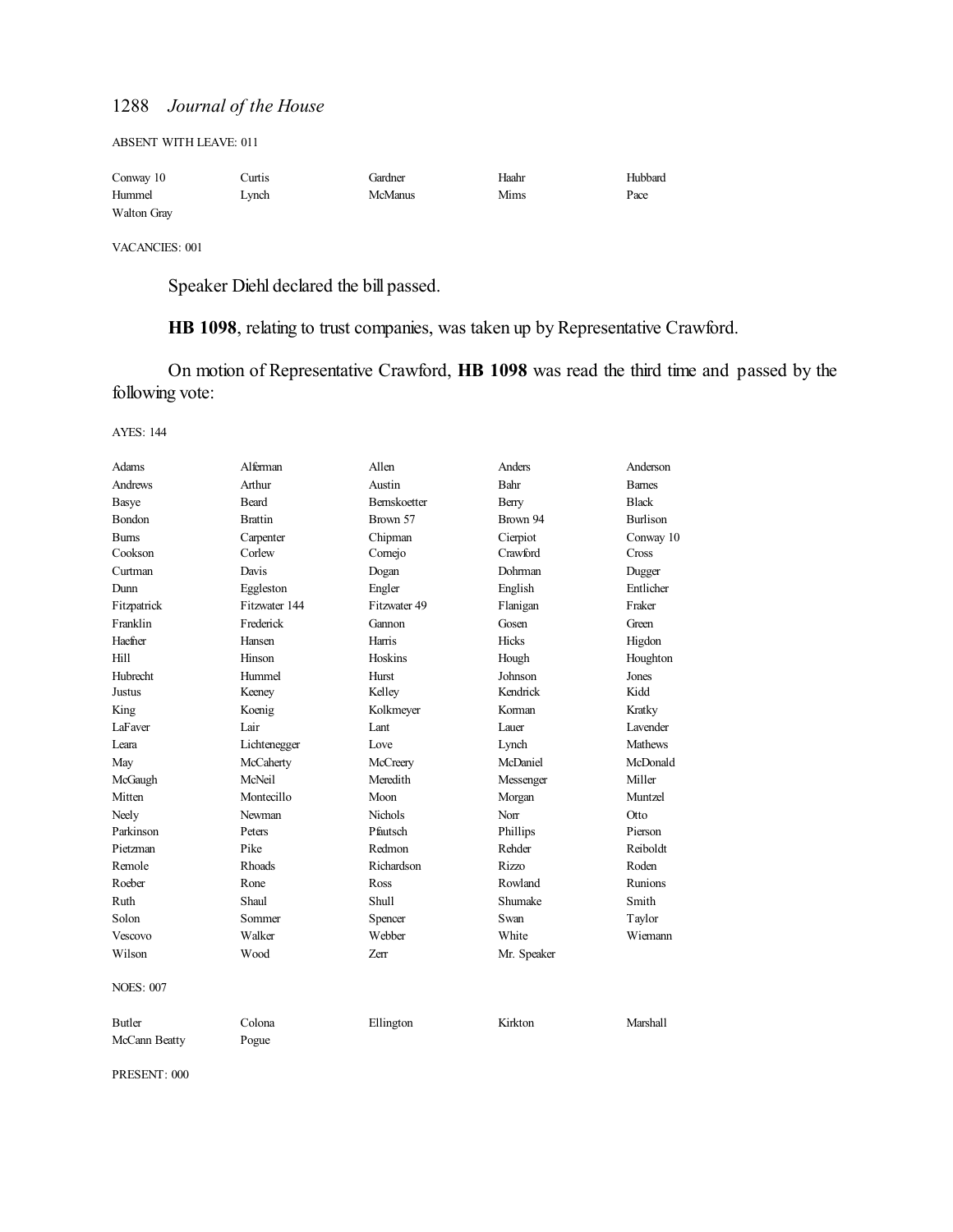ABSENT WITH LEAVE: 011

| | | | | |
|---|---|---|---|---|
| Conway 10 | Curtis | Gardner | Haahr | Hubbard |
| Hummel | Lynch | McManus | Mims | Pace |
| Walton Gray | | | | |

VACANCIES: 001

Speaker Diehl declared the bill passed.

**HB 1098**, relating to trust companies, was taken up by Representative Crawford.

On motion of Representative Crawford, **HB 1098** was read the third time and passed by the following vote:

AYES: 144

| | | | | |
|---|---|---|---|---|
| Adams | Alferman | Allen | Anders | Anderson |
| Andrews | Arthur | Austin | Bahr | Barnes |
| Basye | Beard | Bernskoetter | Berry | Black |
| Bondon | Brattin | Brown 57 | Brown 94 | Burlison |
| Burns | Carpenter | Chipman | Cierpiot | Conway 10 |
| Cookson | Corlew | Cornejo | Crawford | Cross |
| Curtman | Davis | Dogan | Dohrman | Dugger |
| Dunn | Eggleston | Engler | English | Entlicher |
| Fitzpatrick | Fitzwater 144 | Fitzwater 49 | Flanigan | Fraker |
| Franklin | Frederick | Gannon | Gosen | Green |
| Haefner | Hansen | Harris | Hicks | Higdon |
| Hill | Hinson | Hoskins | Hough | Houghton |
| Hubrecht | Hummel | Hurst | Johnson | Jones |
| Justus | Keeney | Kelley | Kendrick | Kidd |
| King | Koenig | Kolkmeyer | Korman | Kratky |
| LaFaver | Lair | Lant | Lauer | Lavender |
| Leara | Lichtenegger | Love | Lynch | Mathews |
| May | McCaherty | McCreery | McDaniel | McDonald |
| McGaugh | McNeil | Meredith | Messenger | Miller |
| Mitten | Montecillo | Moon | Morgan | Muntzel |
| Neely | Newman | Nichols | Norr | Otto |
| Parkinson | Peters | Pfautsch | Phillips | Pierson |
| Pietzman | Pike | Redmon | Rehder | Reiboldt |
| Remole | Rhoads | Richardson | Rizzo | Roden |
| Roeber | Rone | Ross | Rowland | Runions |
| Ruth | Shaul | Shull | Shumake | Smith |
| Solon | Sommer | Spencer | Swan | Taylor |
| Vescovo | Walker | Webber | White | Wiemann |
| Wilson | Wood | Zerr | Mr. Speaker | |

NOES: 007

| | | | | |
|---|---|---|---|---|
| Butler | Colona | Ellington | Kirkton | Marshall |
| McCann Beatty | Pogue | | | |

PRESENT: 000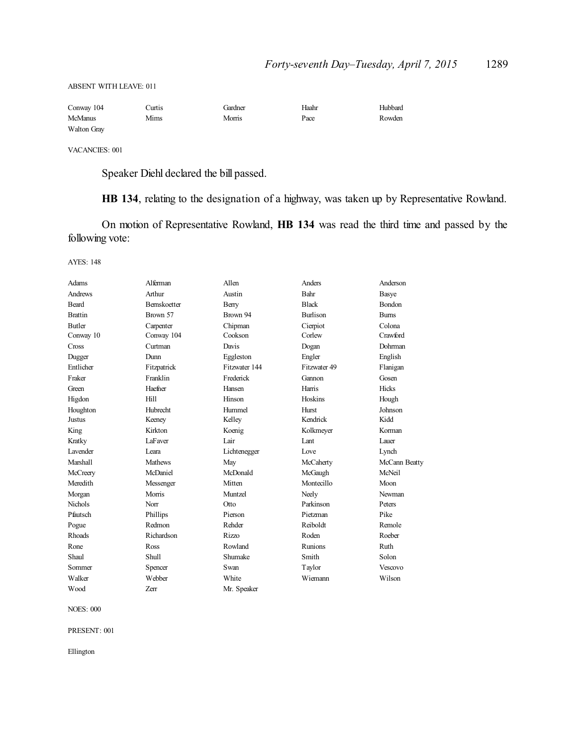ABSENT WITH LEAVE: 011

| | | | | |
|---|---|---|---|---|
| Conway 104 | Curtis | Gardner | Haahr | Hubbard |
| McManus | Mims | Morris | Pace | Rowden |
| Walton Gray | | | | |

VACANCIES: 001

Speaker Diehl declared the bill passed.

**HB 134**, relating to the designation of a highway, was taken up by Representative Rowland.

On motion of Representative Rowland, **HB 134** was read the third time and passed by the following vote:

AYES: 148

| | | | | |
|---|---|---|---|---|
| Adams | Alferman | Allen | Anders | Anderson |
| Andrews | Arthur | Austin | Bahr | Basye |
| Beard | Bernskoetter | Berry | Black | Bondon |
| Brattin | Brown 57 | Brown 94 | Burlison | Burns |
| Butler | Carpenter | Chipman | Cierpiot | Colona |
| Conway 10 | Conway 104 | Cookson | Corlew | Crawford |
| Cross | Curtman | Davis | Dogan | Dohrman |
| Dugger | Dunn | Eggleston | Engler | English |
| Entlicher | Fitzpatrick | Fitzwater 144 | Fitzwater 49 | Flanigan |
| Fraker | Franklin | Frederick | Gannon | Gosen |
| Green | Haefner | Hansen | Harris | Hicks |
| Higdon | Hill | Hinson | Hoskins | Hough |
| Houghton | Hubrecht | Hummel | Hurst | Johnson |
| Justus | Keeney | Kelley | Kendrick | Kidd |
| King | Kirkton | Koenig | Kolkmeyer | Korman |
| Kratky | LaFaver | Lair | Lant | Lauer |
| Lavender | Leara | Lichtenegger | Love | Lynch |
| Marshall | Mathews | May | McCaherty | McCann Beatty |
| McCreery | McDaniel | McDonald | McGaugh | McNeil |
| Meredith | Messenger | Mitten | Montecillo | Moon |
| Morgan | Morris | Muntzel | Neely | Newman |
| Nichols | Norr | Otto | Parkinson | Peters |
| Pfautsch | Phillips | Pierson | Pietzman | Pike |
| Pogue | Redmon | Rehder | Reiboldt | Remole |
| Rhoads | Richardson | Rizzo | Roden | Roeber |
| Rone | Ross | Rowland | Runions | Ruth |
| Shaul | Shull | Shumake | Smith | Solon |
| Sommer | Spencer | Swan | Taylor | Vescovo |
| Walker | Webber | White | Wiemann | Wilson |
| Wood | Zerr | Mr. Speaker | | |

NOES: 000

PRESENT: 001

Ellington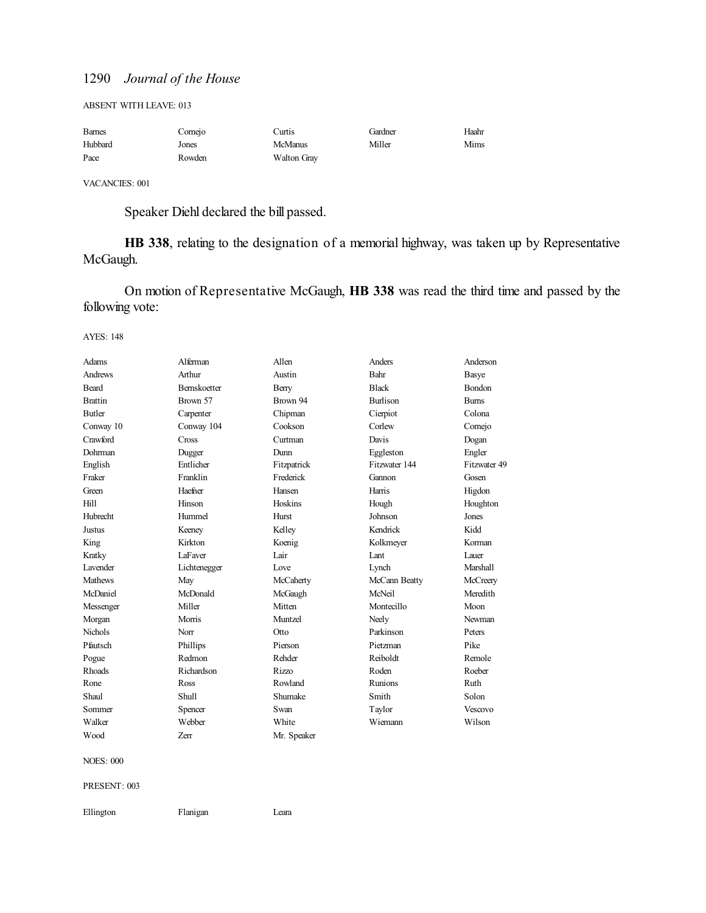ABSENT WITH LEAVE: 013

| | | | | |
|---|---|---|---|---|
| Barnes | Cornejo | Curtis | Gardner | Haahr |
| Hubbard | Jones | McManus | Miller | Mims |
| Pace | Rowden | Walton Gray | | |

VACANCIES: 001

Speaker Diehl declared the bill passed.

**HB 338**, relating to the designation of a memorial highway, was taken up by Representative McGaugh.

On motion of Representative McGaugh, **HB 338** was read the third time and passed by the following vote:

AYES: 148

| | | | | |
|---|---|---|---|---|
| Adams | Alferman | Allen | Anders | Anderson |
| Andrews | Arthur | Austin | Bahr | Basye |
| Beard | Bernskoetter | Berry | Black | Bondon |
| Brattin | Brown 57 | Brown 94 | Burlison | Burns |
| Butler | Carpenter | Chipman | Cierpiot | Colona |
| Conway 10 | Conway 104 | Cookson | Corlew | Cornejo |
| Crawford | Cross | Curtman | Davis | Dogan |
| Dohrman | Dugger | Dunn | Eggleston | Engler |
| English | Entlicher | Fitzpatrick | Fitzwater 144 | Fitzwater 49 |
| Fraker | Franklin | Frederick | Gannon | Gosen |
| Green | Haefner | Hansen | Harris | Higdon |
| Hill | Hinson | Hoskins | Hough | Houghton |
| Hubrecht | Hummel | Hurst | Johnson | Jones |
| Justus | Keeney | Kelley | Kendrick | Kidd |
| King | Kirkton | Koenig | Kolkmeyer | Korman |
| Kratky | LaFaver | Lair | Lant | Lauer |
| Lavender | Lichtenegger | Love | Lynch | Marshall |
| Mathews | May | McCaherty | McCann Beatty | McCreery |
| McDaniel | McDonald | McGaugh | McNeil | Meredith |
| Messenger | Miller | Mitten | Montecillo | Moon |
| Morgan | Morris | Muntzel | Neely | Newman |
| Nichols | Norr | Otto | Parkinson | Peters |
| Pfautsch | Phillips | Pierson | Pietzman | Pike |
| Pogue | Redmon | Rehder | Reiboldt | Remole |
| Rhoads | Richardson | Rizzo | Roden | Roeber |
| Rone | Ross | Rowland | Runions | Ruth |
| Shaul | Shull | Shumake | Smith | Solon |
| Sommer | Spencer | Swan | Taylor | Vescovo |
| Walker | Webber | White | Wiemann | Wilson |
| Wood | Zerr | Mr. Speaker | | |

NOES: 000

PRESENT: 003

| | | |
|---|---|---|
| Ellington | Flanigan | Leara |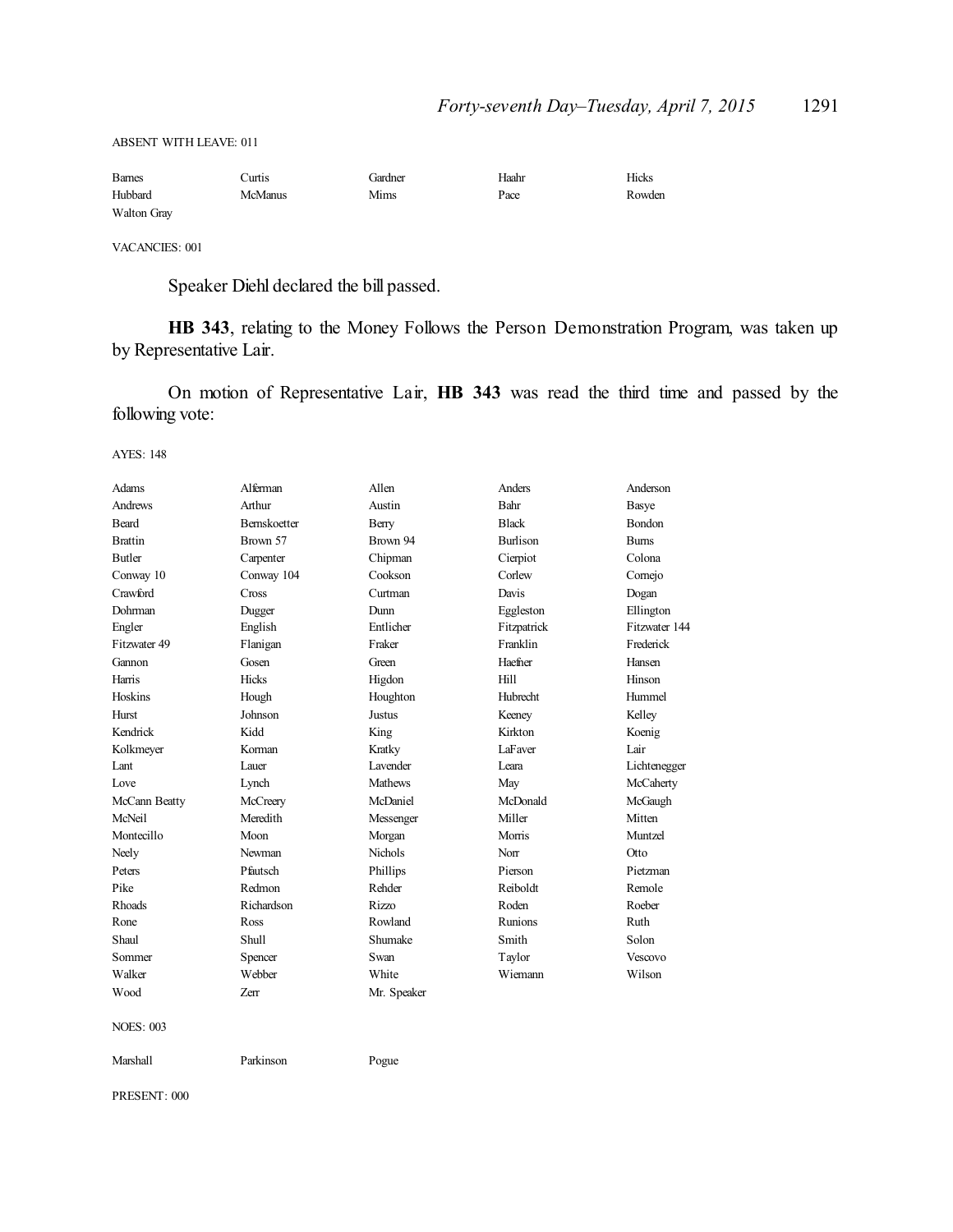ABSENT WITH LEAVE: 011

| | | | | |
|---|---|---|---|---|
| Barnes | Curtis | Gardner | Haahr | Hicks |
| Hubbard | McManus | Mims | Pace | Rowden |
| Walton Gray | | | | |

VACANCIES: 001

Speaker Diehl declared the bill passed.

**HB 343**, relating to the Money Follows the Person Demonstration Program, was taken up by Representative Lair.

On motion of Representative Lair, **HB 343** was read the third time and passed by the following vote:

AYES: 148

| | | | | |
|---|---|---|---|---|
| Adams | Alferman | Allen | Anders | Anderson |
| Andrews | Arthur | Austin | Bahr | Basye |
| Beard | Bernskoetter | Berry | Black | Bondon |
| Brattin | Brown 57 | Brown 94 | Burlison | Burns |
| Butler | Carpenter | Chipman | Cierpiot | Colona |
| Conway 10 | Conway 104 | Cookson | Corlew | Cornejo |
| Crawford | Cross | Curtman | Davis | Dogan |
| Dohrman | Dugger | Dunn | Eggleston | Ellington |
| Engler | English | Entlicher | Fitzpatrick | Fitzwater 144 |
| Fitzwater 49 | Flanigan | Fraker | Franklin | Frederick |
| Gannon | Gosen | Green | Haefner | Hansen |
| Harris | Hicks | Higdon | Hill | Hinson |
| Hoskins | Hough | Houghton | Hubrecht | Hummel |
| Hurst | Johnson | Justus | Keeney | Kelley |
| Kendrick | Kidd | King | Kirkton | Koenig |
| Kolkmeyer | Korman | Kratky | LaFaver | Lair |
| Lant | Lauer | Lavender | Leara | Lichtenegger |
| Love | Lynch | Mathews | May | McCaherty |
| McCann Beatty | McCreery | McDaniel | McDonald | McGaugh |
| McNeil | Meredith | Messenger | Miller | Mitten |
| Montecillo | Moon | Morgan | Morris | Muntzel |
| Neely | Newman | Nichols | Norr | Otto |
| Peters | Pfautsch | Phillips | Pierson | Pietzman |
| Pike | Redmon | Rehder | Reiboldt | Remole |
| Rhoads | Richardson | Rizzo | Roden | Roeber |
| Rone | Ross | Rowland | Runions | Ruth |
| Shaul | Shull | Shumake | Smith | Solon |
| Sommer | Spencer | Swan | Taylor | Vescovo |
| Walker | Webber | White | Wiemann | Wilson |
| Wood | Zerr | Mr. Speaker | | |

NOES: 003

| | | |
|---|---|---|
| Marshall | Parkinson | Pogue |

PRESENT: 000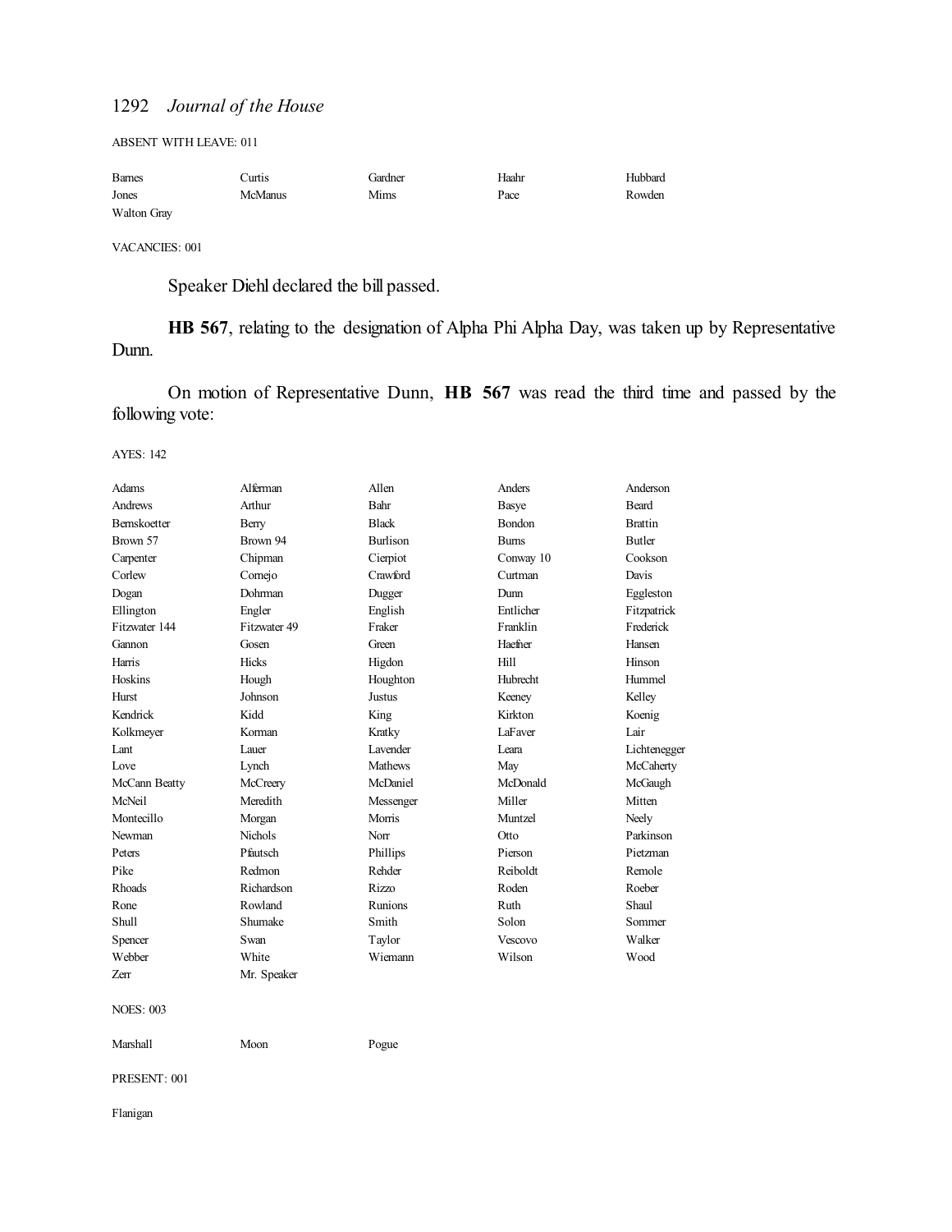ABSENT WITH LEAVE: 011

| | | | | |
|---|---|---|---|---|
| Barnes | Curtis | Gardner | Haahr | Hubbard |
| Jones | McManus | Mims | Pace | Rowden |
| Walton Gray | | | | |

VACANCIES: 001

Speaker Diehl declared the bill passed.

**HB 567**, relating to the designation of Alpha Phi Alpha Day, was taken up by Representative Dunn.

On motion of Representative Dunn, **HB 567** was read the third time and passed by the following vote:

AYES: 142

| | | | | |
|---|---|---|---|---|
| Adams | Alferman | Allen | Anders | Anderson |
| Andrews | Arthur | Bahr | Basye | Beard |
| Bernskoetter | Berry | Black | Bondon | Brattin |
| Brown 57 | Brown 94 | Burlison | Burns | Butler |
| Carpenter | Chipman | Cierpiot | Conway 10 | Cookson |
| Corlew | Cornejo | Crawford | Curtman | Davis |
| Dogan | Dohrman | Dugger | Dunn | Eggleston |
| Ellington | Engler | English | Entlicher | Fitzpatrick |
| Fitzwater 144 | Fitzwater 49 | Fraker | Franklin | Frederick |
| Gannon | Gosen | Green | Haefner | Hansen |
| Harris | Hicks | Higdon | Hill | Hinson |
| Hoskins | Hough | Houghton | Hubrecht | Hummel |
| Hurst | Johnson | Justus | Keeney | Kelley |
| Kendrick | Kidd | King | Kirkton | Koenig |
| Kolkmeyer | Korman | Kratky | LaFaver | Lair |
| Lant | Lauer | Lavender | Leara | Lichtenegger |
| Love | Lynch | Mathews | May | McCaherty |
| McCann Beatty | McCreery | McDaniel | McDonald | McGaugh |
| McNeil | Meredith | Messenger | Miller | Mitten |
| Montecillo | Morgan | Morris | Muntzel | Neely |
| Newman | Nichols | Norr | Otto | Parkinson |
| Peters | Pfautsch | Phillips | Pierson | Pietzman |
| Pike | Redmon | Rehder | Reiboldt | Remole |
| Rhoads | Richardson | Rizzo | Roden | Roeber |
| Rone | Rowland | Runions | Ruth | Shaul |
| Shull | Shumake | Smith | Solon | Sommer |
| Spencer | Swan | Taylor | Vescovo | Walker |
| Webber | White | Wiemann | Wilson | Wood |
| Zerr | Mr. Speaker | | | |

NOES: 003

| | | |
|---|---|---|
| Marshall | Moon | Pogue |

PRESENT: 001

Flanigan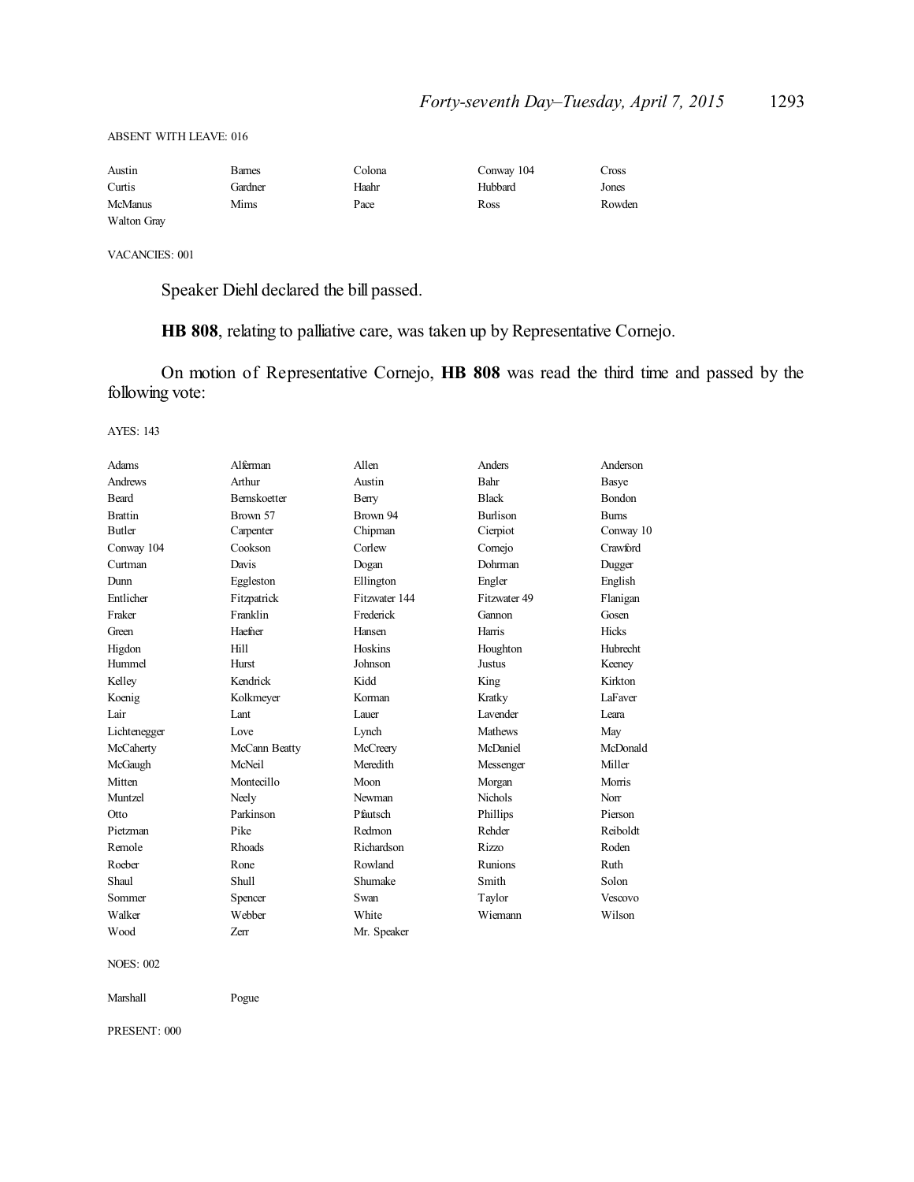ABSENT WITH LEAVE: 016

| | | | | |
|---|---|---|---|---|
| Austin | Barnes | Colona | Conway 104 | Cross |
| Curtis | Gardner | Haahr | Hubbard | Jones |
| McManus | Mims | Pace | Ross | Rowden |
| Walton Gray | | | | |

VACANCIES: 001

Speaker Diehl declared the bill passed.

**HB 808**, relating to palliative care, was taken up by Representative Cornejo.

On motion of Representative Cornejo, **HB 808** was read the third time and passed by the following vote:

AYES: 143

| | | | | |
|---|---|---|---|---|
| Adams | Alferman | Allen | Anders | Anderson |
| Andrews | Arthur | Austin | Bahr | Basye |
| Beard | Bernskoetter | Berry | Black | Bondon |
| Brattin | Brown 57 | Brown 94 | Burlison | Burns |
| Butler | Carpenter | Chipman | Cierpiot | Conway 10 |
| Conway 104 | Cookson | Corlew | Cornejo | Crawford |
| Curtman | Davis | Dogan | Dohrman | Dugger |
| Dunn | Eggleston | Ellington | Engler | English |
| Entlicher | Fitzpatrick | Fitzwater 144 | Fitzwater 49 | Flanigan |
| Fraker | Franklin | Frederick | Gannon | Gosen |
| Green | Haefner | Hansen | Harris | Hicks |
| Higdon | Hill | Hoskins | Houghton | Hubrecht |
| Hummel | Hurst | Johnson | Justus | Keeney |
| Kelley | Kendrick | Kidd | King | Kirkton |
| Koenig | Kolkmeyer | Korman | Kratky | LaFaver |
| Lair | Lant | Lauer | Lavender | Leara |
| Lichtenegger | Love | Lynch | Mathews | May |
| McCaherty | McCann Beatty | McCreery | McDaniel | McDonald |
| McGaugh | McNeil | Meredith | Messenger | Miller |
| Mitten | Montecillo | Moon | Morgan | Morris |
| Muntzel | Neely | Newman | Nichols | Norr |
| Otto | Parkinson | Pfautsch | Phillips | Pierson |
| Pietzman | Pike | Redmon | Rehder | Reiboldt |
| Remole | Rhoads | Richardson | Rizzo | Roden |
| Roeber | Rone | Rowland | Runions | Ruth |
| Shaul | Shull | Shumake | Smith | Solon |
| Sommer | Spencer | Swan | Taylor | Vescovo |
| Walker | Webber | White | Wiemann | Wilson |
| Wood | Zerr | Mr. Speaker | | |

NOES: 002

| | |
|---|---|
| Marshall | Pogue |

PRESENT: 000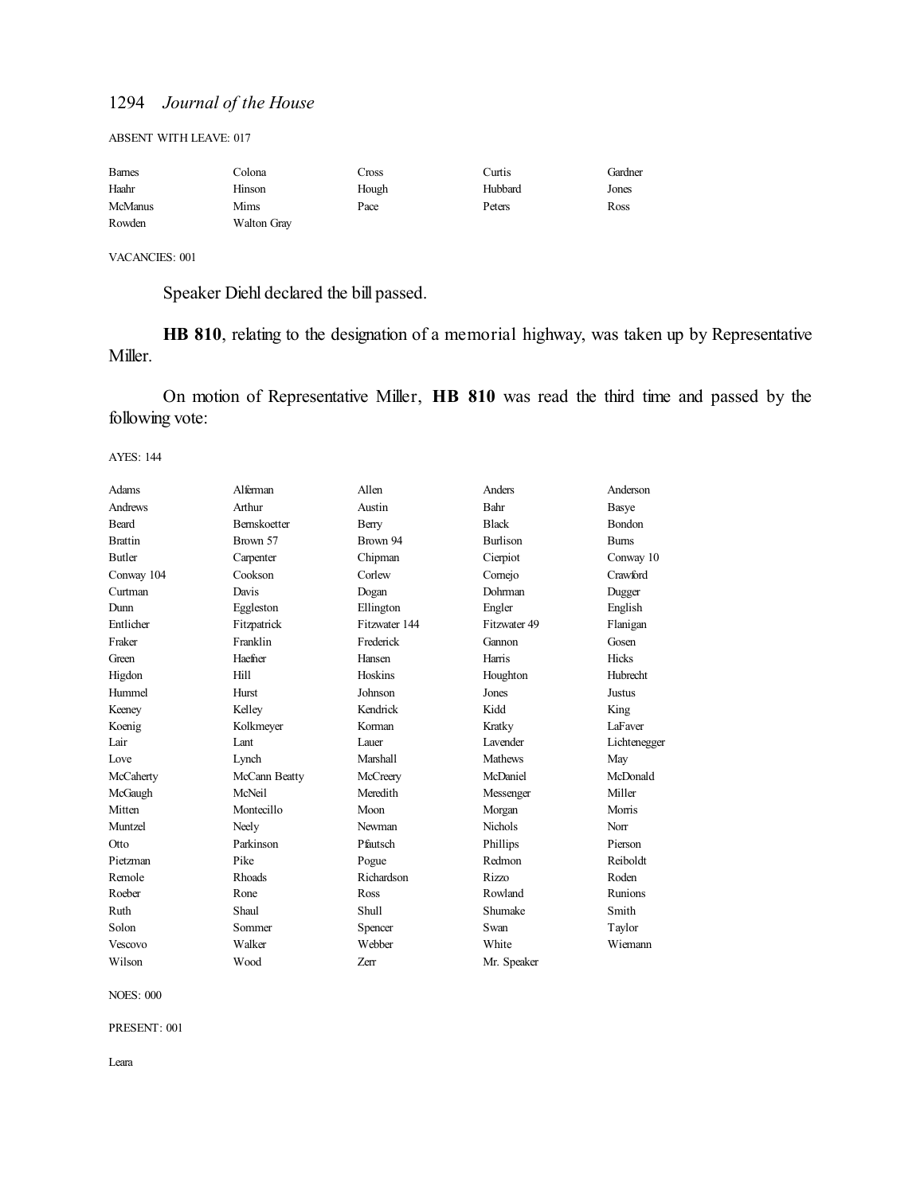ABSENT WITH LEAVE: 017

| | | | | |
|---|---|---|---|---|
| Barnes | Colona | Cross | Curtis | Gardner |
| Haahr | Hinson | Hough | Hubbard | Jones |
| McManus | Mims | Pace | Peters | Ross |
| Rowden | Walton Gray | | | |

VACANCIES: 001

Speaker Diehl declared the bill passed.

**HB 810**, relating to the designation of a memorial highway, was taken up by Representative Miller.

On motion of Representative Miller, **HB 810** was read the third time and passed by the following vote:

AYES: 144

| | | | | |
|---|---|---|---|---|
| Adams | Alferman | Allen | Anders | Anderson |
| Andrews | Arthur | Austin | Bahr | Basye |
| Beard | Bernskoetter | Berry | Black | Bondon |
| Brattin | Brown 57 | Brown 94 | Burlison | Burns |
| Butler | Carpenter | Chipman | Cierpiot | Conway 10 |
| Conway 104 | Cookson | Corlew | Cornejo | Crawford |
| Curtman | Davis | Dogan | Dohrman | Dugger |
| Dunn | Eggleston | Ellington | Engler | English |
| Entlicher | Fitzpatrick | Fitzwater 144 | Fitzwater 49 | Flanigan |
| Fraker | Franklin | Frederick | Gannon | Gosen |
| Green | Haefner | Hansen | Harris | Hicks |
| Higdon | Hill | Hoskins | Houghton | Hubrecht |
| Hummel | Hurst | Johnson | Jones | Justus |
| Keeney | Kelley | Kendrick | Kidd | King |
| Koenig | Kolkmeyer | Korman | Kratky | LaFaver |
| Lair | Lant | Lauer | Lavender | Lichtenegger |
| Love | Lynch | Marshall | Mathews | May |
| McCaherty | McCann Beatty | McCreery | McDaniel | McDonald |
| McGaugh | McNeil | Meredith | Messenger | Miller |
| Mitten | Montecillo | Moon | Morgan | Morris |
| Muntzel | Neely | Newman | Nichols | Norr |
| Otto | Parkinson | Pfautsch | Phillips | Pierson |
| Pietzman | Pike | Pogue | Redmon | Reiboldt |
| Remole | Rhoads | Richardson | Rizzo | Roden |
| Roeber | Rone | Ross | Rowland | Runions |
| Ruth | Shaul | Shull | Shumake | Smith |
| Solon | Sommer | Spencer | Swan | Taylor |
| Vescovo | Walker | Webber | White | Wiemann |
| Wilson | Wood | Zerr | Mr. Speaker | |

NOES: 000

PRESENT: 001

Leara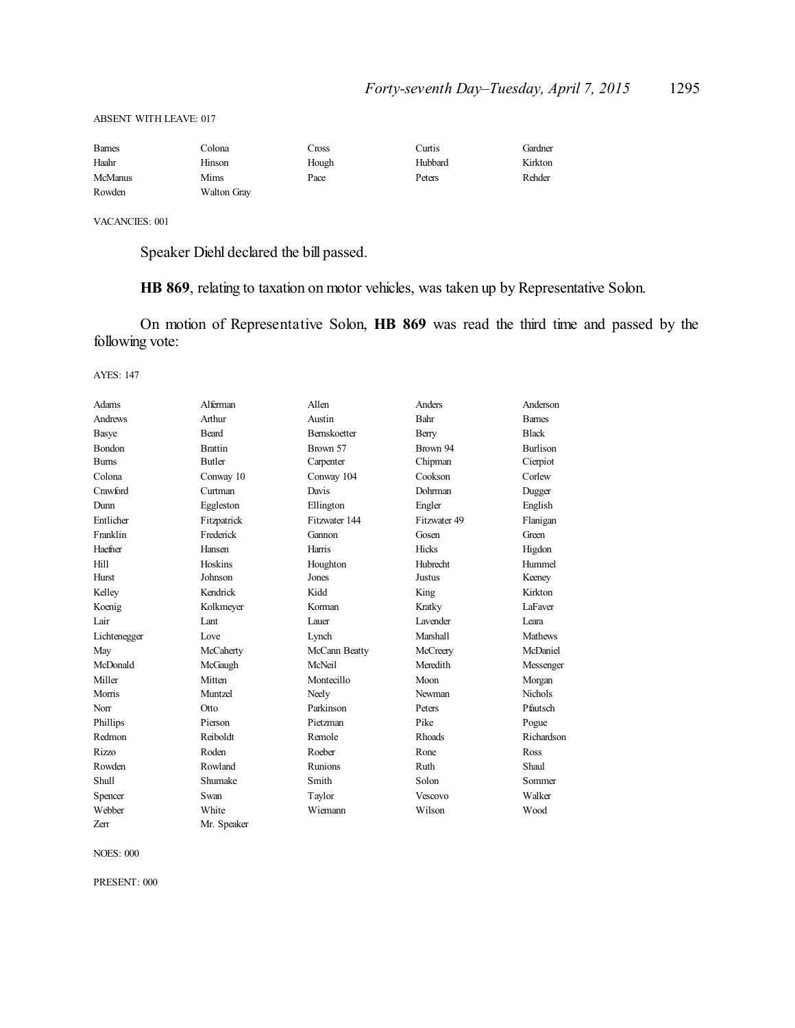ABSENT WITH LEAVE: 017

| | | | | |
|---|---|---|---|---|
| Barnes | Colona | Cross | Curtis | Gardner |
| Haahr | Hinson | Hough | Hubbard | Kirkton |
| McManus | Mims | Pace | Peters | Rehder |
| Rowden | Walton Gray | | | |

VACANCIES: 001

Speaker Diehl declared the bill passed.

**HB 869**, relating to taxation on motor vehicles, was taken up by Representative Solon.

On motion of Representative Solon, **HB 869** was read the third time and passed by the following vote:

AYES: 147

| | | | | |
|---|---|---|---|---|
| Adams | Alferman | Allen | Anders | Anderson |
| Andrews | Arthur | Austin | Bahr | Barnes |
| Basye | Beard | Bernskoetter | Berry | Black |
| Bondon | Brattin | Brown 57 | Brown 94 | Burlison |
| Burns | Butler | Carpenter | Chipman | Cierpiot |
| Colona | Conway 10 | Conway 104 | Cookson | Corlew |
| Crawford | Curtman | Davis | Dohrman | Dugger |
| Dunn | Eggleston | Ellington | Engler | English |
| Entlicher | Fitzpatrick | Fitzwater 144 | Fitzwater 49 | Flanigan |
| Franklin | Frederick | Gannon | Gosen | Green |
| Haefner | Hansen | Harris | Hicks | Higdon |
| Hill | Hoskins | Houghton | Hubrecht | Hummel |
| Hurst | Johnson | Jones | Justus | Keeney |
| Kelley | Kendrick | Kidd | King | Kirkton |
| Koenig | Kolkmeyer | Korman | Kratky | LaFaver |
| Lair | Lant | Lauer | Lavender | Leara |
| Lichtenegger | Love | Lynch | Marshall | Mathews |
| May | McCaherty | McCann Beatty | McCreery | McDaniel |
| McDonald | McGaugh | McNeil | Meredith | Messenger |
| Miller | Mitten | Montecillo | Moon | Morgan |
| Morris | Muntzel | Neely | Newman | Nichols |
| Norr | Otto | Parkinson | Peters | Pfautsch |
| Phillips | Pierson | Pietzman | Pike | Pogue |
| Redmon | Reiboldt | Remole | Rhoads | Richardson |
| Rizzo | Roden | Roeber | Rone | Ross |
| Rowden | Rowland | Runions | Ruth | Shaul |
| Shull | Shumake | Smith | Solon | Sommer |
| Spencer | Swan | Taylor | Vescovo | Walker |
| Webber | White | Wiemann | Wilson | Wood |
| Zerr | Mr. Speaker | | | |

NOES: 000

PRESENT: 000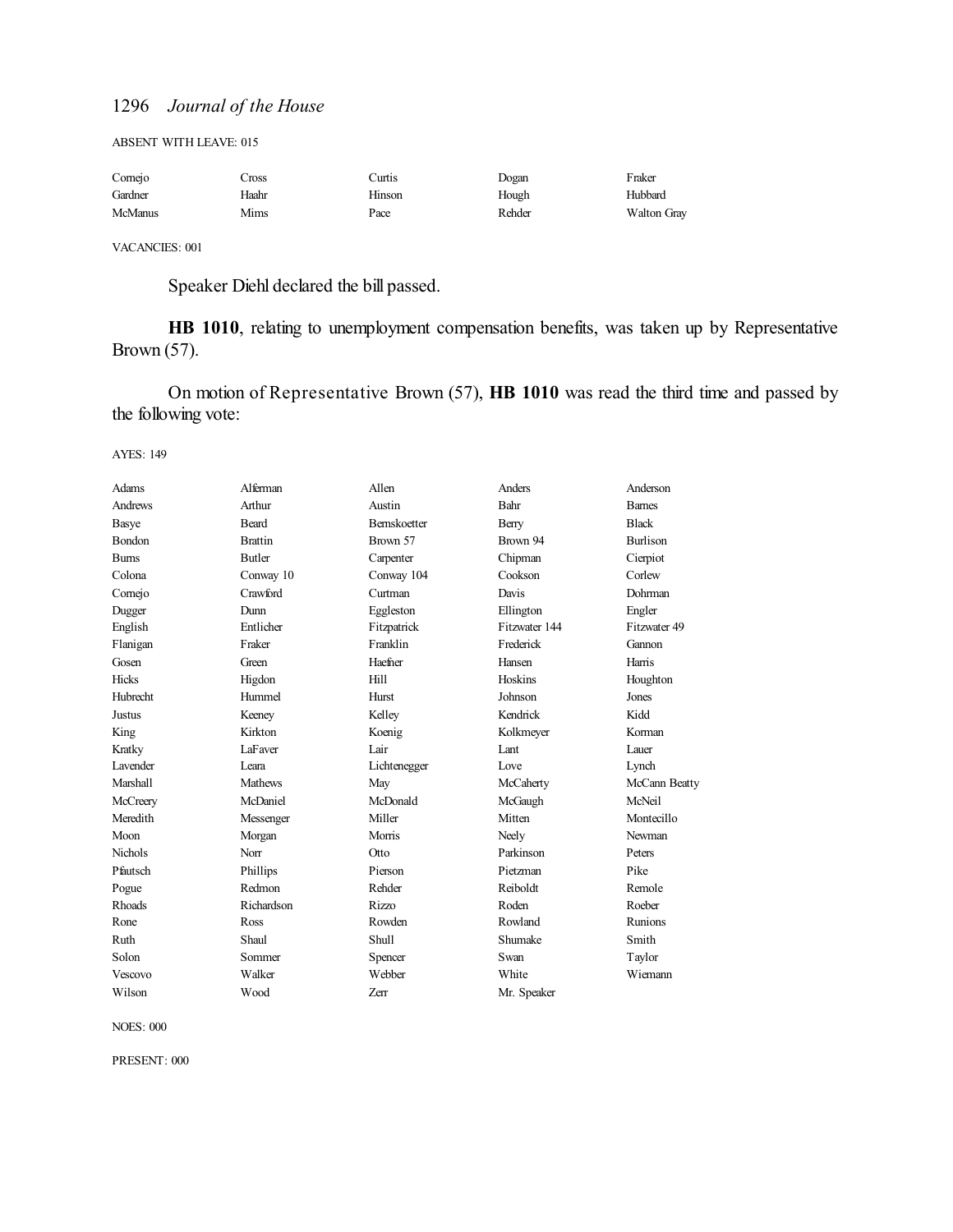ABSENT WITH LEAVE: 015

| | | | | |
|---|---|---|---|---|
| Cornejo | Cross | Curtis | Dogan | Fraker |
| Gardner | Haahr | Hinson | Hough | Hubbard |
| McManus | Mims | Pace | Rehder | Walton Gray |

VACANCIES: 001

Speaker Diehl declared the bill passed.

**HB 1010**, relating to unemployment compensation benefits, was taken up by Representative Brown (57).

On motion of Representative Brown (57), **HB 1010** was read the third time and passed by the following vote:

AYES: 149

| | | | | |
|---|---|---|---|---|
| Adams | Alferman | Allen | Anders | Anderson |
| Andrews | Arthur | Austin | Bahr | Barnes |
| Basye | Beard | Bernskoetter | Berry | Black |
| Bondon | Brattin | Brown 57 | Brown 94 | Burlison |
| Burns | Butler | Carpenter | Chipman | Cierpiot |
| Colona | Conway 10 | Conway 104 | Cookson | Corlew |
| Cornejo | Crawford | Curtman | Davis | Dohrman |
| Dugger | Dunn | Eggleston | Ellington | Engler |
| English | Entlicher | Fitzpatrick | Fitzwater 144 | Fitzwater 49 |
| Flanigan | Fraker | Franklin | Frederick | Gannon |
| Gosen | Green | Haefner | Hansen | Harris |
| Hicks | Higdon | Hill | Hoskins | Houghton |
| Hubrecht | Hummel | Hurst | Johnson | Jones |
| Justus | Keeney | Kelley | Kendrick | Kidd |
| King | Kirkton | Koenig | Kolkmeyer | Korman |
| Kratky | LaFaver | Lair | Lant | Lauer |
| Lavender | Leara | Lichtenegger | Love | Lynch |
| Marshall | Mathews | May | McCaherty | McCann Beatty |
| McCreery | McDaniel | McDonald | McGaugh | McNeil |
| Meredith | Messenger | Miller | Mitten | Montecillo |
| Moon | Morgan | Morris | Neely | Newman |
| Nichols | Norr | Otto | Parkinson | Peters |
| Pfautsch | Phillips | Pierson | Pietzman | Pike |
| Pogue | Redmon | Rehder | Reiboldt | Remole |
| Rhoads | Richardson | Rizzo | Roden | Roeber |
| Rone | Ross | Rowden | Rowland | Runions |
| Ruth | Shaul | Shull | Shumake | Smith |
| Solon | Sommer | Spencer | Swan | Taylor |
| Vescovo | Walker | Webber | White | Wiemann |
| Wilson | Wood | Zerr | Mr. Speaker | |

NOES: 000

PRESENT: 000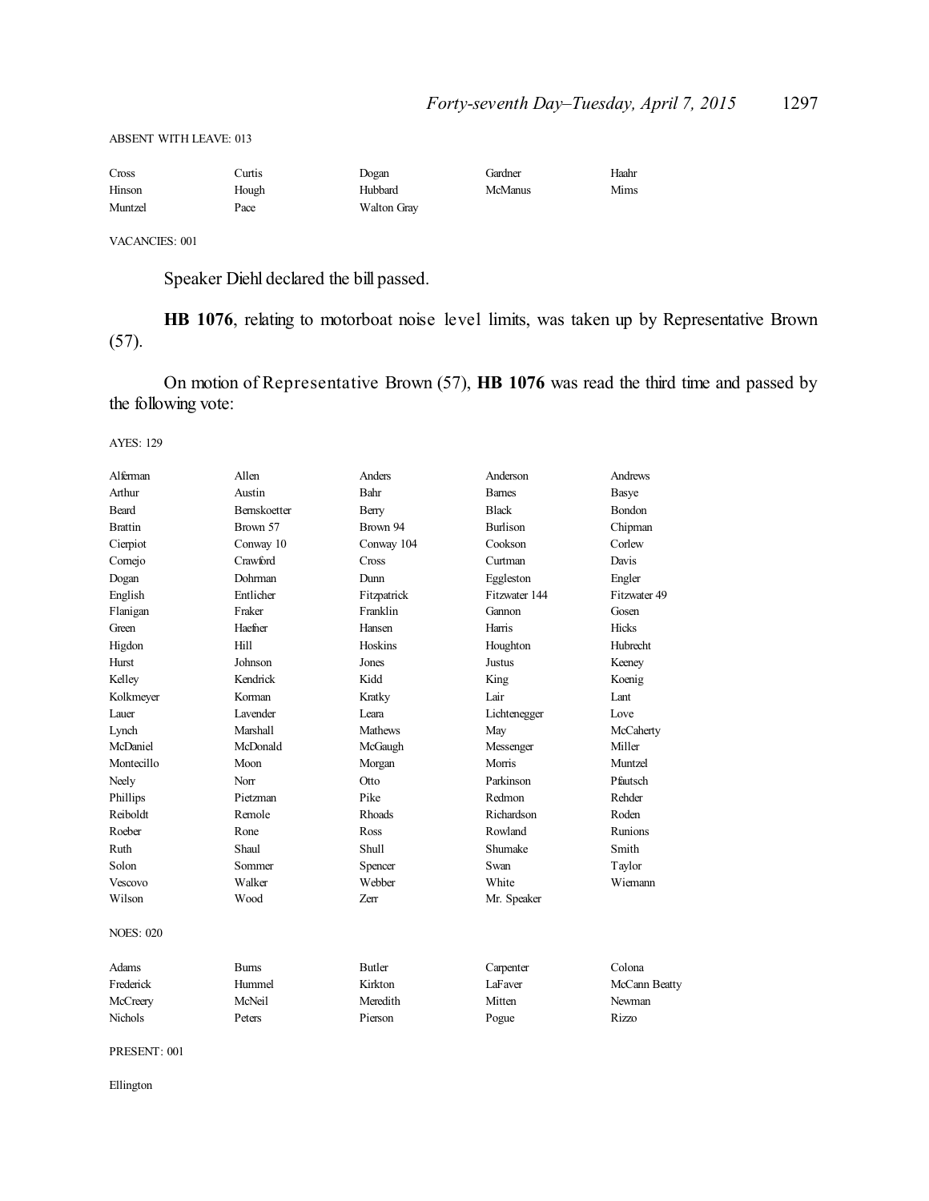ABSENT WITH LEAVE: 013

| | | | | |
|---|---|---|---|---|
| Cross | Curtis | Dogan | Gardner | Haahr |
| Hinson | Hough | Hubbard | McManus | Mims |
| Muntzel | Pace | Walton Gray | | |

VACANCIES: 001

Speaker Diehl declared the bill passed.

**HB 1076**, relating to motorboat noise level limits, was taken up by Representative Brown (57).

On motion of Representative Brown (57), **HB 1076** was read the third time and passed by the following vote:

AYES: 129

| | | | | |
|---|---|---|---|---|
| Alferman | Allen | Anders | Anderson | Andrews |
| Arthur | Austin | Bahr | Barnes | Basye |
| Beard | Bernskoetter | Berry | Black | Bondon |
| Brattin | Brown 57 | Brown 94 | Burlison | Chipman |
| Cierpiot | Conway 10 | Conway 104 | Cookson | Corlew |
| Cornejo | Crawford | Cross | Curtman | Davis |
| Dogan | Dohrman | Dunn | Eggleston | Engler |
| English | Entlicher | Fitzpatrick | Fitzwater 144 | Fitzwater 49 |
| Flanigan | Fraker | Franklin | Gannon | Gosen |
| Green | Haefner | Hansen | Harris | Hicks |
| Higdon | Hill | Hoskins | Houghton | Hubrecht |
| Hurst | Johnson | Jones | Justus | Keeney |
| Kelley | Kendrick | Kidd | King | Koenig |
| Kolkmeyer | Korman | Kratky | Lair | Lant |
| Lauer | Lavender | Leara | Lichtenegger | Love |
| Lynch | Marshall | Mathews | May | McCaherty |
| McDaniel | McDonald | McGaugh | Messenger | Miller |
| Montecillo | Moon | Morgan | Morris | Muntzel |
| Neely | Norr | Otto | Parkinson | Pfautsch |
| Phillips | Pietzman | Pike | Redmon | Rehder |
| Reiboldt | Remole | Rhoads | Richardson | Roden |
| Roeber | Rone | Ross | Rowland | Runions |
| Ruth | Shaul | Shull | Shumake | Smith |
| Solon | Sommer | Spencer | Swan | Taylor |
| Vescovo | Walker | Webber | White | Wiemann |
| Wilson | Wood | Zerr | Mr. Speaker | |

NOES: 020

| | | | | |
|---|---|---|---|---|
| Adams | Burns | Butler | Carpenter | Colona |
| Frederick | Hummel | Kirkton | LaFaver | McCann Beatty |
| McCreery | McNeil | Meredith | Mitten | Newman |
| Nichols | Peters | Pierson | Pogue | Rizzo |

PRESENT: 001

Ellington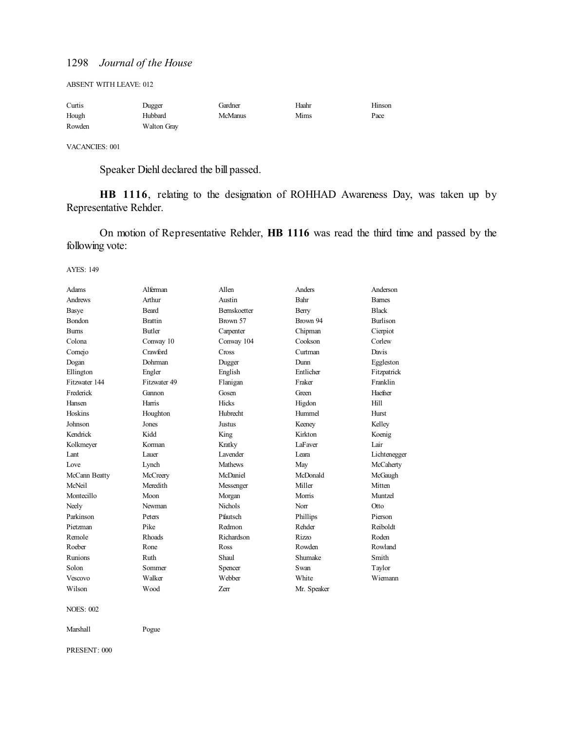ABSENT WITH LEAVE: 012

| | | | | |
|---|---|---|---|---|
| Curtis | Dugger | Gardner | Haahr | Hinson |
| Hough | Hubbard | McManus | Mims | Pace |
| Rowden | Walton Gray | | | |

VACANCIES: 001

Speaker Diehl declared the bill passed.

**HB 1116**, relating to the designation of ROHHAD Awareness Day, was taken up by Representative Rehder.

On motion of Representative Rehder, **HB 1116** was read the third time and passed by the following vote:

AYES: 149

| | | | | |
|---|---|---|---|---|
| Adams | Alferman | Allen | Anders | Anderson |
| Andrews | Arthur | Austin | Bahr | Barnes |
| Basye | Beard | Bernskoetter | Berry | Black |
| Bondon | Brattin | Brown 57 | Brown 94 | Burlison |
| Burns | Butler | Carpenter | Chipman | Cierpiot |
| Colona | Conway 10 | Conway 104 | Cookson | Corlew |
| Cornejo | Crawford | Cross | Curtman | Davis |
| Dogan | Dohrman | Dugger | Dunn | Eggleston |
| Ellington | Engler | English | Entlicher | Fitzpatrick |
| Fitzwater 144 | Fitzwater 49 | Flanigan | Fraker | Franklin |
| Frederick | Gannon | Gosen | Green | Haefner |
| Hansen | Harris | Hicks | Higdon | Hill |
| Hoskins | Houghton | Hubrecht | Hummel | Hurst |
| Johnson | Jones | Justus | Keeney | Kelley |
| Kendrick | Kidd | King | Kirkton | Koenig |
| Kolkmeyer | Korman | Kratky | LaFaver | Lair |
| Lant | Lauer | Lavender | Leara | Lichtenegger |
| Love | Lynch | Mathews | May | McCaherty |
| McCann Beatty | McCreery | McDaniel | McDonald | McGaugh |
| McNeil | Meredith | Messenger | Miller | Mitten |
| Montecillo | Moon | Morgan | Morris | Muntzel |
| Neely | Newman | Nichols | Norr | Otto |
| Parkinson | Peters | Pfautsch | Phillips | Pierson |
| Pietzman | Pike | Redmon | Rehder | Reiboldt |
| Remole | Rhoads | Richardson | Rizzo | Roden |
| Roeber | Rone | Ross | Rowden | Rowland |
| Runions | Ruth | Shaul | Shumake | Smith |
| Solon | Sommer | Spencer | Swan | Taylor |
| Vescovo | Walker | Webber | White | Wiemann |
| Wilson | Wood | Zerr | Mr. Speaker | |

NOES: 002

| | |
|---|---|
| Marshall | Pogue |

PRESENT: 000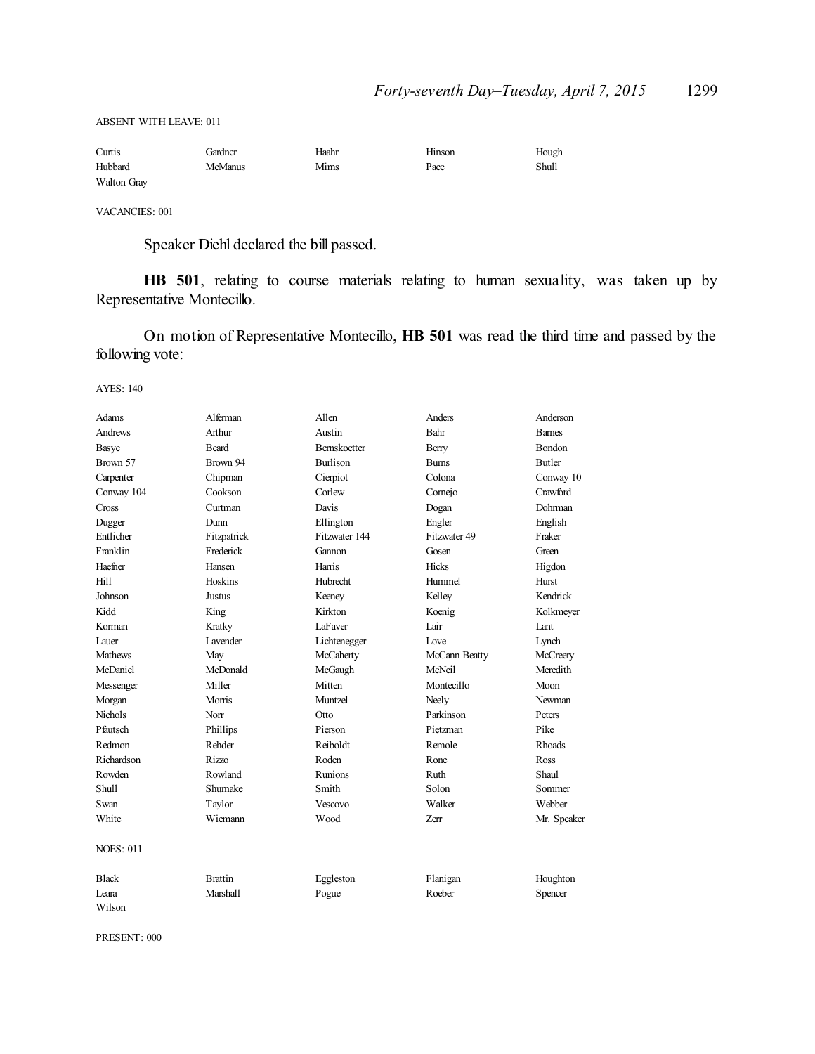ABSENT WITH LEAVE: 011

| | | | | |
|---|---|---|---|---|
| Curtis | Gardner | Haahr | Hinson | Hough |
| Hubbard | McManus | Mims | Pace | Shull |
| Walton Gray | | | | |

VACANCIES: 001

Speaker Diehl declared the bill passed.

**HB 501**, relating to course materials relating to human sexuality, was taken up by Representative Montecillo.

On motion of Representative Montecillo, **HB 501** was read the third time and passed by the following vote:

AYES: 140

| | | | | |
|---|---|---|---|---|
| Adams | Alferman | Allen | Anders | Anderson |
| Andrews | Arthur | Austin | Bahr | Barnes |
| Basye | Beard | Bernskoetter | Berry | Bondon |
| Brown 57 | Brown 94 | Burlison | Burns | Butler |
| Carpenter | Chipman | Cierpiot | Colona | Conway 10 |
| Conway 104 | Cookson | Corlew | Cornejo | Crawford |
| Cross | Curtman | Davis | Dogan | Dohrman |
| Dugger | Dunn | Ellington | Engler | English |
| Entlicher | Fitzpatrick | Fitzwater 144 | Fitzwater 49 | Fraker |
| Franklin | Frederick | Gannon | Gosen | Green |
| Haefner | Hansen | Harris | Hicks | Higdon |
| Hill | Hoskins | Hubrecht | Hummel | Hurst |
| Johnson | Justus | Keeney | Kelley | Kendrick |
| Kidd | King | Kirkton | Koenig | Kolkmeyer |
| Korman | Kratky | LaFaver | Lair | Lant |
| Lauer | Lavender | Lichtenegger | Love | Lynch |
| Mathews | May | McCaherty | McCann Beatty | McCreery |
| McDaniel | McDonald | McGaugh | McNeil | Meredith |
| Messenger | Miller | Mitten | Montecillo | Moon |
| Morgan | Morris | Muntzel | Neely | Newman |
| Nichols | Norr | Otto | Parkinson | Peters |
| Pfautsch | Phillips | Pierson | Pietzman | Pike |
| Redmon | Rehder | Reiboldt | Remole | Rhoads |
| Richardson | Rizzo | Roden | Rone | Ross |
| Rowden | Rowland | Runions | Ruth | Shaul |
| Shull | Shumake | Smith | Solon | Sommer |
| Swan | Taylor | Vescovo | Walker | Webber |
| White | Wiemann | Wood | Zerr | Mr. Speaker |

NOES: 011

| | | | | |
|---|---|---|---|---|
| Black | Brattin | Eggleston | Flanigan | Houghton |
| Leara | Marshall | Pogue | Roeber | Spencer |
| Wilson | | | | |

PRESENT: 000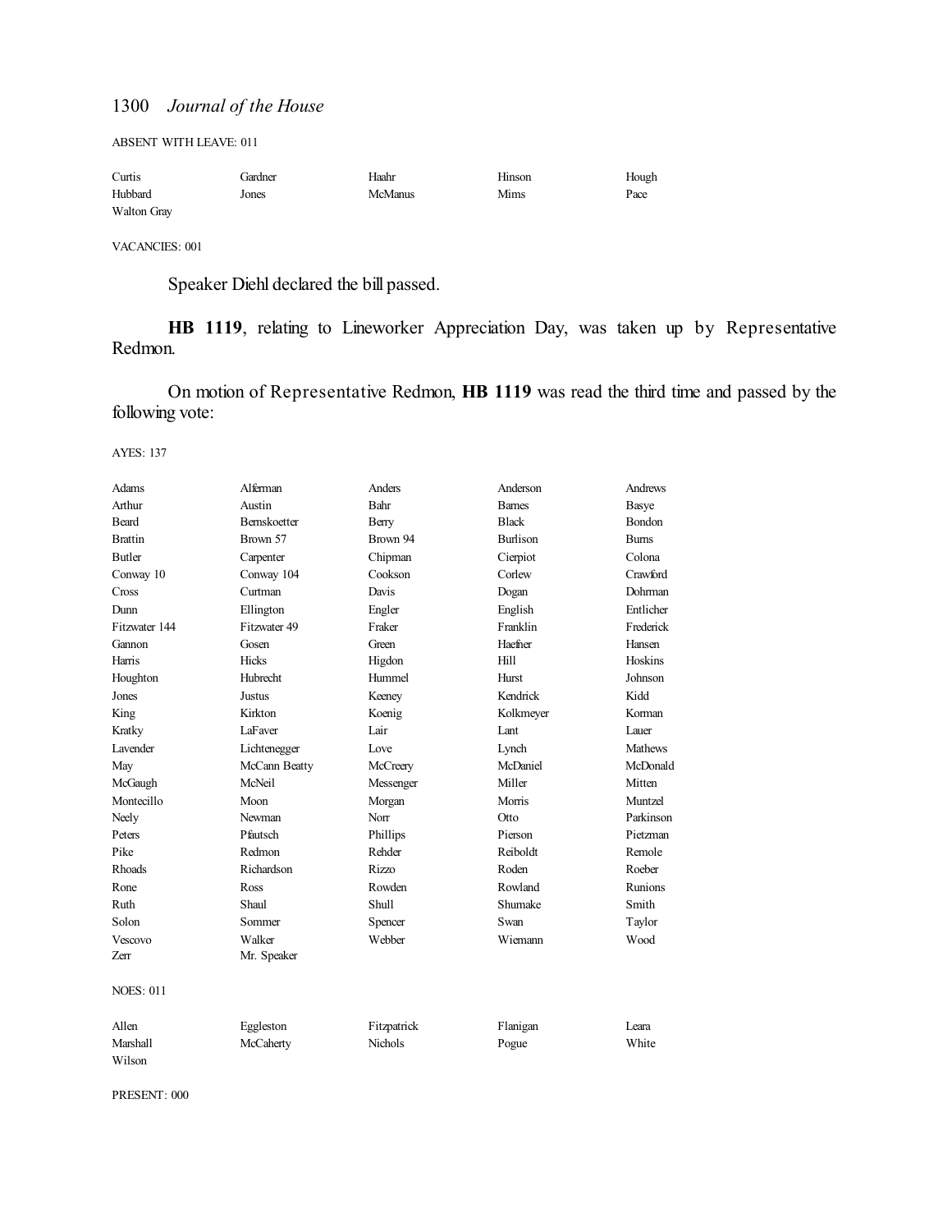ABSENT WITH LEAVE: 011

| | | | | |
|---|---|---|---|---|
| Curtis | Gardner | Haahr | Hinson | Hough |
| Hubbard | Jones | McManus | Mims | Pace |
| Walton Gray | | | | |

VACANCIES: 001

Speaker Diehl declared the bill passed.

**HB 1119**, relating to Lineworker Appreciation Day, was taken up by Representative Redmon.

On motion of Representative Redmon, **HB 1119** was read the third time and passed by the following vote:

AYES: 137

| | | | | |
|---|---|---|---|---|
| Adams | Alferman | Anders | Anderson | Andrews |
| Arthur | Austin | Bahr | Barnes | Basye |
| Beard | Bernskoetter | Berry | Black | Bondon |
| Brattin | Brown 57 | Brown 94 | Burlison | Burns |
| Butler | Carpenter | Chipman | Cierpiot | Colona |
| Conway 10 | Conway 104 | Cookson | Corlew | Crawford |
| Cross | Curtman | Davis | Dogan | Dohrman |
| Dunn | Ellington | Engler | English | Entlicher |
| Fitzwater 144 | Fitzwater 49 | Fraker | Franklin | Frederick |
| Gannon | Gosen | Green | Haefner | Hansen |
| Harris | Hicks | Higdon | Hill | Hoskins |
| Houghton | Hubrecht | Hummel | Hurst | Johnson |
| Jones | Justus | Keeney | Kendrick | Kidd |
| King | Kirkton | Koenig | Kolkmeyer | Korman |
| Kratky | LaFaver | Lair | Lant | Lauer |
| Lavender | Lichtenegger | Love | Lynch | Mathews |
| May | McCann Beatty | McCreery | McDaniel | McDonald |
| McGaugh | McNeil | Messenger | Miller | Mitten |
| Montecillo | Moon | Morgan | Morris | Muntzel |
| Neely | Newman | Norr | Otto | Parkinson |
| Peters | Pfautsch | Phillips | Pierson | Pietzman |
| Pike | Redmon | Rehder | Reiboldt | Remole |
| Rhoads | Richardson | Rizzo | Roden | Roeber |
| Rone | Ross | Rowden | Rowland | Runions |
| Ruth | Shaul | Shull | Shumake | Smith |
| Solon | Sommer | Spencer | Swan | Taylor |
| Vescovo | Walker | Webber | Wiemann | Wood |
| Zerr | Mr. Speaker | | | |

NOES: 011

| | | | | |
|---|---|---|---|---|
| Allen | Eggleston | Fitzpatrick | Flanigan | Leara |
| Marshall | McCaherty | Nichols | Pogue | White |
| Wilson | | | | |

PRESENT: 000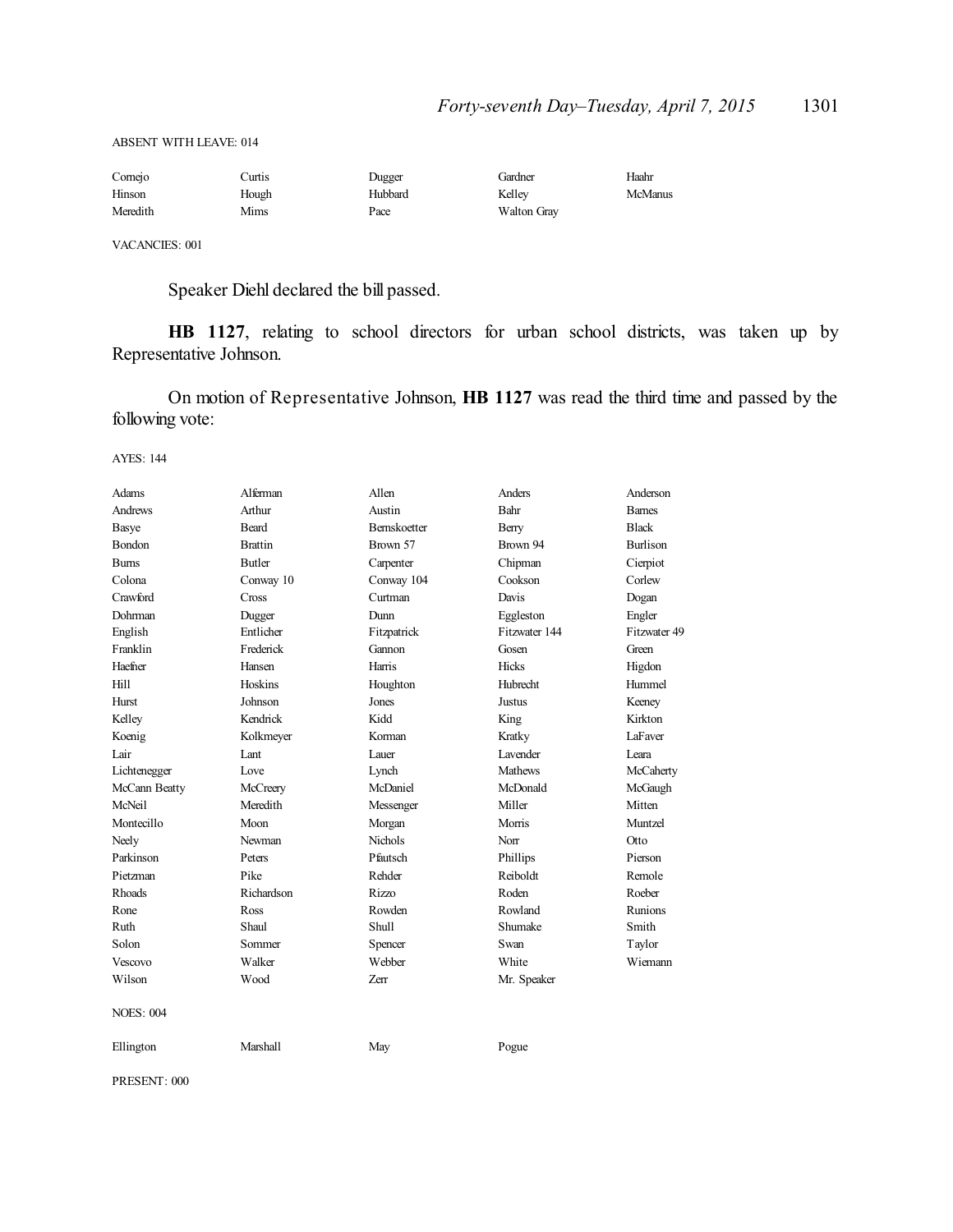ABSENT WITH LEAVE: 014

| | | | | |
|---|---|---|---|---|
| Cornejo | Curtis | Dugger | Gardner | Haahr |
| Hinson | Hough | Hubbard | Kelley | McManus |
| Meredith | Mims | Pace | Walton Gray | |

VACANCIES: 001

Speaker Diehl declared the bill passed.

**HB 1127**, relating to school directors for urban school districts, was taken up by Representative Johnson.

On motion of Representative Johnson, **HB 1127** was read the third time and passed by the following vote:

AYES: 144

| | | | | |
|---|---|---|---|---|
| Adams | Alferman | Allen | Anders | Anderson |
| Andrews | Arthur | Austin | Bahr | Barnes |
| Basye | Beard | Bernskoetter | Berry | Black |
| Bondon | Brattin | Brown 57 | Brown 94 | Burlison |
| Burns | Butler | Carpenter | Chipman | Cierpiot |
| Colona | Conway 10 | Conway 104 | Cookson | Corlew |
| Crawford | Cross | Curtman | Davis | Dogan |
| Dohrman | Dugger | Dunn | Eggleston | Engler |
| English | Entlicher | Fitzpatrick | Fitzwater 144 | Fitzwater 49 |
| Franklin | Frederick | Gannon | Gosen | Green |
| Haefner | Hansen | Harris | Hicks | Higdon |
| Hill | Hoskins | Houghton | Hubrecht | Hummel |
| Hurst | Johnson | Jones | Justus | Keeney |
| Kelley | Kendrick | Kidd | King | Kirkton |
| Koenig | Kolkmeyer | Korman | Kratky | LaFaver |
| Lair | Lant | Lauer | Lavender | Leara |
| Lichtenegger | Love | Lynch | Mathews | McCaherty |
| McCann Beatty | McCreery | McDaniel | McDonald | McGaugh |
| McNeil | Meredith | Messenger | Miller | Mitten |
| Montecillo | Moon | Morgan | Morris | Muntzel |
| Neely | Newman | Nichols | Norr | Otto |
| Parkinson | Peters | Pfautsch | Phillips | Pierson |
| Pietzman | Pike | Rehder | Reiboldt | Remole |
| Rhoads | Richardson | Rizzo | Roden | Roeber |
| Rone | Ross | Rowden | Rowland | Runions |
| Ruth | Shaul | Shull | Shumake | Smith |
| Solon | Sommer | Spencer | Swan | Taylor |
| Vescovo | Walker | Webber | White | Wiemann |
| Wilson | Wood | Zerr | Mr. Speaker | |

NOES: 004

| | | | |
|---|---|---|---|
| Ellington | Marshall | May | Pogue |

PRESENT: 000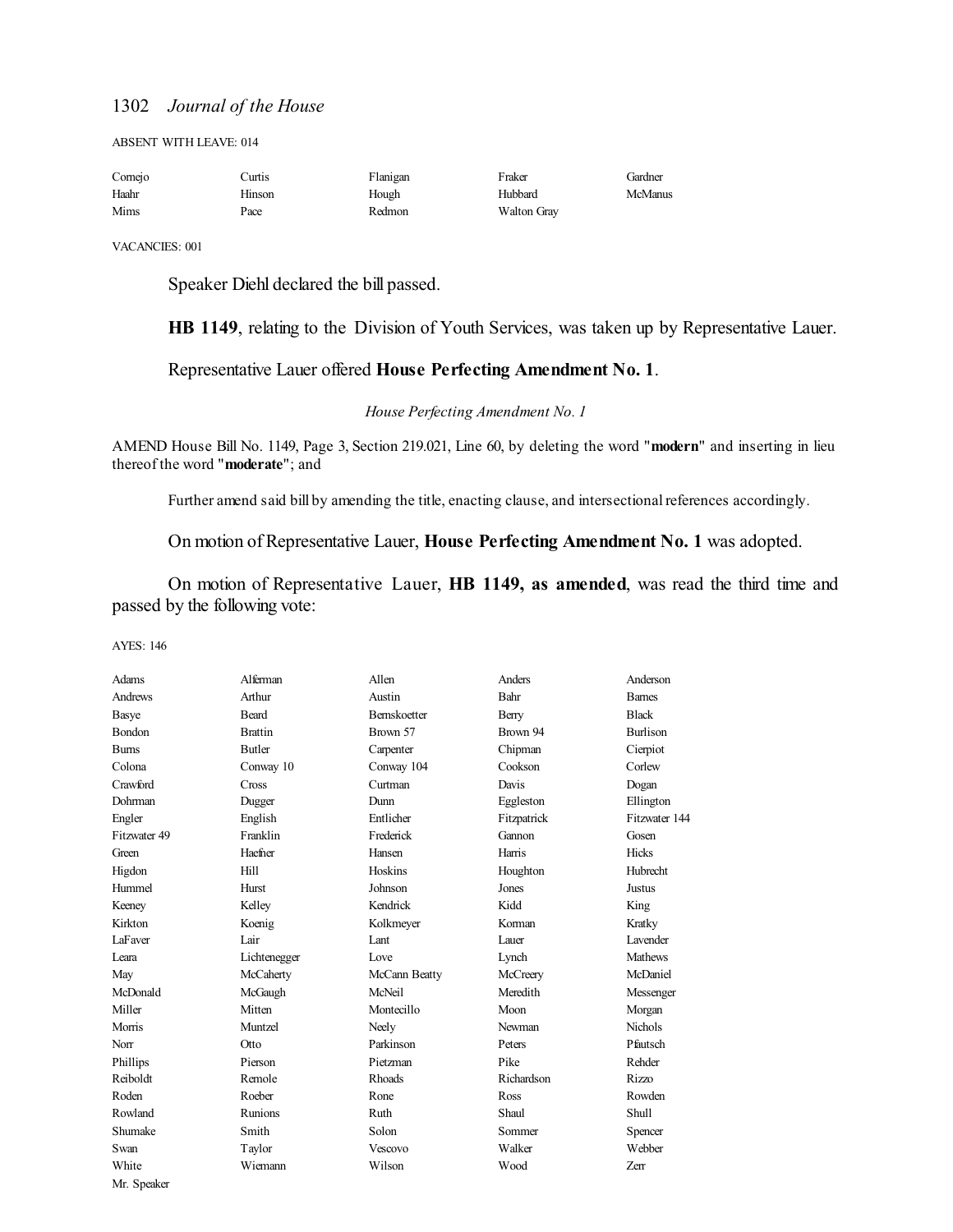ABSENT WITH LEAVE: 014

| | | | | |
|---|---|---|---|---|
| Cornejo | Curtis | Flanigan | Fraker | Gardner |
| Haahr | Hinson | Hough | Hubbard | McManus |
| Mims | Pace | Redmon | Walton Gray | |

VACANCIES: 001

Speaker Diehl declared the bill passed.

**HB 1149**, relating to the Division of Youth Services, was taken up by Representative Lauer.

Representative Lauer offered **House Perfecting Amendment No. 1**.

*House Perfecting Amendment No. 1*

AMEND House Bill No. 1149, Page 3, Section 219.021, Line 60, by deleting the word "**modern**" and inserting in lieu thereof the word "**moderate**"; and

Further amend said bill by amending the title, enacting clause, and intersectional references accordingly.

On motion of Representative Lauer, **House Perfecting Amendment No. 1** was adopted.

On motion of Representative Lauer, **HB 1149, as amended**, was read the third time and passed by the following vote:

AYES: 146

| | | | | |
|---|---|---|---|---|
| Adams | Alferman | Allen | Anders | Anderson |
| Andrews | Arthur | Austin | Bahr | Barnes |
| Basye | Beard | Bernskoetter | Berry | Black |
| Bondon | Brattin | Brown 57 | Brown 94 | Burlison |
| Burns | Butler | Carpenter | Chipman | Cierpiot |
| Colona | Conway 10 | Conway 104 | Cookson | Corlew |
| Crawford | Cross | Curtman | Davis | Dogan |
| Dohrman | Dugger | Dunn | Eggleston | Ellington |
| Engler | English | Entlicher | Fitzpatrick | Fitzwater 144 |
| Fitzwater 49 | Franklin | Frederick | Gannon | Gosen |
| Green | Haefner | Hansen | Harris | Hicks |
| Higdon | Hill | Hoskins | Houghton | Hubrecht |
| Hummel | Hurst | Johnson | Jones | Justus |
| Keeney | Kelley | Kendrick | Kidd | King |
| Kirkton | Koenig | Kolkmeyer | Korman | Kratky |
| LaFaver | Lair | Lant | Lauer | Lavender |
| Leara | Lichtenegger | Love | Lynch | Mathews |
| May | McCaherty | McCann Beatty | McCreery | McDaniel |
| McDonald | McGaugh | McNeil | Meredith | Messenger |
| Miller | Mitten | Montecillo | Moon | Morgan |
| Morris | Muntzel | Neely | Newman | Nichols |
| Norr | Otto | Parkinson | Peters | Pfautsch |
| Phillips | Pierson | Pietzman | Pike | Rehder |
| Reiboldt | Remole | Rhoads | Richardson | Rizzo |
| Roden | Roeber | Rone | Ross | Rowden |
| Rowland | Runions | Ruth | Shaul | Shull |
| Shumake | Smith | Solon | Sommer | Spencer |
| Swan | Taylor | Vescovo | Walker | Webber |
| White | Wiemann | Wilson | Wood | Zerr |
| Mr. Speaker | | | | |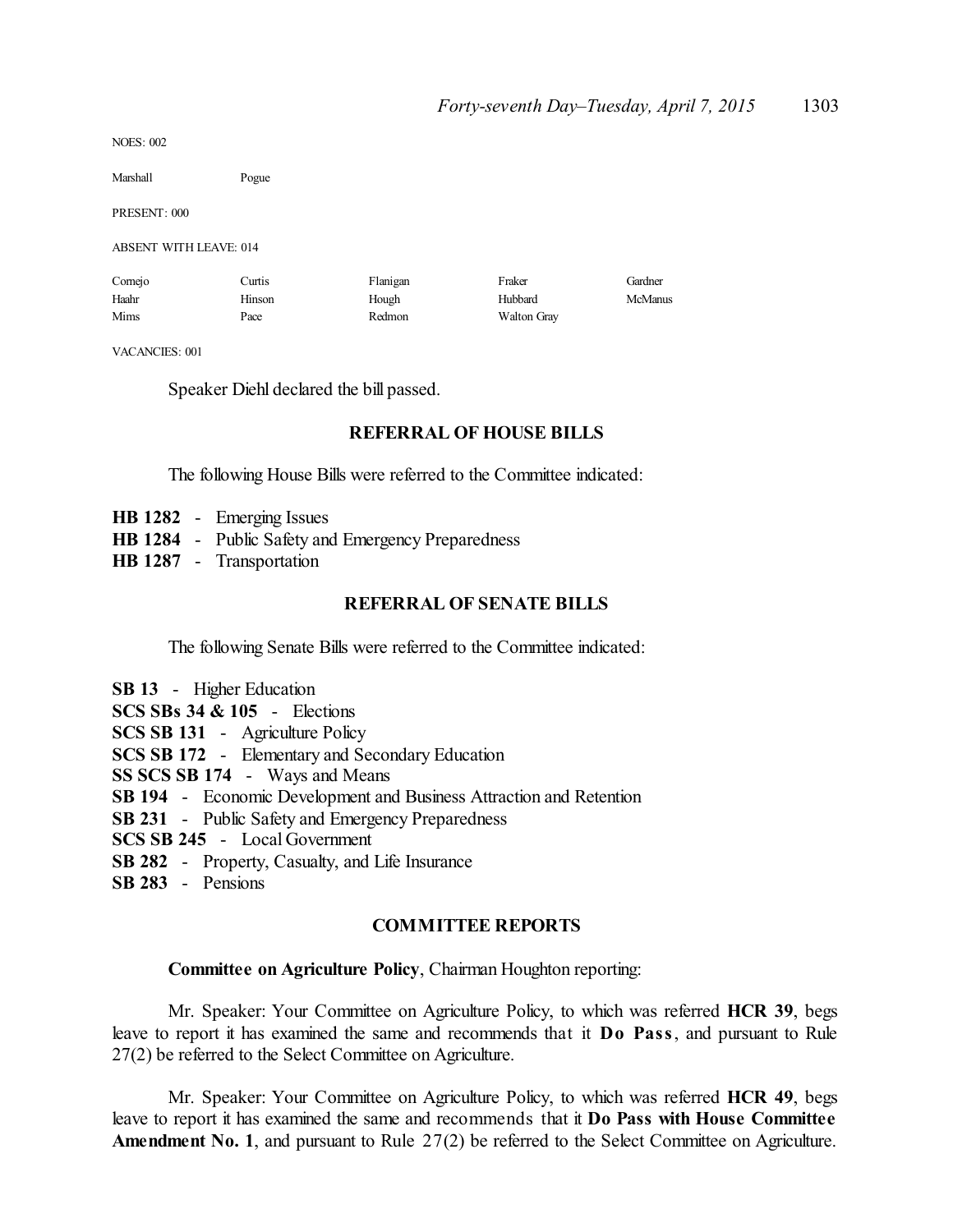NOES: 002

| | |
|---|---|
| Marshall | Pogue |

PRESENT: 000

ABSENT WITH LEAVE: 014

| | | | | |
|---|---|---|---|---|
| Cornejo | Curtis | Flanigan | Fraker | Gardner |
| Haahr | Hinson | Hough | Hubbard | McManus |
| Mims | Pace | Redmon | Walton Gray | |

VACANCIES: 001

Speaker Diehl declared the bill passed.

## REFERRAL OF HOUSE BILLS

The following House Bills were referred to the Committee indicated:

**HB 1282** - Emerging Issues
**HB 1284** - Public Safety and Emergency Preparedness
**HB 1287** - Transportation

## REFERRAL OF SENATE BILLS

The following Senate Bills were referred to the Committee indicated:

**SB 13** - Higher Education
**SCS SBs 34 & 105** - Elections
**SCS SB 131** - Agriculture Policy
**SCS SB 172** - Elementary and Secondary Education
**SS SCS SB 174** - Ways and Means
**SB 194** - Economic Development and Business Attraction and Retention
**SB 231** - Public Safety and Emergency Preparedness
**SCS SB 245** - Local Government
**SB 282** - Property, Casualty, and Life Insurance
**SB 283** - Pensions

## COMMITTEE REPORTS

**Committee on Agriculture Policy**, Chairman Houghton reporting:

Mr. Speaker: Your Committee on Agriculture Policy, to which was referred **HCR 39**, begs leave to report it has examined the same and recommends that it **Do Pass**, and pursuant to Rule 27(2) be referred to the Select Committee on Agriculture.

Mr. Speaker: Your Committee on Agriculture Policy, to which was referred **HCR 49**, begs leave to report it has examined the same and recommends that it **Do Pass with House Committee Amendment No. 1**, and pursuant to Rule 27(2) be referred to the Select Committee on Agriculture.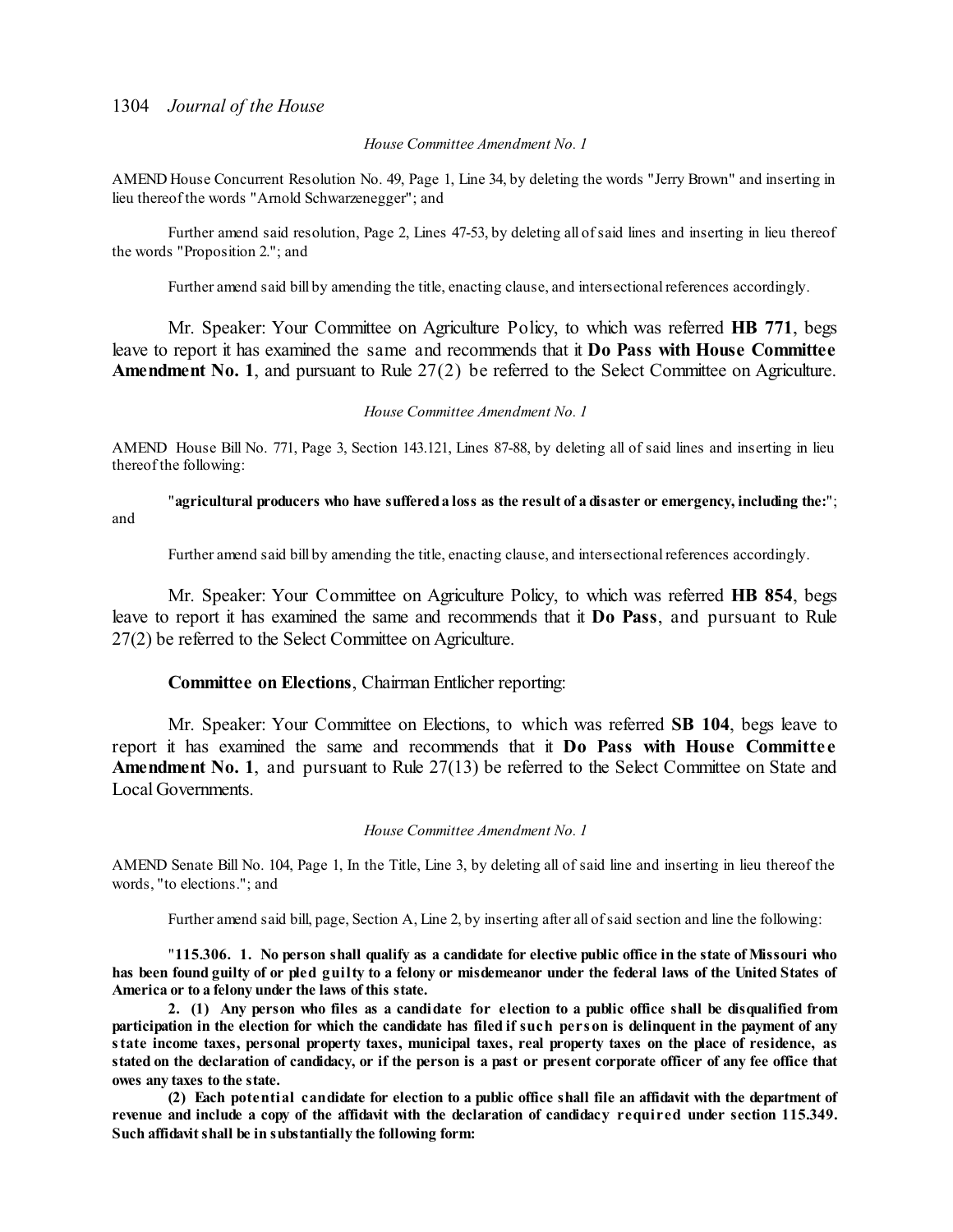*House Committee Amendment No. 1*

AMEND House Concurrent Resolution No. 49, Page 1, Line 34, by deleting the words "Jerry Brown" and inserting in lieu thereof the words "Arnold Schwarzenegger"; and

Further amend said resolution, Page 2, Lines 47-53, by deleting all of said lines and inserting in lieu thereof the words "Proposition 2."; and

Further amend said bill by amending the title, enacting clause, and intersectional references accordingly.

Mr. Speaker: Your Committee on Agriculture Policy, to which was referred **HB 771**, begs leave to report it has examined the same and recommends that it **Do Pass with House Committee Amendment No. 1**, and pursuant to Rule 27(2) be referred to the Select Committee on Agriculture.

*House Committee Amendment No. 1*

AMEND House Bill No. 771, Page 3, Section 143.121, Lines 87-88, by deleting all of said lines and inserting in lieu thereof the following:

"**agricultural producers who have suffered a loss as the result of a disaster or emergency, including the:**"; and

Further amend said bill by amending the title, enacting clause, and intersectional references accordingly.

Mr. Speaker: Your Committee on Agriculture Policy, to which was referred **HB 854**, begs leave to report it has examined the same and recommends that it **Do Pass**, and pursuant to Rule 27(2) be referred to the Select Committee on Agriculture.

**Committee on Elections**, Chairman Entlicher reporting:

Mr. Speaker: Your Committee on Elections, to which was referred **SB 104**, begs leave to report it has examined the same and recommends that it **Do Pass with House Committee Amendment No. 1**, and pursuant to Rule 27(13) be referred to the Select Committee on State and Local Governments.

*House Committee Amendment No. 1*

AMEND Senate Bill No. 104, Page 1, In the Title, Line 3, by deleting all of said line and inserting in lieu thereof the words, "to elections."; and

Further amend said bill, page, Section A, Line 2, by inserting after all of said section and line the following:

"**115.306. 1. No person shall qualify as a candidate for elective public office in the state of Missouri who has been found guilty of or pled guilty to a felony or misdemeanor under the federal laws of the United States of America or to a felony under the laws of this state.**

**2. (1) Any person who files as a candidate for election to a public office shall be disqualified from participation in the election for which the candidate has filed if such person is delinquent in the payment of any state income taxes, personal property taxes, municipal taxes, real property taxes on the place of residence, as stated on the declaration of candidacy, or if the person is a past or present corporate officer of any fee office that owes any taxes to the state.**

**(2) Each potential candidate for election to a public office shall file an affidavit with the department of revenue and include a copy of the affidavit with the declaration of candidacy required under section 115.349. Such affidavit shall be in substantially the following form:**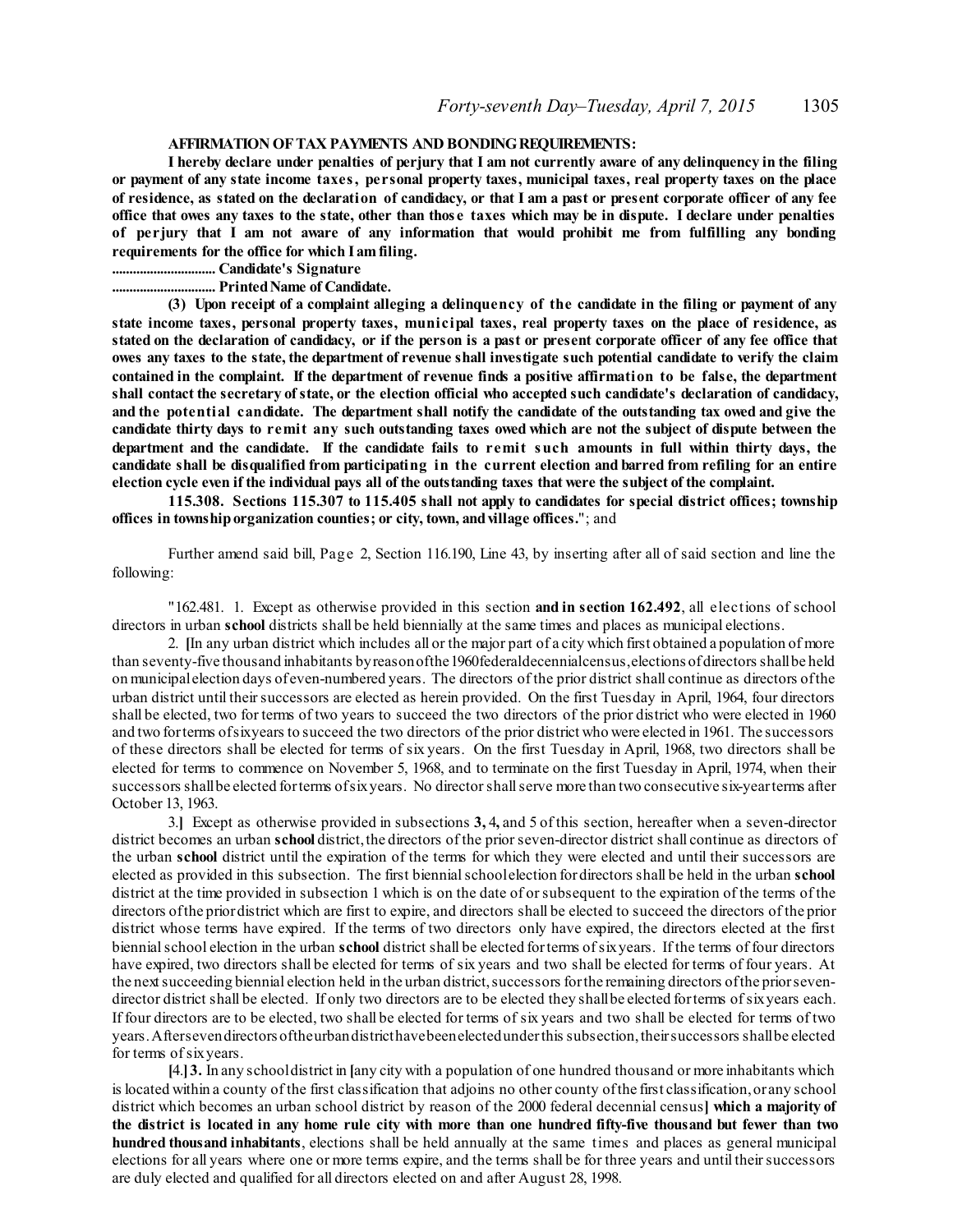**AFFIRMATION OF TAX PAYMENTS AND BONDING REQUIREMENTS:**

**I hereby declare under penalties of perjury that I am not currently aware of any delinquency in the filing or payment of any state income taxes, personal property taxes, municipal taxes, real property taxes on the place of residence, as stated on the declaration of candidacy, or that I am a past or present corporate officer of any fee office that owes any taxes to the state, other than those taxes which may be in dispute. I declare under penalties of perjury that I am not aware of any information that would prohibit me from fulfilling any bonding requirements for the office for which I am filing.**

**.............................. Candidate's Signature**

**.............................. Printed Name of Candidate.**

**(3) Upon receipt of a complaint alleging a delinquency of the candidate in the filing or payment of any state income taxes, personal property taxes, municipal taxes, real property taxes on the place of residence, as stated on the declaration of candidacy, or if the person is a past or present corporate officer of any fee office that owes any taxes to the state, the department of revenue shall investigate such potential candidate to verify the claim contained in the complaint. If the department of revenue finds a positive affirmation to be false, the department shall contact the secretary of state, or the election official who accepted such candidate's declaration of candidacy, and the potential candidate. The department shall notify the candidate of the outstanding tax owed and give the candidate thirty days to remit any such outstanding taxes owed which are not the subject of dispute between the department and the candidate. If the candidate fails to remit such amounts in full within thirty days, the candidate shall be disqualified from participating in the current election and barred from refiling for an entire election cycle even if the individual pays all of the outstanding taxes that were the subject of the complaint.**

**115.308. Sections 115.307 to 115.405 shall not apply to candidates for special district offices; township offices in township organization counties; or city, town, and village offices.**"; and

Further amend said bill, Page 2, Section 116.190, Line 43, by inserting after all of said section and line the following:

"162.481. 1. Except as otherwise provided in this section **and in section 162.492**, all elections of school directors in urban **school** districts shall be held biennially at the same times and places as municipal elections.

2. [In any urban district which includes all or the major part of a city which first obtained a population of more than seventy-five thousand inhabitants by reason of the 1960 federal decennial census, elections of directors shall be held on municipal election days of even-numbered years. The directors of the prior district shall continue as directors of the urban district until their successors are elected as herein provided. On the first Tuesday in April, 1964, four directors shall be elected, two for terms of two years to succeed the two directors of the prior district who were elected in 1960 and two for terms of six years to succeed the two directors of the prior district who were elected in 1961. The successors of these directors shall be elected for terms of six years. On the first Tuesday in April, 1968, two directors shall be elected for terms to commence on November 5, 1968, and to terminate on the first Tuesday in April, 1974, when their successors shall be elected for terms of six years. No director shall serve more than two consecutive six-year terms after October 13, 1963.

3.] Except as otherwise provided in subsections **3,** 4**,** and 5 of this section, hereafter when a seven-director district becomes an urban **school** district, the directors of the prior seven-director district shall continue as directors of the urban **school** district until the expiration of the terms for which they were elected and until their successors are elected as provided in this subsection. The first biennial school election for directors shall be held in the urban **school** district at the time provided in subsection 1 which is on the date of or subsequent to the expiration of the terms of the directors of the prior district which are first to expire, and directors shall be elected to succeed the directors of the prior district whose terms have expired. If the terms of two directors only have expired, the directors elected at the first biennial school election in the urban **school** district shall be elected for terms of six years. If the terms of four directors have expired, two directors shall be elected for terms of six years and two shall be elected for terms of four years. At the next succeeding biennial election held in the urban district, successors for the remaining directors of the prior seven-director district shall be elected. If only two directors are to be elected they shall be elected for terms of six years each. If four directors are to be elected, two shall be elected for terms of six years and two shall be elected for terms of two years. After seven directors of the urban district have been elected under this subsection, their successors shall be elected for terms of six years.

[4.] **3.** In any school district in [any city with a population of one hundred thousand or more inhabitants which is located within a county of the first classification that adjoins no other county of the first classification, or any school district which becomes an urban school district by reason of the 2000 federal decennial census] **which a majority of the district is located in any home rule city with more than one hundred fifty-five thousand but fewer than two hundred thousand inhabitants**, elections shall be held annually at the same times and places as general municipal elections for all years where one or more terms expire, and the terms shall be for three years and until their successors are duly elected and qualified for all directors elected on and after August 28, 1998.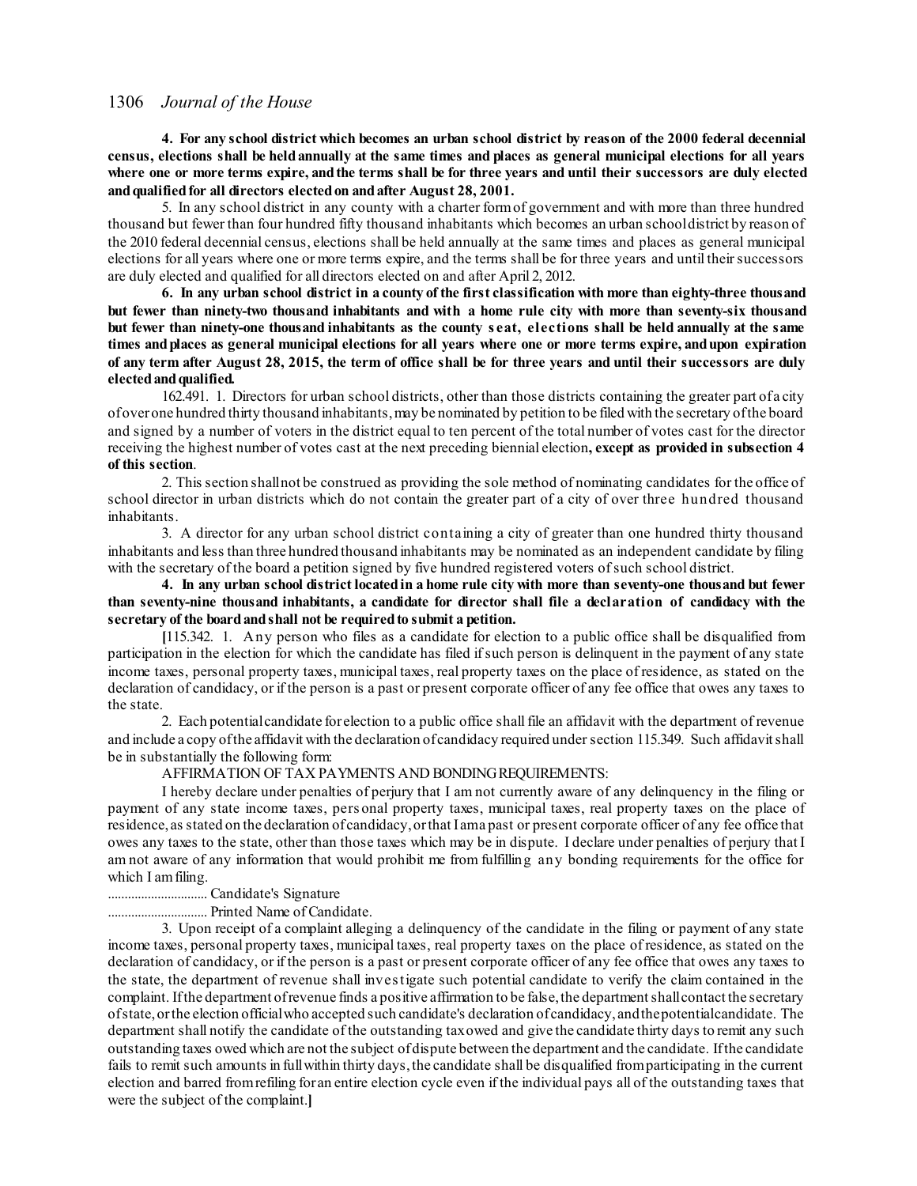**4. For any school district which becomes an urban school district by reason of the 2000 federal decennial census, elections shall be held annually at the same times and places as general municipal elections for all years where one or more terms expire, and the terms shall be for three years and until their successors are duly elected and qualified for all directors elected on and after August 28, 2001.**

5. In any school district in any county with a charter form of government and with more than three hundred thousand but fewer than four hundred fifty thousand inhabitants which becomes an urban school district by reason of the 2010 federal decennial census, elections shall be held annually at the same times and places as general municipal elections for all years where one or more terms expire, and the terms shall be for three years and until their successors are duly elected and qualified for all directors elected on and after April 2, 2012.

**6. In any urban school district in a county of the first classification with more than eighty-three thousand but fewer than ninety-two thousand inhabitants and with a home rule city with more than seventy-six thousand but fewer than ninety-one thousand inhabitants as the county seat, elections shall be held annually at the same times and places as general municipal elections for all years where one or more terms expire, and upon expiration of any term after August 28, 2015, the term of office shall be for three years and until their successors are duly elected and qualified.**

162.491. 1. Directors for urban school districts, other than those districts containing the greater part of a city of over one hundred thirty thousand inhabitants, may be nominated by petition to be filed with the secretary of the board and signed by a number of voters in the district equal to ten percent of the total number of votes cast for the director receiving the highest number of votes cast at the next preceding biennial election**, except as provided in subsection 4 of this section**.

2. This section shall not be construed as providing the sole method of nominating candidates for the office of school director in urban districts which do not contain the greater part of a city of over three hundred thousand inhabitants.

3. A director for any urban school district containing a city of greater than one hundred thirty thousand inhabitants and less than three hundred thousand inhabitants may be nominated as an independent candidate by filing with the secretary of the board a petition signed by five hundred registered voters of such school district.

**4. In any urban school district located in a home rule city with more than seventy-one thousand but fewer than seventy-nine thousand inhabitants, a candidate for director shall file a declaration of candidacy with the secretary of the board and shall not be required to submit a petition.**

**[**115.342. 1. Any person who files as a candidate for election to a public office shall be disqualified from participation in the election for which the candidate has filed if such person is delinquent in the payment of any state income taxes, personal property taxes, municipal taxes, real property taxes on the place of residence, as stated on the declaration of candidacy, or if the person is a past or present corporate officer of any fee office that owes any taxes to the state.

2. Each potential candidate for election to a public office shall file an affidavit with the department of revenue and include a copy of the affidavit with the declaration of candidacy required under section 115.349. Such affidavit shall be in substantially the following form:

AFFIRMATION OF TAX PAYMENTS AND BONDING REQUIREMENTS:

I hereby declare under penalties of perjury that I am not currently aware of any delinquency in the filing or payment of any state income taxes, personal property taxes, municipal taxes, real property taxes on the place of residence, as stated on the declaration of candidacy, or that I am a past or present corporate officer of any fee office that owes any taxes to the state, other than those taxes which may be in dispute. I declare under penalties of perjury that I am not aware of any information that would prohibit me from fulfilling any bonding requirements for the office for which I am filing.

.............................. Candidate's Signature

.............................. Printed Name of Candidate.

3. Upon receipt of a complaint alleging a delinquency of the candidate in the filing or payment of any state income taxes, personal property taxes, municipal taxes, real property taxes on the place of residence, as stated on the declaration of candidacy, or if the person is a past or present corporate officer of any fee office that owes any taxes to the state, the department of revenue shall investigate such potential candidate to verify the claim contained in the complaint. If the department of revenue finds a positive affirmation to be false, the department shall contact the secretary of state, or the election official who accepted such candidate's declaration of candidacy, and the potential candidate. The department shall notify the candidate of the outstanding tax owed and give the candidate thirty days to remit any such outstanding taxes owed which are not the subject of dispute between the department and the candidate. If the candidate fails to remit such amounts in full within thirty days, the candidate shall be disqualified from participating in the current election and barred from refiling for an entire election cycle even if the individual pays all of the outstanding taxes that were the subject of the complaint.**]**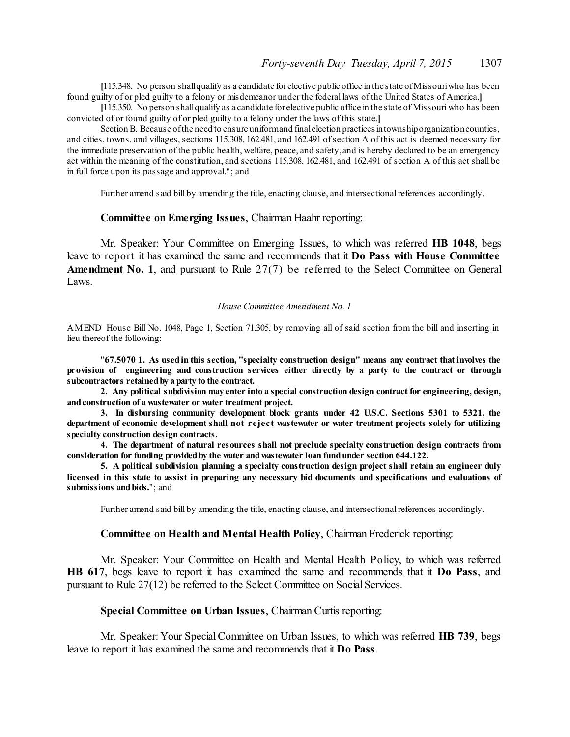[115.348. No person shall qualify as a candidate for elective public office in the state of Missouri who has been found guilty of or pled guilty to a felony or misdemeanor under the federal laws of the United States of America.]

[115.350. No person shall qualify as a candidate for elective public office in the state of Missouri who has been convicted of or found guilty of or pled guilty to a felony under the laws of this state.]

Section B. Because of the need to ensure uniform and final election practices in township organization counties, and cities, towns, and villages, sections 115.308, 162.481, and 162.491 of section A of this act is deemed necessary for the immediate preservation of the public health, welfare, peace, and safety, and is hereby declared to be an emergency act within the meaning of the constitution, and sections 115.308, 162.481, and 162.491 of section A of this act shall be in full force upon its passage and approval."; and

Further amend said bill by amending the title, enacting clause, and intersectional references accordingly.

**Committee on Emerging Issues**, Chairman Haahr reporting:

Mr. Speaker: Your Committee on Emerging Issues, to which was referred **HB 1048**, begs leave to report it has examined the same and recommends that it **Do Pass with House Committee Amendment No. 1**, and pursuant to Rule 27(7) be referred to the Select Committee on General Laws.

*House Committee Amendment No. 1*

AMEND House Bill No. 1048, Page 1, Section 71.305, by removing all of said section from the bill and inserting in lieu thereof the following:

"**67.5070 1. As used in this section, "specialty construction design" means any contract that involves the provision of engineering and construction services either directly by a party to the contract or through subcontractors retained by a party to the contract.**

**2. Any political subdivision may enter into a special construction design contract for engineering, design, and construction of a wastewater or water treatment project.**

**3. In disbursing community development block grants under 42 U.S.C. Sections 5301 to 5321, the department of economic development shall not reject wastewater or water treatment projects solely for utilizing specialty construction design contracts.**

**4. The department of natural resources shall not preclude specialty construction design contracts from consideration for funding provided by the water and wastewater loan fund under section 644.122.**

**5. A political subdivision planning a specialty construction design project shall retain an engineer duly licensed in this state to assist in preparing any necessary bid documents and specifications and evaluations of submissions and bids.**"; and

Further amend said bill by amending the title, enacting clause, and intersectional references accordingly.

**Committee on Health and Mental Health Policy**, Chairman Frederick reporting:

Mr. Speaker: Your Committee on Health and Mental Health Policy, to which was referred **HB 617**, begs leave to report it has examined the same and recommends that it **Do Pass**, and pursuant to Rule 27(12) be referred to the Select Committee on Social Services.

**Special Committee on Urban Issues**, Chairman Curtis reporting:

Mr. Speaker: Your Special Committee on Urban Issues, to which was referred **HB 739**, begs leave to report it has examined the same and recommends that it **Do Pass**.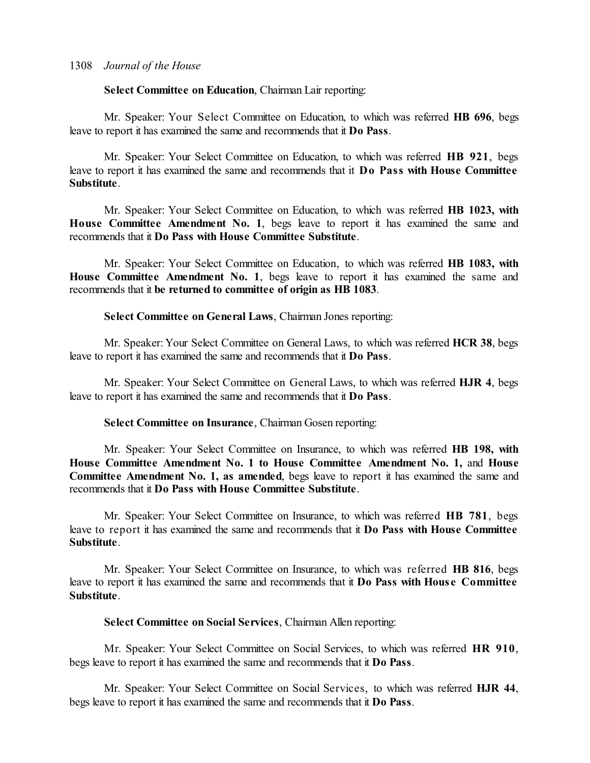**Select Committee on Education**, Chairman Lair reporting:

Mr. Speaker: Your Select Committee on Education, to which was referred **HB 696**, begs leave to report it has examined the same and recommends that it **Do Pass**.

Mr. Speaker: Your Select Committee on Education, to which was referred **HB 921**, begs leave to report it has examined the same and recommends that it **Do Pass with House Committee Substitute**.

Mr. Speaker: Your Select Committee on Education, to which was referred **HB 1023, with House Committee Amendment No. 1**, begs leave to report it has examined the same and recommends that it **Do Pass with House Committee Substitute**.

Mr. Speaker: Your Select Committee on Education, to which was referred **HB 1083, with House Committee Amendment No. 1**, begs leave to report it has examined the same and recommends that it **be returned to committee of origin as HB 1083**.

**Select Committee on General Laws**, Chairman Jones reporting:

Mr. Speaker: Your Select Committee on General Laws, to which was referred **HCR 38**, begs leave to report it has examined the same and recommends that it **Do Pass**.

Mr. Speaker: Your Select Committee on General Laws, to which was referred **HJR 4**, begs leave to report it has examined the same and recommends that it **Do Pass**.

**Select Committee on Insurance**, Chairman Gosen reporting:

Mr. Speaker: Your Select Committee on Insurance, to which was referred **HB 198, with House Committee Amendment No. 1 to House Committee Amendment No. 1,** and **House Committee Amendment No. 1, as amended**, begs leave to report it has examined the same and recommends that it **Do Pass with House Committee Substitute**.

Mr. Speaker: Your Select Committee on Insurance, to which was referred **HB 781**, begs leave to report it has examined the same and recommends that it **Do Pass with House Committee Substitute**.

Mr. Speaker: Your Select Committee on Insurance, to which was referred **HB 816**, begs leave to report it has examined the same and recommends that it **Do Pass with House Committee Substitute**.

**Select Committee on Social Services**, Chairman Allen reporting:

Mr. Speaker: Your Select Committee on Social Services, to which was referred **HR 910**, begs leave to report it has examined the same and recommends that it **Do Pass**.

Mr. Speaker: Your Select Committee on Social Services, to which was referred **HJR 44**, begs leave to report it has examined the same and recommends that it **Do Pass**.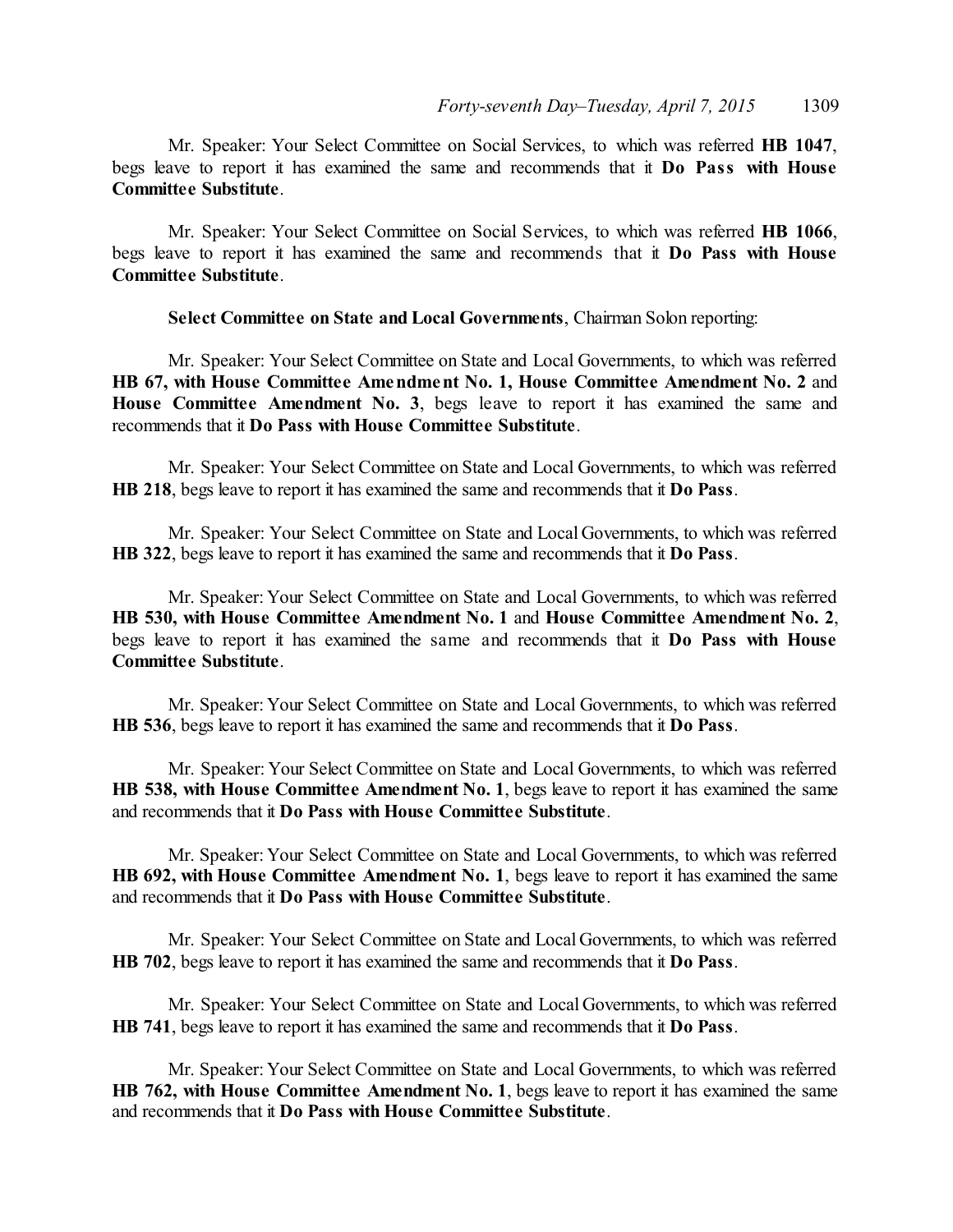Mr. Speaker: Your Select Committee on Social Services, to which was referred **HB 1047**, begs leave to report it has examined the same and recommends that it **Do Pass with House Committee Substitute**.

Mr. Speaker: Your Select Committee on Social Services, to which was referred **HB 1066**, begs leave to report it has examined the same and recommends that it **Do Pass with House Committee Substitute**.

**Select Committee on State and Local Governments**, Chairman Solon reporting:

Mr. Speaker: Your Select Committee on State and Local Governments, to which was referred **HB 67, with House Committee Amendment No. 1, House Committee Amendment No. 2** and **House Committee Amendment No. 3**, begs leave to report it has examined the same and recommends that it **Do Pass with House Committee Substitute**.

Mr. Speaker: Your Select Committee on State and Local Governments, to which was referred **HB 218**, begs leave to report it has examined the same and recommends that it **Do Pass**.

Mr. Speaker: Your Select Committee on State and Local Governments, to which was referred **HB 322**, begs leave to report it has examined the same and recommends that it **Do Pass**.

Mr. Speaker: Your Select Committee on State and Local Governments, to which was referred **HB 530, with House Committee Amendment No. 1** and **House Committee Amendment No. 2**, begs leave to report it has examined the same and recommends that it **Do Pass with House Committee Substitute**.

Mr. Speaker: Your Select Committee on State and Local Governments, to which was referred **HB 536**, begs leave to report it has examined the same and recommends that it **Do Pass**.

Mr. Speaker: Your Select Committee on State and Local Governments, to which was referred **HB 538, with House Committee Amendment No. 1**, begs leave to report it has examined the same and recommends that it **Do Pass with House Committee Substitute**.

Mr. Speaker: Your Select Committee on State and Local Governments, to which was referred **HB 692, with House Committee Amendment No. 1**, begs leave to report it has examined the same and recommends that it **Do Pass with House Committee Substitute**.

Mr. Speaker: Your Select Committee on State and Local Governments, to which was referred **HB 702**, begs leave to report it has examined the same and recommends that it **Do Pass**.

Mr. Speaker: Your Select Committee on State and Local Governments, to which was referred **HB 741**, begs leave to report it has examined the same and recommends that it **Do Pass**.

Mr. Speaker: Your Select Committee on State and Local Governments, to which was referred **HB 762, with House Committee Amendment No. 1**, begs leave to report it has examined the same and recommends that it **Do Pass with House Committee Substitute**.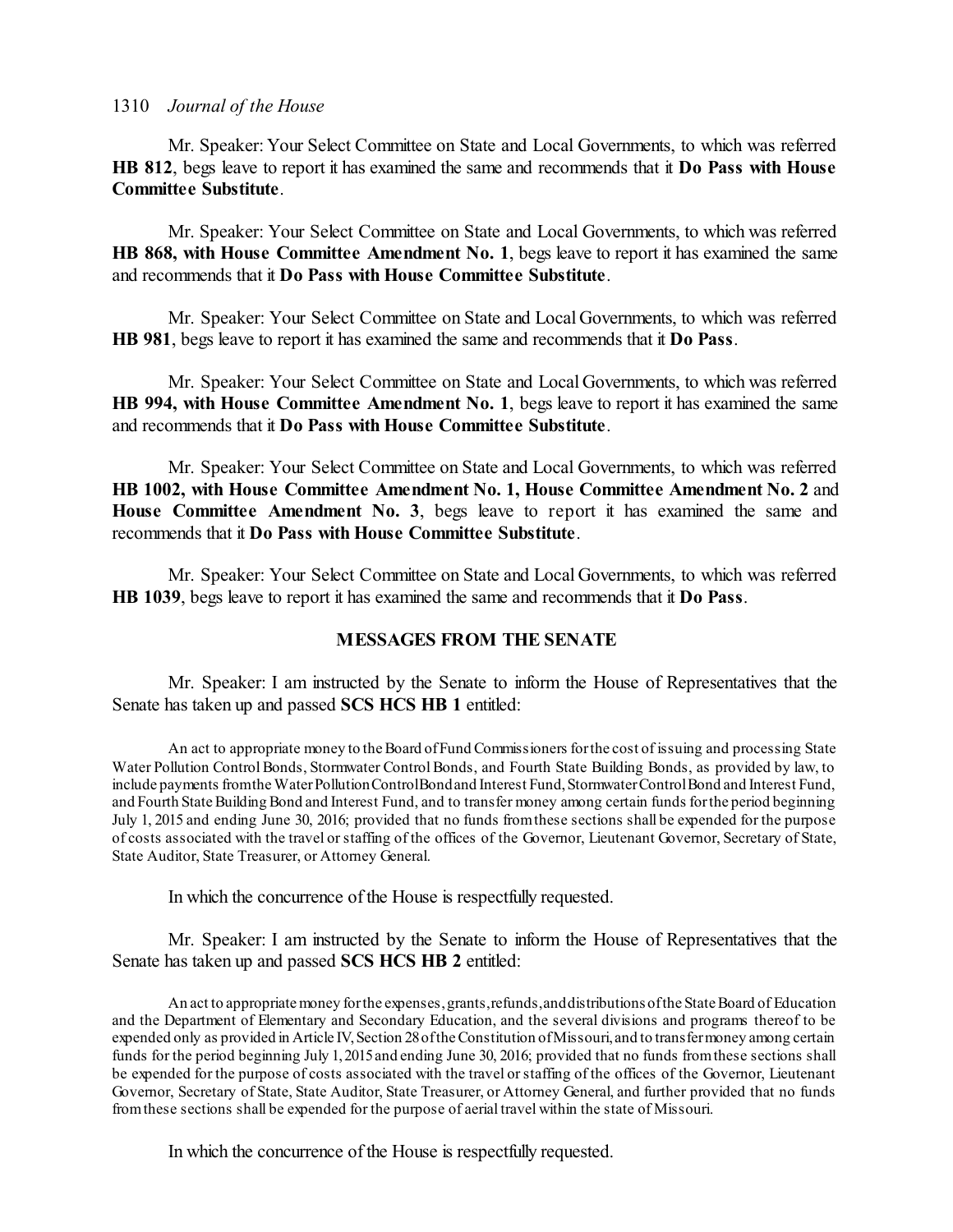Mr. Speaker: Your Select Committee on State and Local Governments, to which was referred **HB 812**, begs leave to report it has examined the same and recommends that it **Do Pass with House Committee Substitute**.

Mr. Speaker: Your Select Committee on State and Local Governments, to which was referred **HB 868, with House Committee Amendment No. 1**, begs leave to report it has examined the same and recommends that it **Do Pass with House Committee Substitute**.

Mr. Speaker: Your Select Committee on State and Local Governments, to which was referred **HB 981**, begs leave to report it has examined the same and recommends that it **Do Pass**.

Mr. Speaker: Your Select Committee on State and Local Governments, to which was referred **HB 994, with House Committee Amendment No. 1**, begs leave to report it has examined the same and recommends that it **Do Pass with House Committee Substitute**.

Mr. Speaker: Your Select Committee on State and Local Governments, to which was referred **HB 1002, with House Committee Amendment No. 1, House Committee Amendment No. 2** and **House Committee Amendment No. 3**, begs leave to report it has examined the same and recommends that it **Do Pass with House Committee Substitute**.

Mr. Speaker: Your Select Committee on State and Local Governments, to which was referred **HB 1039**, begs leave to report it has examined the same and recommends that it **Do Pass**.

## MESSAGES FROM THE SENATE

Mr. Speaker: I am instructed by the Senate to inform the House of Representatives that the Senate has taken up and passed **SCS HCS HB 1** entitled:

An act to appropriate money to the Board of Fund Commissioners for the cost of issuing and processing State Water Pollution Control Bonds, Stormwater Control Bonds, and Fourth State Building Bonds, as provided by law, to include payments from the Water Pollution Control Bond and Interest Fund, Stormwater Control Bond and Interest Fund, and Fourth State Building Bond and Interest Fund, and to transfer money among certain funds for the period beginning July 1, 2015 and ending June 30, 2016; provided that no funds from these sections shall be expended for the purpose of costs associated with the travel or staffing of the offices of the Governor, Lieutenant Governor, Secretary of State, State Auditor, State Treasurer, or Attorney General.

In which the concurrence of the House is respectfully requested.

Mr. Speaker: I am instructed by the Senate to inform the House of Representatives that the Senate has taken up and passed **SCS HCS HB 2** entitled:

An act to appropriate money for the expenses, grants, refunds, and distributions of the State Board of Education and the Department of Elementary and Secondary Education, and the several divisions and programs thereof to be expended only as provided in Article IV, Section 28 of the Constitution of Missouri, and to transfer money among certain funds for the period beginning July 1, 2015 and ending June 30, 2016; provided that no funds from these sections shall be expended for the purpose of costs associated with the travel or staffing of the offices of the Governor, Lieutenant Governor, Secretary of State, State Auditor, State Treasurer, or Attorney General, and further provided that no funds from these sections shall be expended for the purpose of aerial travel within the state of Missouri.

In which the concurrence of the House is respectfully requested.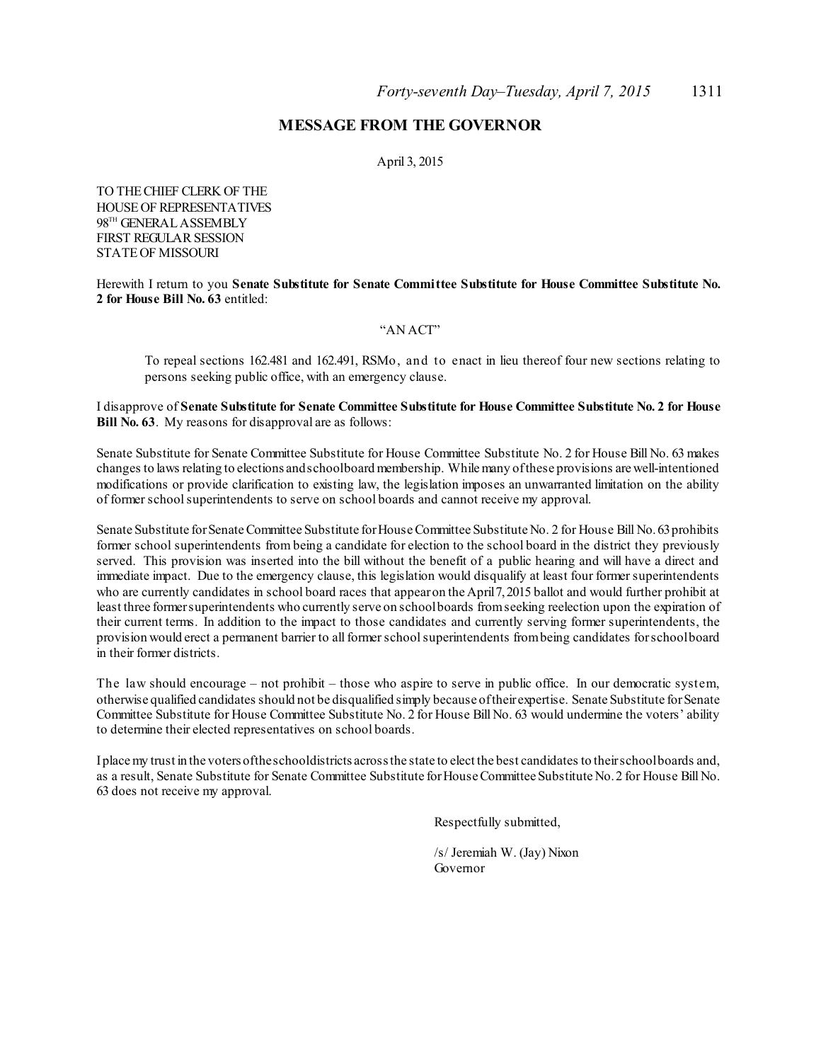## MESSAGE FROM THE GOVERNOR

April 3, 2015

TO THE CHIEF CLERK OF THE
HOUSE OF REPRESENTATIVES
98TH GENERAL ASSEMBLY
FIRST REGULAR SESSION
STATE OF MISSOURI

Herewith I return to you **Senate Substitute for Senate Committee Substitute for House Committee Substitute No. 2 for House Bill No. 63** entitled:

"AN ACT"

> To repeal sections 162.481 and 162.491, RSMo, and to enact in lieu thereof four new sections relating to persons seeking public office, with an emergency clause.

I disapprove of **Senate Substitute for Senate Committee Substitute for House Committee Substitute No. 2 for House Bill No. 63**. My reasons for disapproval are as follows:

Senate Substitute for Senate Committee Substitute for House Committee Substitute No. 2 for House Bill No. 63 makes changes to laws relating to elections and school board membership. While many of these provisions are well-intentioned modifications or provide clarification to existing law, the legislation imposes an unwarranted limitation on the ability of former school superintendents to serve on school boards and cannot receive my approval.

Senate Substitute for Senate Committee Substitute for House Committee Substitute No. 2 for House Bill No. 63 prohibits former school superintendents from being a candidate for election to the school board in the district they previously served. This provision was inserted into the bill without the benefit of a public hearing and will have a direct and immediate impact. Due to the emergency clause, this legislation would disqualify at least four former superintendents who are currently candidates in school board races that appear on the April 7, 2015 ballot and would further prohibit at least three former superintendents who currently serve on school boards from seeking reelection upon the expiration of their current terms. In addition to the impact to those candidates and currently serving former superintendents, the provision would erect a permanent barrier to all former school superintendents from being candidates for school board in their former districts.

The law should encourage – not prohibit – those who aspire to serve in public office. In our democratic system, otherwise qualified candidates should not be disqualified simply because of their expertise. Senate Substitute for Senate Committee Substitute for House Committee Substitute No. 2 for House Bill No. 63 would undermine the voters' ability to determine their elected representatives on school boards.

I place my trust in the voters of the school districts across the state to elect the best candidates to their school boards and, as a result, Senate Substitute for Senate Committee Substitute for House Committee Substitute No. 2 for House Bill No. 63 does not receive my approval.

Respectfully submitted,

/s/ Jeremiah W. (Jay) Nixon
Governor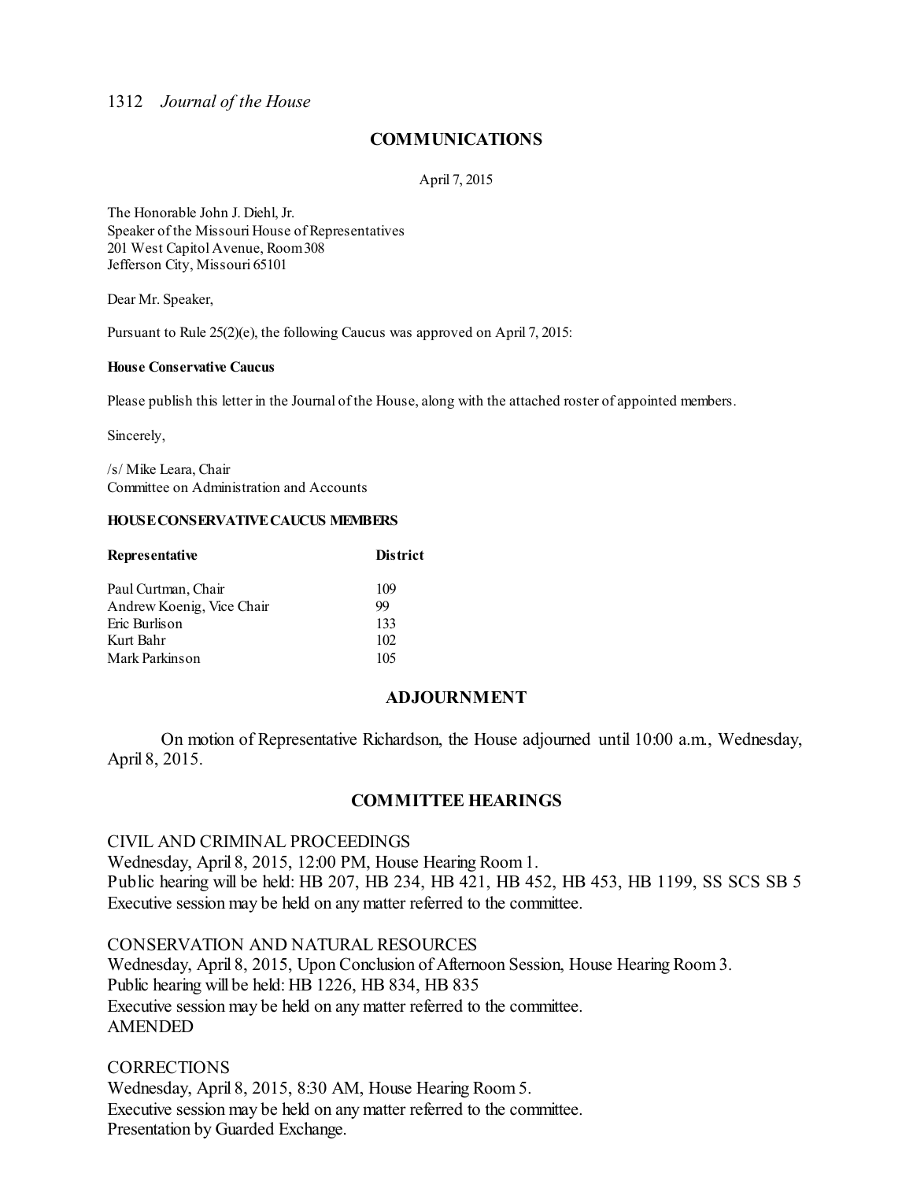## COMMUNICATIONS

April 7, 2015

The Honorable John J. Diehl, Jr.
Speaker of the Missouri House of Representatives
201 West Capitol Avenue, Room 308
Jefferson City, Missouri 65101

Dear Mr. Speaker,

Pursuant to Rule 25(2)(e), the following Caucus was approved on April 7, 2015:

**House Conservative Caucus**

Please publish this letter in the Journal of the House, along with the attached roster of appointed members.

Sincerely,

/s/ Mike Leara, Chair
Committee on Administration and Accounts

**HOUSE CONSERVATIVE CAUCUS MEMBERS**

| Representative | District |
|---|---|
| Paul Curtman, Chair | 109 |
| Andrew Koenig, Vice Chair | 99 |
| Eric Burlison | 133 |
| Kurt Bahr | 102 |
| Mark Parkinson | 105 |

## ADJOURNMENT

On motion of Representative Richardson, the House adjourned until 10:00 a.m., Wednesday, April 8, 2015.

## COMMITTEE HEARINGS

CIVIL AND CRIMINAL PROCEEDINGS
Wednesday, April 8, 2015, 12:00 PM, House Hearing Room 1.
Public hearing will be held: HB 207, HB 234, HB 421, HB 452, HB 453, HB 1199, SS SCS SB 5
Executive session may be held on any matter referred to the committee.

CONSERVATION AND NATURAL RESOURCES
Wednesday, April 8, 2015, Upon Conclusion of Afternoon Session, House Hearing Room 3.
Public hearing will be held: HB 1226, HB 834, HB 835
Executive session may be held on any matter referred to the committee.
AMENDED

CORRECTIONS
Wednesday, April 8, 2015, 8:30 AM, House Hearing Room 5.
Executive session may be held on any matter referred to the committee.
Presentation by Guarded Exchange.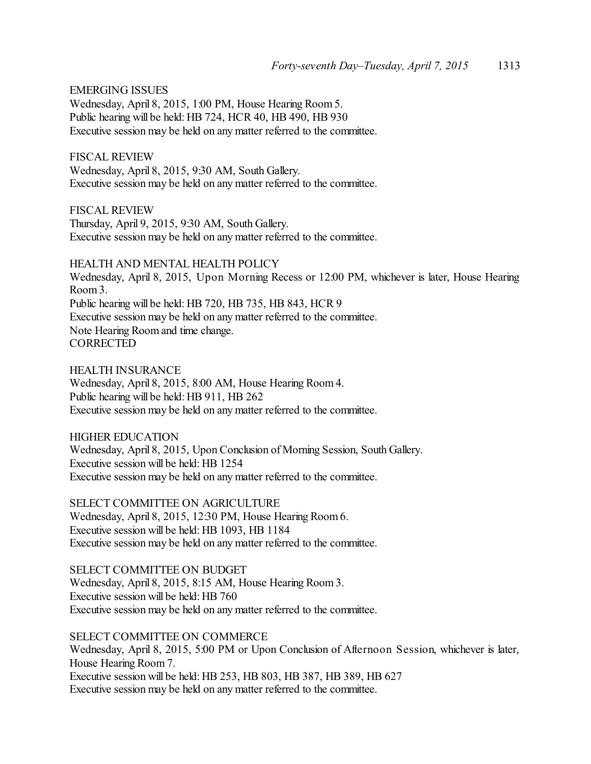EMERGING ISSUES
Wednesday, April 8, 2015, 1:00 PM, House Hearing Room 5.
Public hearing will be held: HB 724, HCR 40, HB 490, HB 930
Executive session may be held on any matter referred to the committee.

FISCAL REVIEW
Wednesday, April 8, 2015, 9:30 AM, South Gallery.
Executive session may be held on any matter referred to the committee.

FISCAL REVIEW
Thursday, April 9, 2015, 9:30 AM, South Gallery.
Executive session may be held on any matter referred to the committee.

HEALTH AND MENTAL HEALTH POLICY
Wednesday, April 8, 2015, Upon Morning Recess or 12:00 PM, whichever is later, House Hearing Room 3.
Public hearing will be held: HB 720, HB 735, HB 843, HCR 9
Executive session may be held on any matter referred to the committee.
Note Hearing Room and time change.
CORRECTED

HEALTH INSURANCE
Wednesday, April 8, 2015, 8:00 AM, House Hearing Room 4.
Public hearing will be held: HB 911, HB 262
Executive session may be held on any matter referred to the committee.

HIGHER EDUCATION
Wednesday, April 8, 2015, Upon Conclusion of Morning Session, South Gallery.
Executive session will be held: HB 1254
Executive session may be held on any matter referred to the committee.

SELECT COMMITTEE ON AGRICULTURE
Wednesday, April 8, 2015, 12:30 PM, House Hearing Room 6.
Executive session will be held: HB 1093, HB 1184
Executive session may be held on any matter referred to the committee.

SELECT COMMITTEE ON BUDGET
Wednesday, April 8, 2015, 8:15 AM, House Hearing Room 3.
Executive session will be held: HB 760
Executive session may be held on any matter referred to the committee.

SELECT COMMITTEE ON COMMERCE
Wednesday, April 8, 2015, 5:00 PM or Upon Conclusion of Afternoon Session, whichever is later, House Hearing Room 7.
Executive session will be held: HB 253, HB 803, HB 387, HB 389, HB 627
Executive session may be held on any matter referred to the committee.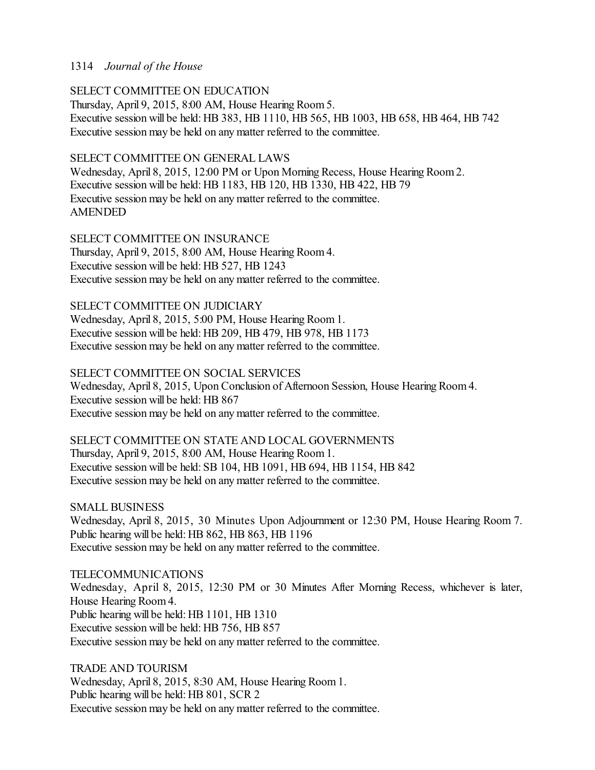SELECT COMMITTEE ON EDUCATION
Thursday, April 9, 2015, 8:00 AM, House Hearing Room 5.
Executive session will be held: HB 383, HB 1110, HB 565, HB 1003, HB 658, HB 464, HB 742
Executive session may be held on any matter referred to the committee.

SELECT COMMITTEE ON GENERAL LAWS
Wednesday, April 8, 2015, 12:00 PM or Upon Morning Recess, House Hearing Room 2.
Executive session will be held: HB 1183, HB 120, HB 1330, HB 422, HB 79
Executive session may be held on any matter referred to the committee.
AMENDED

SELECT COMMITTEE ON INSURANCE
Thursday, April 9, 2015, 8:00 AM, House Hearing Room 4.
Executive session will be held: HB 527, HB 1243
Executive session may be held on any matter referred to the committee.

SELECT COMMITTEE ON JUDICIARY
Wednesday, April 8, 2015, 5:00 PM, House Hearing Room 1.
Executive session will be held: HB 209, HB 479, HB 978, HB 1173
Executive session may be held on any matter referred to the committee.

SELECT COMMITTEE ON SOCIAL SERVICES
Wednesday, April 8, 2015, Upon Conclusion of Afternoon Session, House Hearing Room 4.
Executive session will be held: HB 867
Executive session may be held on any matter referred to the committee.

SELECT COMMITTEE ON STATE AND LOCAL GOVERNMENTS
Thursday, April 9, 2015, 8:00 AM, House Hearing Room 1.
Executive session will be held: SB 104, HB 1091, HB 694, HB 1154, HB 842
Executive session may be held on any matter referred to the committee.

SMALL BUSINESS
Wednesday, April 8, 2015, 30 Minutes Upon Adjournment or 12:30 PM, House Hearing Room 7.
Public hearing will be held: HB 862, HB 863, HB 1196
Executive session may be held on any matter referred to the committee.

TELECOMMUNICATIONS
Wednesday, April 8, 2015, 12:30 PM or 30 Minutes After Morning Recess, whichever is later, House Hearing Room 4.
Public hearing will be held: HB 1101, HB 1310
Executive session will be held: HB 756, HB 857
Executive session may be held on any matter referred to the committee.

TRADE AND TOURISM
Wednesday, April 8, 2015, 8:30 AM, House Hearing Room 1.
Public hearing will be held: HB 801, SCR 2
Executive session may be held on any matter referred to the committee.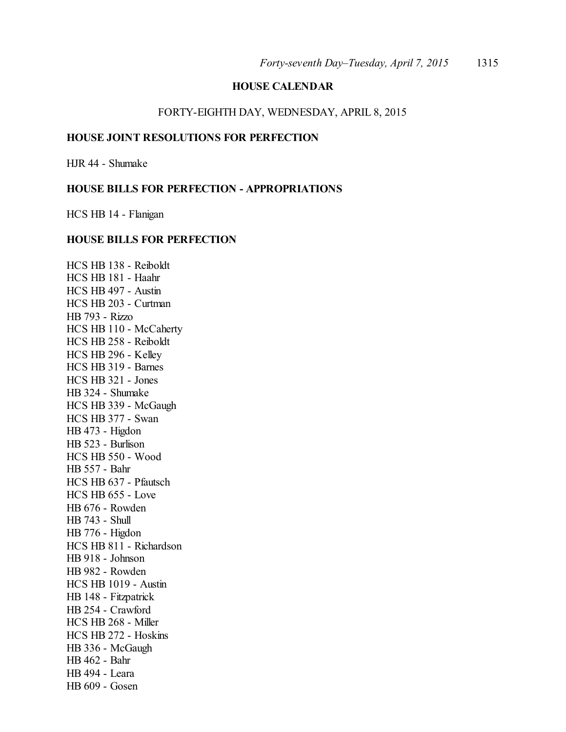## HOUSE CALENDAR

FORTY-EIGHTH DAY, WEDNESDAY, APRIL 8, 2015

### HOUSE JOINT RESOLUTIONS FOR PERFECTION

HJR 44 - Shumake

### HOUSE BILLS FOR PERFECTION - APPROPRIATIONS

HCS HB 14 - Flanigan

### HOUSE BILLS FOR PERFECTION

HCS HB 138 - Reiboldt
HCS HB 181 - Haahr
HCS HB 497 - Austin
HCS HB 203 - Curtman
HB 793 - Rizzo
HCS HB 110 - McCaherty
HCS HB 258 - Reiboldt
HCS HB 296 - Kelley
HCS HB 319 - Barnes
HCS HB 321 - Jones
HB 324 - Shumake
HCS HB 339 - McGaugh
HCS HB 377 - Swan
HB 473 - Higdon
HB 523 - Burlison
HCS HB 550 - Wood
HB 557 - Bahr
HCS HB 637 - Pfautsch
HCS HB 655 - Love
HB 676 - Rowden
HB 743 - Shull
HB 776 - Higdon
HCS HB 811 - Richardson
HB 918 - Johnson
HB 982 - Rowden
HCS HB 1019 - Austin
HB 148 - Fitzpatrick
HB 254 - Crawford
HCS HB 268 - Miller
HCS HB 272 - Hoskins
HB 336 - McGaugh
HB 462 - Bahr
HB 494 - Leara
HB 609 - Gosen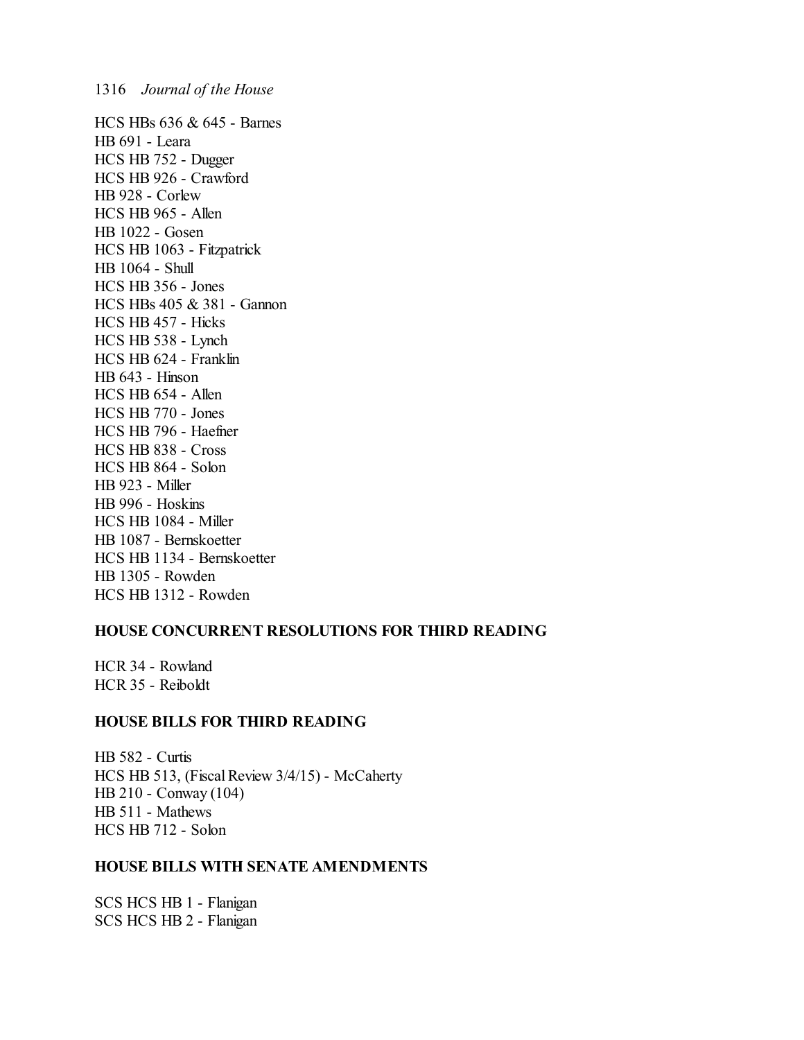HCS HBs 636 & 645 - Barnes
HB 691 - Leara
HCS HB 752 - Dugger
HCS HB 926 - Crawford
HB 928 - Corlew
HCS HB 965 - Allen
HB 1022 - Gosen
HCS HB 1063 - Fitzpatrick
HB 1064 - Shull
HCS HB 356 - Jones
HCS HBs 405 & 381 - Gannon
HCS HB 457 - Hicks
HCS HB 538 - Lynch
HCS HB 624 - Franklin
HB 643 - Hinson
HCS HB 654 - Allen
HCS HB 770 - Jones
HCS HB 796 - Haefner
HCS HB 838 - Cross
HCS HB 864 - Solon
HB 923 - Miller
HB 996 - Hoskins
HCS HB 1084 - Miller
HB 1087 - Bernskoetter
HCS HB 1134 - Bernskoetter
HB 1305 - Rowden
HCS HB 1312 - Rowden

**HOUSE CONCURRENT RESOLUTIONS FOR THIRD READING**

HCR 34 - Rowland
HCR 35 - Reiboldt

**HOUSE BILLS FOR THIRD READING**

HB 582 - Curtis
HCS HB 513, (Fiscal Review 3/4/15) - McCaherty
HB 210 - Conway (104)
HB 511 - Mathews
HCS HB 712 - Solon

**HOUSE BILLS WITH SENATE AMENDMENTS**

SCS HCS HB 1 - Flanigan
SCS HCS HB 2 - Flanigan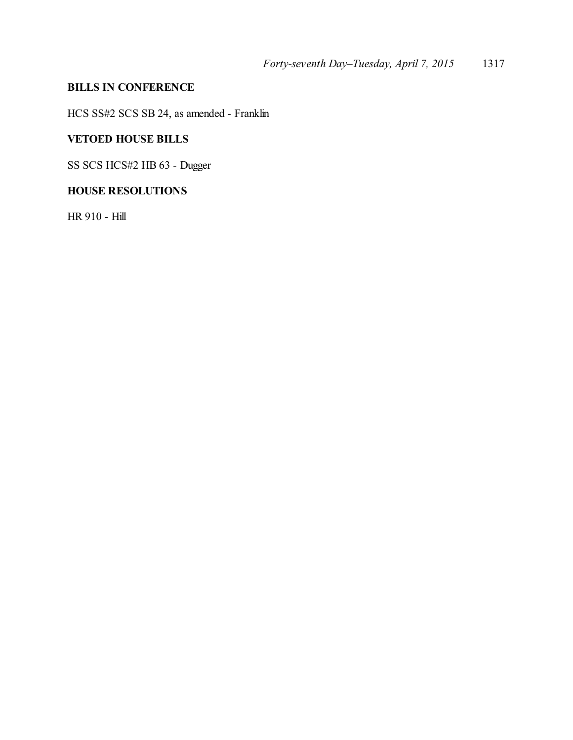**BILLS IN CONFERENCE**

HCS SS#2 SCS SB 24, as amended - Franklin

**VETOED HOUSE BILLS**

SS SCS HCS#2 HB 63 - Dugger

**HOUSE RESOLUTIONS**

HR 910 - Hill